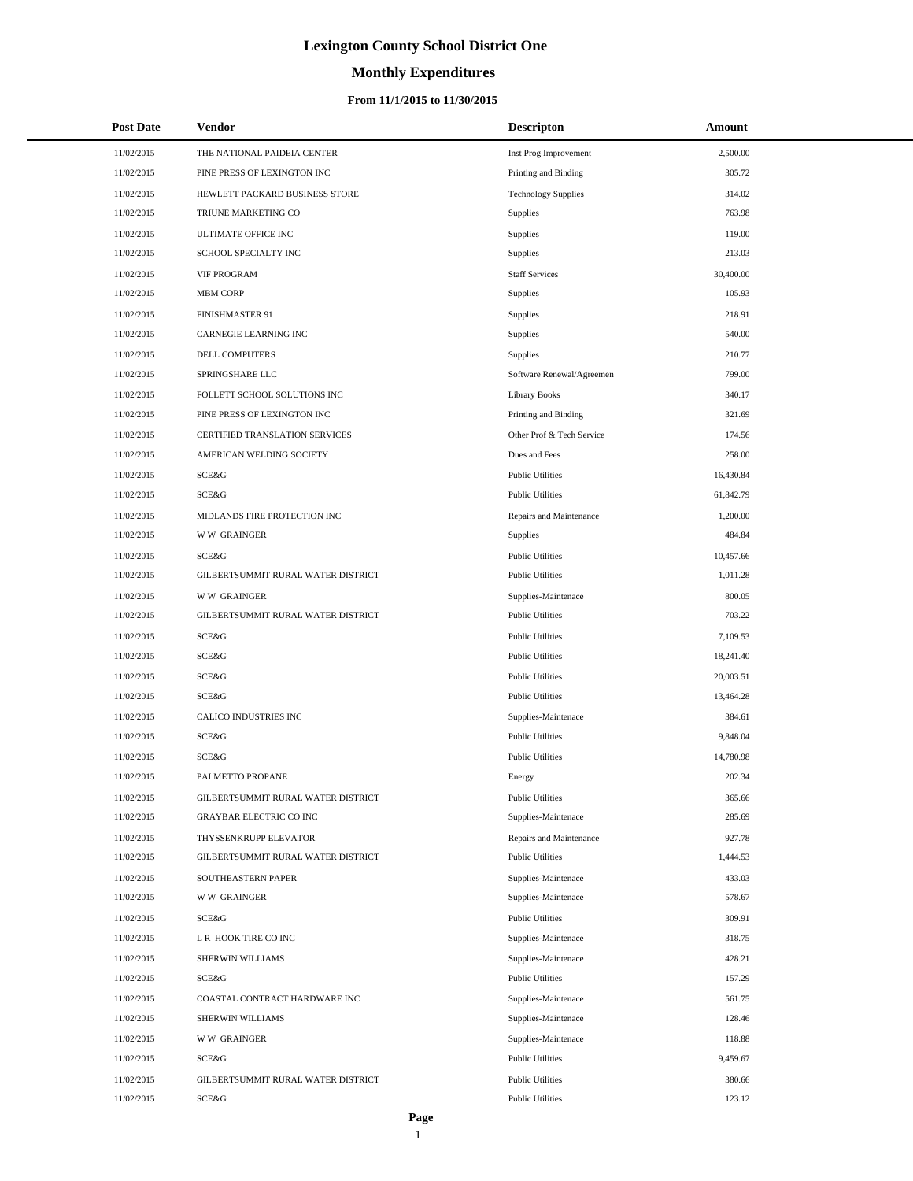# Lexington County School District One

## Monthly Expenditures

### From 11/1/2015 to 11/30/2015

| Post Date | Vendor | Descripton | Amount |
|---|---|---|---|
| 11/02/2015 | THE NATIONAL PAIDEIA CENTER | Inst Prog Improvement | 2,500.00 |
| 11/02/2015 | PINE PRESS OF LEXINGTON INC | Printing and Binding | 305.72 |
| 11/02/2015 | HEWLETT PACKARD BUSINESS STORE | Technology Supplies | 314.02 |
| 11/02/2015 | TRIUNE MARKETING CO | Supplies | 763.98 |
| 11/02/2015 | ULTIMATE OFFICE INC | Supplies | 119.00 |
| 11/02/2015 | SCHOOL SPECIALTY INC | Supplies | 213.03 |
| 11/02/2015 | VIF PROGRAM | Staff Services | 30,400.00 |
| 11/02/2015 | MBM CORP | Supplies | 105.93 |
| 11/02/2015 | FINISHMASTER 91 | Supplies | 218.91 |
| 11/02/2015 | CARNEGIE LEARNING INC | Supplies | 540.00 |
| 11/02/2015 | DELL COMPUTERS | Supplies | 210.77 |
| 11/02/2015 | SPRINGSHARE LLC | Software Renewal/Agreemen | 799.00 |
| 11/02/2015 | FOLLETT SCHOOL SOLUTIONS INC | Library Books | 340.17 |
| 11/02/2015 | PINE PRESS OF LEXINGTON INC | Printing and Binding | 321.69 |
| 11/02/2015 | CERTIFIED TRANSLATION SERVICES | Other Prof & Tech Service | 174.56 |
| 11/02/2015 | AMERICAN WELDING SOCIETY | Dues and Fees | 258.00 |
| 11/02/2015 | SCE&G | Public Utilities | 16,430.84 |
| 11/02/2015 | SCE&G | Public Utilities | 61,842.79 |
| 11/02/2015 | MIDLANDS FIRE PROTECTION INC | Repairs and Maintenance | 1,200.00 |
| 11/02/2015 | W W GRAINGER | Supplies | 484.84 |
| 11/02/2015 | SCE&G | Public Utilities | 10,457.66 |
| 11/02/2015 | GILBERTSUMMIT RURAL WATER DISTRICT | Public Utilities | 1,011.28 |
| 11/02/2015 | W W GRAINGER | Supplies-Maintenace | 800.05 |
| 11/02/2015 | GILBERTSUMMIT RURAL WATER DISTRICT | Public Utilities | 703.22 |
| 11/02/2015 | SCE&G | Public Utilities | 7,109.53 |
| 11/02/2015 | SCE&G | Public Utilities | 18,241.40 |
| 11/02/2015 | SCE&G | Public Utilities | 20,003.51 |
| 11/02/2015 | SCE&G | Public Utilities | 13,464.28 |
| 11/02/2015 | CALICO INDUSTRIES INC | Supplies-Maintenace | 384.61 |
| 11/02/2015 | SCE&G | Public Utilities | 9,848.04 |
| 11/02/2015 | SCE&G | Public Utilities | 14,780.98 |
| 11/02/2015 | PALMETTO PROPANE | Energy | 202.34 |
| 11/02/2015 | GILBERTSUMMIT RURAL WATER DISTRICT | Public Utilities | 365.66 |
| 11/02/2015 | GRAYBAR ELECTRIC CO INC | Supplies-Maintenace | 285.69 |
| 11/02/2015 | THYSSENKRUPP ELEVATOR | Repairs and Maintenance | 927.78 |
| 11/02/2015 | GILBERTSUMMIT RURAL WATER DISTRICT | Public Utilities | 1,444.53 |
| 11/02/2015 | SOUTHEASTERN PAPER | Supplies-Maintenace | 433.03 |
| 11/02/2015 | W W GRAINGER | Supplies-Maintenace | 578.67 |
| 11/02/2015 | SCE&G | Public Utilities | 309.91 |
| 11/02/2015 | L R HOOK TIRE CO INC | Supplies-Maintenace | 318.75 |
| 11/02/2015 | SHERWIN WILLIAMS | Supplies-Maintenace | 428.21 |
| 11/02/2015 | SCE&G | Public Utilities | 157.29 |
| 11/02/2015 | COASTAL CONTRACT HARDWARE INC | Supplies-Maintenace | 561.75 |
| 11/02/2015 | SHERWIN WILLIAMS | Supplies-Maintenace | 128.46 |
| 11/02/2015 | W W GRAINGER | Supplies-Maintenace | 118.88 |
| 11/02/2015 | SCE&G | Public Utilities | 9,459.67 |
| 11/02/2015 | GILBERTSUMMIT RURAL WATER DISTRICT | Public Utilities | 380.66 |
| 11/02/2015 | SCE&G | Public Utilities | 123.12 |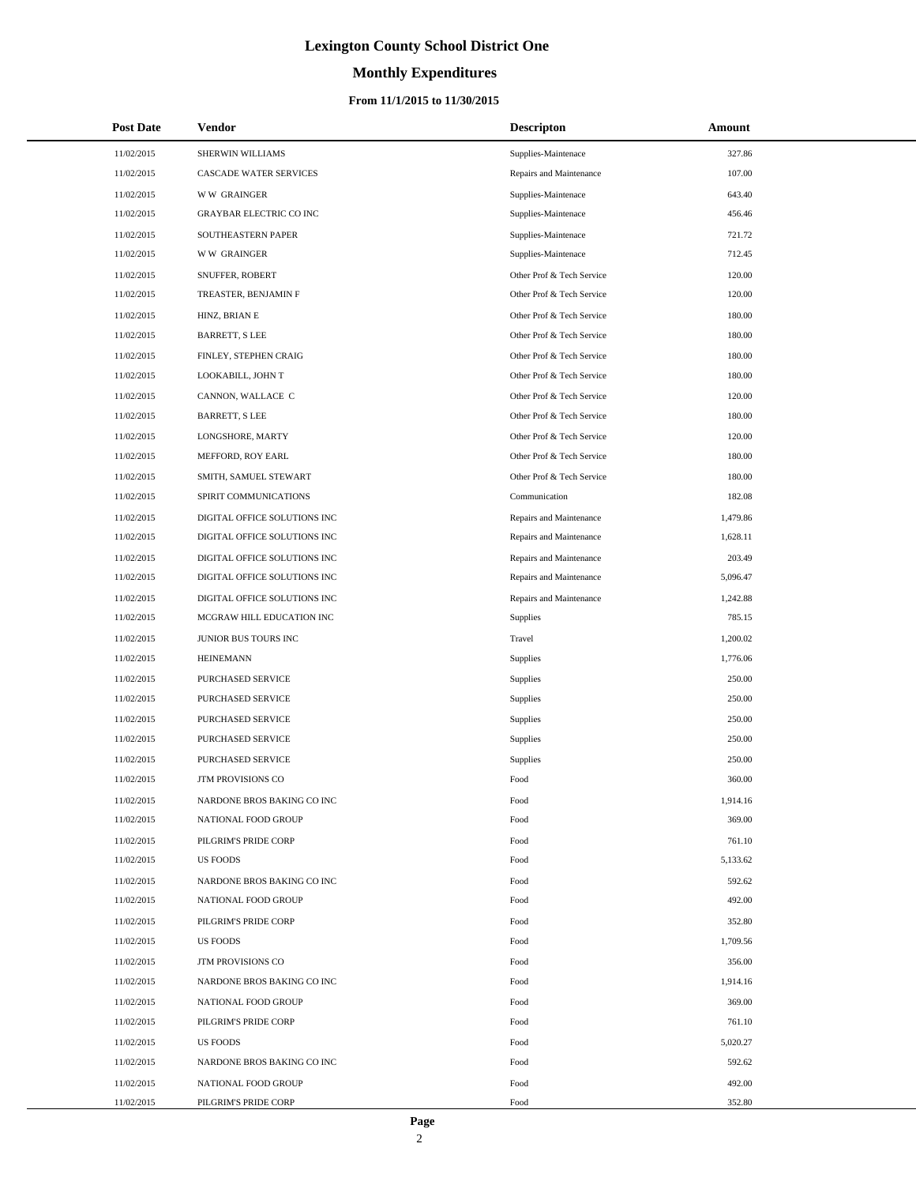# Lexington County School District One

## Monthly Expenditures

### From 11/1/2015 to 11/30/2015

| Post Date | Vendor | Descripton | Amount |
|---|---|---|---|
| 11/02/2015 | SHERWIN WILLIAMS | Supplies-Maintenace | 327.86 |
| 11/02/2015 | CASCADE WATER SERVICES | Repairs and Maintenance | 107.00 |
| 11/02/2015 | W W GRAINGER | Supplies-Maintenace | 643.40 |
| 11/02/2015 | GRAYBAR ELECTRIC CO INC | Supplies-Maintenace | 456.46 |
| 11/02/2015 | SOUTHEASTERN PAPER | Supplies-Maintenace | 721.72 |
| 11/02/2015 | W W GRAINGER | Supplies-Maintenace | 712.45 |
| 11/02/2015 | SNUFFER, ROBERT | Other Prof & Tech Service | 120.00 |
| 11/02/2015 | TREASTER, BENJAMIN F | Other Prof & Tech Service | 120.00 |
| 11/02/2015 | HINZ, BRIAN E | Other Prof & Tech Service | 180.00 |
| 11/02/2015 | BARRETT, S LEE | Other Prof & Tech Service | 180.00 |
| 11/02/2015 | FINLEY, STEPHEN CRAIG | Other Prof & Tech Service | 180.00 |
| 11/02/2015 | LOOKABILL, JOHN T | Other Prof & Tech Service | 180.00 |
| 11/02/2015 | CANNON, WALLACE C | Other Prof & Tech Service | 120.00 |
| 11/02/2015 | BARRETT, S LEE | Other Prof & Tech Service | 180.00 |
| 11/02/2015 | LONGSHORE, MARTY | Other Prof & Tech Service | 120.00 |
| 11/02/2015 | MEFFORD, ROY EARL | Other Prof & Tech Service | 180.00 |
| 11/02/2015 | SMITH, SAMUEL STEWART | Other Prof & Tech Service | 180.00 |
| 11/02/2015 | SPIRIT COMMUNICATIONS | Communication | 182.08 |
| 11/02/2015 | DIGITAL OFFICE SOLUTIONS INC | Repairs and Maintenance | 1,479.86 |
| 11/02/2015 | DIGITAL OFFICE SOLUTIONS INC | Repairs and Maintenance | 1,628.11 |
| 11/02/2015 | DIGITAL OFFICE SOLUTIONS INC | Repairs and Maintenance | 203.49 |
| 11/02/2015 | DIGITAL OFFICE SOLUTIONS INC | Repairs and Maintenance | 5,096.47 |
| 11/02/2015 | DIGITAL OFFICE SOLUTIONS INC | Repairs and Maintenance | 1,242.88 |
| 11/02/2015 | MCGRAW HILL EDUCATION INC | Supplies | 785.15 |
| 11/02/2015 | JUNIOR BUS TOURS INC | Travel | 1,200.02 |
| 11/02/2015 | HEINEMANN | Supplies | 1,776.06 |
| 11/02/2015 | PURCHASED SERVICE | Supplies | 250.00 |
| 11/02/2015 | PURCHASED SERVICE | Supplies | 250.00 |
| 11/02/2015 | PURCHASED SERVICE | Supplies | 250.00 |
| 11/02/2015 | PURCHASED SERVICE | Supplies | 250.00 |
| 11/02/2015 | PURCHASED SERVICE | Supplies | 250.00 |
| 11/02/2015 | JTM PROVISIONS CO | Food | 360.00 |
| 11/02/2015 | NARDONE BROS BAKING CO INC | Food | 1,914.16 |
| 11/02/2015 | NATIONAL FOOD GROUP | Food | 369.00 |
| 11/02/2015 | PILGRIM'S PRIDE CORP | Food | 761.10 |
| 11/02/2015 | US FOODS | Food | 5,133.62 |
| 11/02/2015 | NARDONE BROS BAKING CO INC | Food | 592.62 |
| 11/02/2015 | NATIONAL FOOD GROUP | Food | 492.00 |
| 11/02/2015 | PILGRIM'S PRIDE CORP | Food | 352.80 |
| 11/02/2015 | US FOODS | Food | 1,709.56 |
| 11/02/2015 | JTM PROVISIONS CO | Food | 356.00 |
| 11/02/2015 | NARDONE BROS BAKING CO INC | Food | 1,914.16 |
| 11/02/2015 | NATIONAL FOOD GROUP | Food | 369.00 |
| 11/02/2015 | PILGRIM'S PRIDE CORP | Food | 761.10 |
| 11/02/2015 | US FOODS | Food | 5,020.27 |
| 11/02/2015 | NARDONE BROS BAKING CO INC | Food | 592.62 |
| 11/02/2015 | NATIONAL FOOD GROUP | Food | 492.00 |
| 11/02/2015 | PILGRIM'S PRIDE CORP | Food | 352.80 |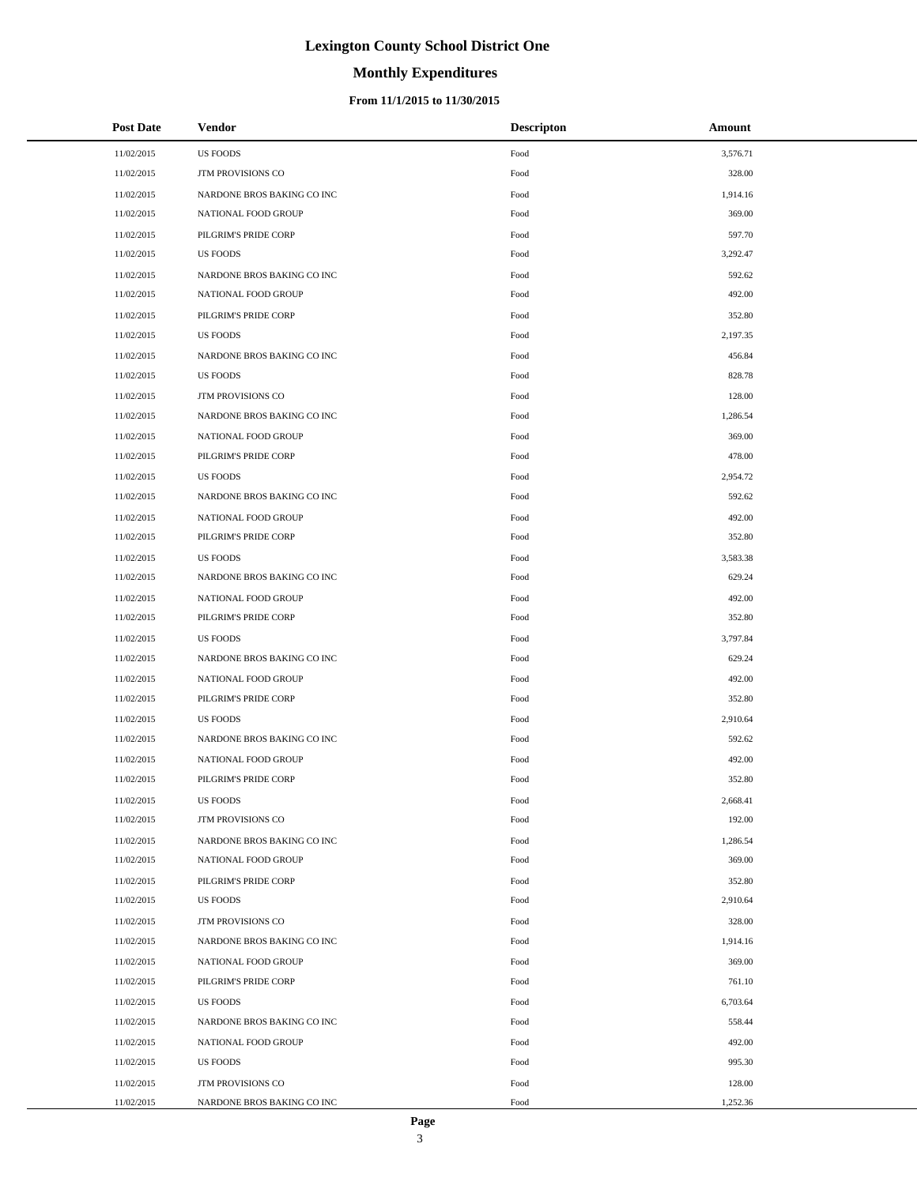# Lexington County School District One

## Monthly Expenditures

### From 11/1/2015 to 11/30/2015

| Post Date | Vendor | Descripton | Amount |
|---|---|---|---|
| 11/02/2015 | US FOODS | Food | 3,576.71 |
| 11/02/2015 | JTM PROVISIONS CO | Food | 328.00 |
| 11/02/2015 | NARDONE BROS BAKING CO INC | Food | 1,914.16 |
| 11/02/2015 | NATIONAL FOOD GROUP | Food | 369.00 |
| 11/02/2015 | PILGRIM'S PRIDE CORP | Food | 597.70 |
| 11/02/2015 | US FOODS | Food | 3,292.47 |
| 11/02/2015 | NARDONE BROS BAKING CO INC | Food | 592.62 |
| 11/02/2015 | NATIONAL FOOD GROUP | Food | 492.00 |
| 11/02/2015 | PILGRIM'S PRIDE CORP | Food | 352.80 |
| 11/02/2015 | US FOODS | Food | 2,197.35 |
| 11/02/2015 | NARDONE BROS BAKING CO INC | Food | 456.84 |
| 11/02/2015 | US FOODS | Food | 828.78 |
| 11/02/2015 | JTM PROVISIONS CO | Food | 128.00 |
| 11/02/2015 | NARDONE BROS BAKING CO INC | Food | 1,286.54 |
| 11/02/2015 | NATIONAL FOOD GROUP | Food | 369.00 |
| 11/02/2015 | PILGRIM'S PRIDE CORP | Food | 478.00 |
| 11/02/2015 | US FOODS | Food | 2,954.72 |
| 11/02/2015 | NARDONE BROS BAKING CO INC | Food | 592.62 |
| 11/02/2015 | NATIONAL FOOD GROUP | Food | 492.00 |
| 11/02/2015 | PILGRIM'S PRIDE CORP | Food | 352.80 |
| 11/02/2015 | US FOODS | Food | 3,583.38 |
| 11/02/2015 | NARDONE BROS BAKING CO INC | Food | 629.24 |
| 11/02/2015 | NATIONAL FOOD GROUP | Food | 492.00 |
| 11/02/2015 | PILGRIM'S PRIDE CORP | Food | 352.80 |
| 11/02/2015 | US FOODS | Food | 3,797.84 |
| 11/02/2015 | NARDONE BROS BAKING CO INC | Food | 629.24 |
| 11/02/2015 | NATIONAL FOOD GROUP | Food | 492.00 |
| 11/02/2015 | PILGRIM'S PRIDE CORP | Food | 352.80 |
| 11/02/2015 | US FOODS | Food | 2,910.64 |
| 11/02/2015 | NARDONE BROS BAKING CO INC | Food | 592.62 |
| 11/02/2015 | NATIONAL FOOD GROUP | Food | 492.00 |
| 11/02/2015 | PILGRIM'S PRIDE CORP | Food | 352.80 |
| 11/02/2015 | US FOODS | Food | 2,668.41 |
| 11/02/2015 | JTM PROVISIONS CO | Food | 192.00 |
| 11/02/2015 | NARDONE BROS BAKING CO INC | Food | 1,286.54 |
| 11/02/2015 | NATIONAL FOOD GROUP | Food | 369.00 |
| 11/02/2015 | PILGRIM'S PRIDE CORP | Food | 352.80 |
| 11/02/2015 | US FOODS | Food | 2,910.64 |
| 11/02/2015 | JTM PROVISIONS CO | Food | 328.00 |
| 11/02/2015 | NARDONE BROS BAKING CO INC | Food | 1,914.16 |
| 11/02/2015 | NATIONAL FOOD GROUP | Food | 369.00 |
| 11/02/2015 | PILGRIM'S PRIDE CORP | Food | 761.10 |
| 11/02/2015 | US FOODS | Food | 6,703.64 |
| 11/02/2015 | NARDONE BROS BAKING CO INC | Food | 558.44 |
| 11/02/2015 | NATIONAL FOOD GROUP | Food | 492.00 |
| 11/02/2015 | US FOODS | Food | 995.30 |
| 11/02/2015 | JTM PROVISIONS CO | Food | 128.00 |
| 11/02/2015 | NARDONE BROS BAKING CO INC | Food | 1,252.36 |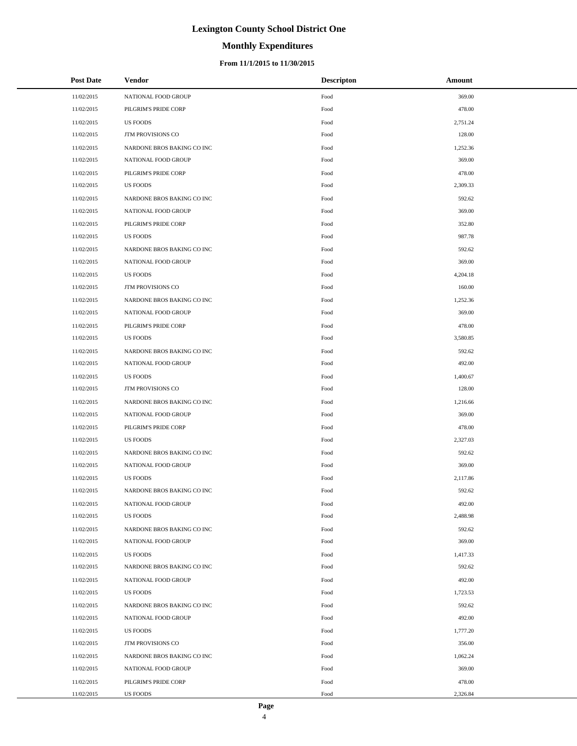# Lexington County School District One

## Monthly Expenditures

### From 11/1/2015 to 11/30/2015

| Post Date | Vendor | Descripton | Amount |
|---|---|---|---|
| 11/02/2015 | NATIONAL FOOD GROUP | Food | 369.00 |
| 11/02/2015 | PILGRIM'S PRIDE CORP | Food | 478.00 |
| 11/02/2015 | US FOODS | Food | 2,751.24 |
| 11/02/2015 | JTM PROVISIONS CO | Food | 128.00 |
| 11/02/2015 | NARDONE BROS BAKING CO INC | Food | 1,252.36 |
| 11/02/2015 | NATIONAL FOOD GROUP | Food | 369.00 |
| 11/02/2015 | PILGRIM'S PRIDE CORP | Food | 478.00 |
| 11/02/2015 | US FOODS | Food | 2,309.33 |
| 11/02/2015 | NARDONE BROS BAKING CO INC | Food | 592.62 |
| 11/02/2015 | NATIONAL FOOD GROUP | Food | 369.00 |
| 11/02/2015 | PILGRIM'S PRIDE CORP | Food | 352.80 |
| 11/02/2015 | US FOODS | Food | 987.78 |
| 11/02/2015 | NARDONE BROS BAKING CO INC | Food | 592.62 |
| 11/02/2015 | NATIONAL FOOD GROUP | Food | 369.00 |
| 11/02/2015 | US FOODS | Food | 4,204.18 |
| 11/02/2015 | JTM PROVISIONS CO | Food | 160.00 |
| 11/02/2015 | NARDONE BROS BAKING CO INC | Food | 1,252.36 |
| 11/02/2015 | NATIONAL FOOD GROUP | Food | 369.00 |
| 11/02/2015 | PILGRIM'S PRIDE CORP | Food | 478.00 |
| 11/02/2015 | US FOODS | Food | 3,580.85 |
| 11/02/2015 | NARDONE BROS BAKING CO INC | Food | 592.62 |
| 11/02/2015 | NATIONAL FOOD GROUP | Food | 492.00 |
| 11/02/2015 | US FOODS | Food | 1,400.67 |
| 11/02/2015 | JTM PROVISIONS CO | Food | 128.00 |
| 11/02/2015 | NARDONE BROS BAKING CO INC | Food | 1,216.66 |
| 11/02/2015 | NATIONAL FOOD GROUP | Food | 369.00 |
| 11/02/2015 | PILGRIM'S PRIDE CORP | Food | 478.00 |
| 11/02/2015 | US FOODS | Food | 2,327.03 |
| 11/02/2015 | NARDONE BROS BAKING CO INC | Food | 592.62 |
| 11/02/2015 | NATIONAL FOOD GROUP | Food | 369.00 |
| 11/02/2015 | US FOODS | Food | 2,117.86 |
| 11/02/2015 | NARDONE BROS BAKING CO INC | Food | 592.62 |
| 11/02/2015 | NATIONAL FOOD GROUP | Food | 492.00 |
| 11/02/2015 | US FOODS | Food | 2,488.98 |
| 11/02/2015 | NARDONE BROS BAKING CO INC | Food | 592.62 |
| 11/02/2015 | NATIONAL FOOD GROUP | Food | 369.00 |
| 11/02/2015 | US FOODS | Food | 1,417.33 |
| 11/02/2015 | NARDONE BROS BAKING CO INC | Food | 592.62 |
| 11/02/2015 | NATIONAL FOOD GROUP | Food | 492.00 |
| 11/02/2015 | US FOODS | Food | 1,723.53 |
| 11/02/2015 | NARDONE BROS BAKING CO INC | Food | 592.62 |
| 11/02/2015 | NATIONAL FOOD GROUP | Food | 492.00 |
| 11/02/2015 | US FOODS | Food | 1,777.20 |
| 11/02/2015 | JTM PROVISIONS CO | Food | 356.00 |
| 11/02/2015 | NARDONE BROS BAKING CO INC | Food | 1,062.24 |
| 11/02/2015 | NATIONAL FOOD GROUP | Food | 369.00 |
| 11/02/2015 | PILGRIM'S PRIDE CORP | Food | 478.00 |
| 11/02/2015 | US FOODS | Food | 2,326.84 |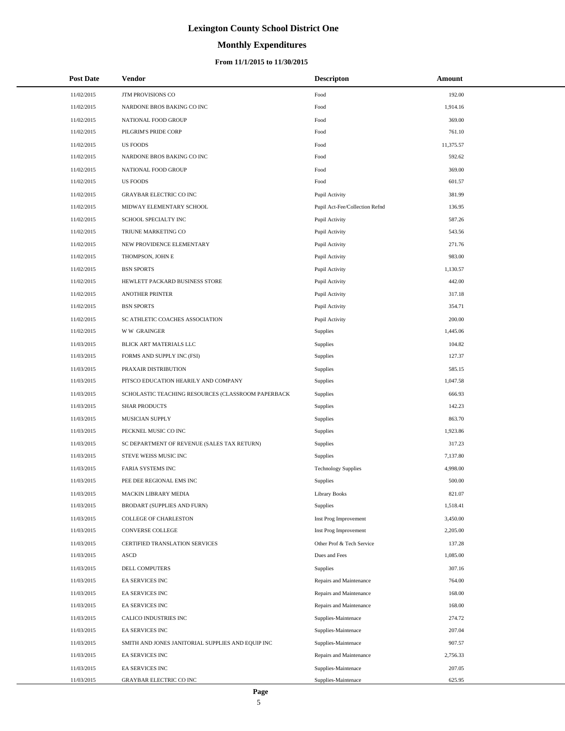# Lexington County School District One

## Monthly Expenditures

### From 11/1/2015 to 11/30/2015

| Post Date | Vendor | Descripton | Amount |
|---|---|---|---|
| 11/02/2015 | JTM PROVISIONS CO | Food | 192.00 |
| 11/02/2015 | NARDONE BROS BAKING CO INC | Food | 1,914.16 |
| 11/02/2015 | NATIONAL FOOD GROUP | Food | 369.00 |
| 11/02/2015 | PILGRIM'S PRIDE CORP | Food | 761.10 |
| 11/02/2015 | US FOODS | Food | 11,375.57 |
| 11/02/2015 | NARDONE BROS BAKING CO INC | Food | 592.62 |
| 11/02/2015 | NATIONAL FOOD GROUP | Food | 369.00 |
| 11/02/2015 | US FOODS | Food | 601.57 |
| 11/02/2015 | GRAYBAR ELECTRIC CO INC | Pupil Activity | 381.99 |
| 11/02/2015 | MIDWAY ELEMENTARY SCHOOL | Pupil Act-Fee/Collection Refnd | 136.95 |
| 11/02/2015 | SCHOOL SPECIALTY INC | Pupil Activity | 587.26 |
| 11/02/2015 | TRIUNE MARKETING CO | Pupil Activity | 543.56 |
| 11/02/2015 | NEW PROVIDENCE ELEMENTARY | Pupil Activity | 271.76 |
| 11/02/2015 | THOMPSON, JOHN E | Pupil Activity | 983.00 |
| 11/02/2015 | BSN SPORTS | Pupil Activity | 1,130.57 |
| 11/02/2015 | HEWLETT PACKARD BUSINESS STORE | Pupil Activity | 442.00 |
| 11/02/2015 | ANOTHER PRINTER | Pupil Activity | 317.18 |
| 11/02/2015 | BSN SPORTS | Pupil Activity | 354.71 |
| 11/02/2015 | SC ATHLETIC COACHES ASSOCIATION | Pupil Activity | 200.00 |
| 11/02/2015 | W W GRAINGER | Supplies | 1,445.06 |
| 11/03/2015 | BLICK ART MATERIALS LLC | Supplies | 104.82 |
| 11/03/2015 | FORMS AND SUPPLY INC (FSI) | Supplies | 127.37 |
| 11/03/2015 | PRAXAIR DISTRIBUTION | Supplies | 585.15 |
| 11/03/2015 | PITSCO EDUCATION HEARILY AND COMPANY | Supplies | 1,047.58 |
| 11/03/2015 | SCHOLASTIC TEACHING RESOURCES (CLASSROOM PAPERBACK | Supplies | 666.93 |
| 11/03/2015 | SHAR PRODUCTS | Supplies | 142.23 |
| 11/03/2015 | MUSICIAN SUPPLY | Supplies | 863.70 |
| 11/03/2015 | PECKNEL MUSIC CO INC | Supplies | 1,923.86 |
| 11/03/2015 | SC DEPARTMENT OF REVENUE (SALES TAX RETURN) | Supplies | 317.23 |
| 11/03/2015 | STEVE WEISS MUSIC INC | Supplies | 7,137.80 |
| 11/03/2015 | FARIA SYSTEMS INC | Technology Supplies | 4,998.00 |
| 11/03/2015 | PEE DEE REGIONAL EMS INC | Supplies | 500.00 |
| 11/03/2015 | MACKIN LIBRARY MEDIA | Library Books | 821.07 |
| 11/03/2015 | BRODART (SUPPLIES AND FURN) | Supplies | 1,518.41 |
| 11/03/2015 | COLLEGE OF CHARLESTON | Inst Prog Improvement | 3,450.00 |
| 11/03/2015 | CONVERSE COLLEGE | Inst Prog Improvement | 2,205.00 |
| 11/03/2015 | CERTIFIED TRANSLATION SERVICES | Other Prof & Tech Service | 137.28 |
| 11/03/2015 | ASCD | Dues and Fees | 1,085.00 |
| 11/03/2015 | DELL COMPUTERS | Supplies | 307.16 |
| 11/03/2015 | EA SERVICES INC | Repairs and Maintenance | 764.00 |
| 11/03/2015 | EA SERVICES INC | Repairs and Maintenance | 168.00 |
| 11/03/2015 | EA SERVICES INC | Repairs and Maintenance | 168.00 |
| 11/03/2015 | CALICO INDUSTRIES INC | Supplies-Maintenace | 274.72 |
| 11/03/2015 | EA SERVICES INC | Supplies-Maintenace | 207.04 |
| 11/03/2015 | SMITH AND JONES JANITORIAL SUPPLIES AND EQUIP INC | Supplies-Maintenace | 907.57 |
| 11/03/2015 | EA SERVICES INC | Repairs and Maintenance | 2,756.33 |
| 11/03/2015 | EA SERVICES INC | Supplies-Maintenace | 207.05 |
| 11/03/2015 | GRAYBAR ELECTRIC CO INC | Supplies-Maintenace | 625.95 |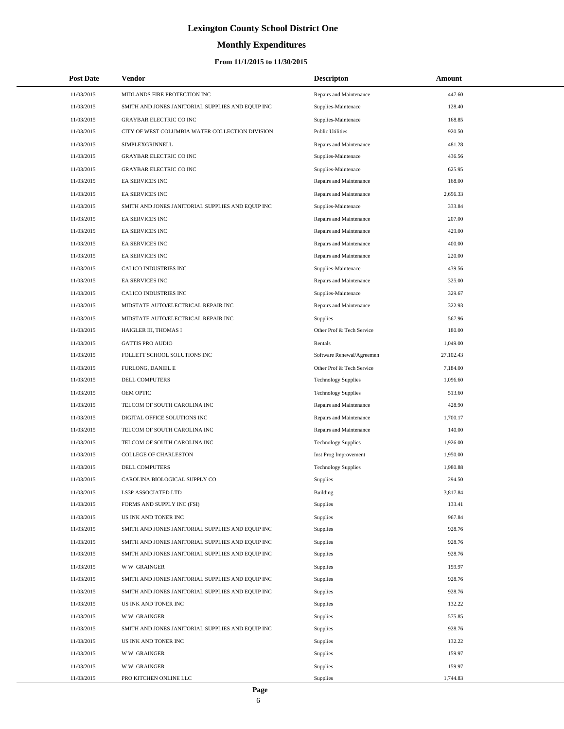# Lexington County School District One

## Monthly Expenditures

### From 11/1/2015 to 11/30/2015

| Post Date | Vendor | Descripton | Amount |
|---|---|---|---|
| 11/03/2015 | MIDLANDS FIRE PROTECTION INC | Repairs and Maintenance | 447.60 |
| 11/03/2015 | SMITH AND JONES JANITORIAL SUPPLIES AND EQUIP INC | Supplies-Maintenace | 128.40 |
| 11/03/2015 | GRAYBAR ELECTRIC CO INC | Supplies-Maintenace | 168.85 |
| 11/03/2015 | CITY OF WEST COLUMBIA WATER COLLECTION DIVISION | Public Utilities | 920.50 |
| 11/03/2015 | SIMPLEXGRINNELL | Repairs and Maintenance | 481.28 |
| 11/03/2015 | GRAYBAR ELECTRIC CO INC | Supplies-Maintenace | 436.56 |
| 11/03/2015 | GRAYBAR ELECTRIC CO INC | Supplies-Maintenace | 625.95 |
| 11/03/2015 | EA SERVICES INC | Repairs and Maintenance | 168.00 |
| 11/03/2015 | EA SERVICES INC | Repairs and Maintenance | 2,656.33 |
| 11/03/2015 | SMITH AND JONES JANITORIAL SUPPLIES AND EQUIP INC | Supplies-Maintenace | 333.84 |
| 11/03/2015 | EA SERVICES INC | Repairs and Maintenance | 207.00 |
| 11/03/2015 | EA SERVICES INC | Repairs and Maintenance | 429.00 |
| 11/03/2015 | EA SERVICES INC | Repairs and Maintenance | 400.00 |
| 11/03/2015 | EA SERVICES INC | Repairs and Maintenance | 220.00 |
| 11/03/2015 | CALICO INDUSTRIES INC | Supplies-Maintenace | 439.56 |
| 11/03/2015 | EA SERVICES INC | Repairs and Maintenance | 325.00 |
| 11/03/2015 | CALICO INDUSTRIES INC | Supplies-Maintenace | 329.67 |
| 11/03/2015 | MIDSTATE AUTO/ELECTRICAL REPAIR INC | Repairs and Maintenance | 322.93 |
| 11/03/2015 | MIDSTATE AUTO/ELECTRICAL REPAIR INC | Supplies | 567.96 |
| 11/03/2015 | HAIGLER III, THOMAS I | Other Prof & Tech Service | 180.00 |
| 11/03/2015 | GATTIS PRO AUDIO | Rentals | 1,049.00 |
| 11/03/2015 | FOLLETT SCHOOL SOLUTIONS INC | Software Renewal/Agreemen | 27,102.43 |
| 11/03/2015 | FURLONG, DANIEL E | Other Prof & Tech Service | 7,184.00 |
| 11/03/2015 | DELL COMPUTERS | Technology Supplies | 1,096.60 |
| 11/03/2015 | OEM OPTIC | Technology Supplies | 513.60 |
| 11/03/2015 | TELCOM OF SOUTH CAROLINA INC | Repairs and Maintenance | 428.90 |
| 11/03/2015 | DIGITAL OFFICE SOLUTIONS INC | Repairs and Maintenance | 1,700.17 |
| 11/03/2015 | TELCOM OF SOUTH CAROLINA INC | Repairs and Maintenance | 140.00 |
| 11/03/2015 | TELCOM OF SOUTH CAROLINA INC | Technology Supplies | 1,926.00 |
| 11/03/2015 | COLLEGE OF CHARLESTON | Inst Prog Improvement | 1,950.00 |
| 11/03/2015 | DELL COMPUTERS | Technology Supplies | 1,980.88 |
| 11/03/2015 | CAROLINA BIOLOGICAL SUPPLY CO | Supplies | 294.50 |
| 11/03/2015 | LS3P ASSOCIATED LTD | Building | 3,817.84 |
| 11/03/2015 | FORMS AND SUPPLY INC (FSI) | Supplies | 133.41 |
| 11/03/2015 | US INK AND TONER INC | Supplies | 967.84 |
| 11/03/2015 | SMITH AND JONES JANITORIAL SUPPLIES AND EQUIP INC | Supplies | 928.76 |
| 11/03/2015 | SMITH AND JONES JANITORIAL SUPPLIES AND EQUIP INC | Supplies | 928.76 |
| 11/03/2015 | SMITH AND JONES JANITORIAL SUPPLIES AND EQUIP INC | Supplies | 928.76 |
| 11/03/2015 | W W GRAINGER | Supplies | 159.97 |
| 11/03/2015 | SMITH AND JONES JANITORIAL SUPPLIES AND EQUIP INC | Supplies | 928.76 |
| 11/03/2015 | SMITH AND JONES JANITORIAL SUPPLIES AND EQUIP INC | Supplies | 928.76 |
| 11/03/2015 | US INK AND TONER INC | Supplies | 132.22 |
| 11/03/2015 | W W GRAINGER | Supplies | 575.85 |
| 11/03/2015 | SMITH AND JONES JANITORIAL SUPPLIES AND EQUIP INC | Supplies | 928.76 |
| 11/03/2015 | US INK AND TONER INC | Supplies | 132.22 |
| 11/03/2015 | W W GRAINGER | Supplies | 159.97 |
| 11/03/2015 | W W GRAINGER | Supplies | 159.97 |
| 11/03/2015 | PRO KITCHEN ONLINE LLC | Supplies | 1,744.83 |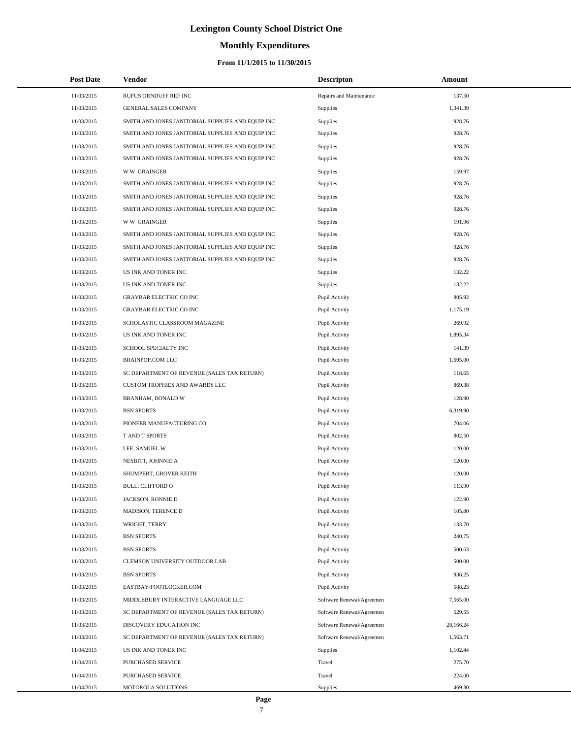# Lexington County School District One

## Monthly Expenditures

### From 11/1/2015 to 11/30/2015

| Post Date | Vendor | Descripton | Amount |
|---|---|---|---|
| 11/03/2015 | RUFUS ORNDUFF REF INC | Repairs and Maintenance | 137.50 |
| 11/03/2015 | GENERAL SALES COMPANY | Supplies | 1,341.39 |
| 11/03/2015 | SMITH AND JONES JANITORIAL SUPPLIES AND EQUIP INC | Supplies | 928.76 |
| 11/03/2015 | SMITH AND JONES JANITORIAL SUPPLIES AND EQUIP INC | Supplies | 928.76 |
| 11/03/2015 | SMITH AND JONES JANITORIAL SUPPLIES AND EQUIP INC | Supplies | 928.76 |
| 11/03/2015 | SMITH AND JONES JANITORIAL SUPPLIES AND EQUIP INC | Supplies | 928.76 |
| 11/03/2015 | W W GRAINGER | Supplies | 159.97 |
| 11/03/2015 | SMITH AND JONES JANITORIAL SUPPLIES AND EQUIP INC | Supplies | 928.76 |
| 11/03/2015 | SMITH AND JONES JANITORIAL SUPPLIES AND EQUIP INC | Supplies | 928.76 |
| 11/03/2015 | SMITH AND JONES JANITORIAL SUPPLIES AND EQUIP INC | Supplies | 928.76 |
| 11/03/2015 | W W GRAINGER | Supplies | 191.96 |
| 11/03/2015 | SMITH AND JONES JANITORIAL SUPPLIES AND EQUIP INC | Supplies | 928.76 |
| 11/03/2015 | SMITH AND JONES JANITORIAL SUPPLIES AND EQUIP INC | Supplies | 928.76 |
| 11/03/2015 | SMITH AND JONES JANITORIAL SUPPLIES AND EQUIP INC | Supplies | 928.76 |
| 11/03/2015 | US INK AND TONER INC | Supplies | 132.22 |
| 11/03/2015 | US INK AND TONER INC | Supplies | 132.22 |
| 11/03/2015 | GRAYBAR ELECTRIC CO INC | Pupil Activity | 805.92 |
| 11/03/2015 | GRAYBAR ELECTRIC CO INC | Pupil Activity | 1,175.19 |
| 11/03/2015 | SCHOLASTIC CLASSROOM MAGAZINE | Pupil Activity | 269.92 |
| 11/03/2015 | US INK AND TONER INC | Pupil Activity | 1,895.34 |
| 11/03/2015 | SCHOOL SPECIALTY INC | Pupil Activity | 141.39 |
| 11/03/2015 | BRAINPOP.COM LLC | Pupil Activity | 1,695.00 |
| 11/03/2015 | SC DEPARTMENT OF REVENUE (SALES TAX RETURN) | Pupil Activity | 118.65 |
| 11/03/2015 | CUSTOM TROPHIES AND AWARDS LLC | Pupil Activity | 869.38 |
| 11/03/2015 | BRANHAM, DONALD W | Pupil Activity | 128.90 |
| 11/03/2015 | BSN SPORTS | Pupil Activity | 6,319.90 |
| 11/03/2015 | PIONEER MANUFACTURING CO | Pupil Activity | 704.06 |
| 11/03/2015 | T AND T SPORTS | Pupil Activity | 802.50 |
| 11/03/2015 | LEE, SAMUEL W | Pupil Activity | 120.00 |
| 11/03/2015 | NESBITT, JOHNNIE A | Pupil Activity | 120.00 |
| 11/03/2015 | SHUMPERT, GROVER KEITH | Pupil Activity | 120.00 |
| 11/03/2015 | BULL, CLIFFORD O | Pupil Activity | 113.90 |
| 11/03/2015 | JACKSON, RONNIE D | Pupil Activity | 122.90 |
| 11/03/2015 | MADISON, TERENCE D | Pupil Activity | 105.80 |
| 11/03/2015 | WRIGHT, TERRY | Pupil Activity | 133.70 |
| 11/03/2015 | BSN SPORTS | Pupil Activity | 240.75 |
| 11/03/2015 | BSN SPORTS | Pupil Activity | 500.63 |
| 11/03/2015 | CLEMSON UNIVERSITY OUTDOOR LAB | Pupil Activity | 500.00 |
| 11/03/2015 | BSN SPORTS | Pupil Activity | 936.25 |
| 11/03/2015 | EASTBAY/FOOTLOCKER.COM | Pupil Activity | 588.23 |
| 11/03/2015 | MIDDLEBURY INTERACTIVE LANGUAGE LLC | Software Renewal/Agreemen | 7,565.00 |
| 11/03/2015 | SC DEPARTMENT OF REVENUE (SALES TAX RETURN) | Software Renewal/Agreemen | 529.55 |
| 11/03/2015 | DISCOVERY EDUCATION INC | Software Renewal/Agreemen | 28,166.24 |
| 11/03/2015 | SC DEPARTMENT OF REVENUE (SALES TAX RETURN) | Software Renewal/Agreemen | 1,563.71 |
| 11/04/2015 | US INK AND TONER INC | Supplies | 1,102.44 |
| 11/04/2015 | PURCHASED SERVICE | Travel | 275.70 |
| 11/04/2015 | PURCHASED SERVICE | Travel | 224.00 |
| 11/04/2015 | MOTOROLA SOLUTIONS | Supplies | 469.30 |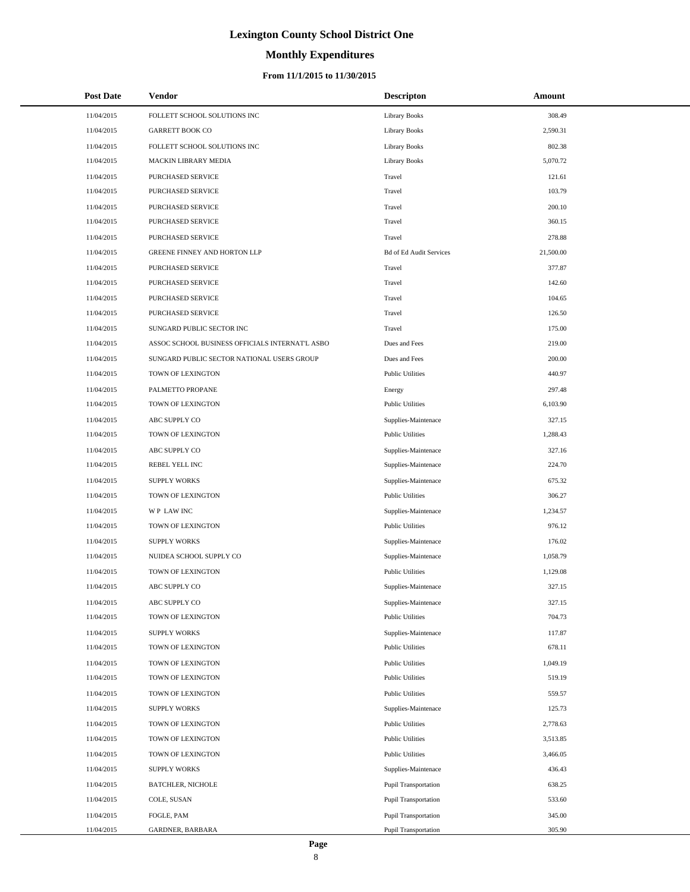# Lexington County School District One

## Monthly Expenditures

### From 11/1/2015 to 11/30/2015

| Post Date | Vendor | Descripton | Amount |
|---|---|---|---|
| 11/04/2015 | FOLLETT SCHOOL SOLUTIONS INC | Library Books | 308.49 |
| 11/04/2015 | GARRETT BOOK CO | Library Books | 2,590.31 |
| 11/04/2015 | FOLLETT SCHOOL SOLUTIONS INC | Library Books | 802.38 |
| 11/04/2015 | MACKIN LIBRARY MEDIA | Library Books | 5,070.72 |
| 11/04/2015 | PURCHASED SERVICE | Travel | 121.61 |
| 11/04/2015 | PURCHASED SERVICE | Travel | 103.79 |
| 11/04/2015 | PURCHASED SERVICE | Travel | 200.10 |
| 11/04/2015 | PURCHASED SERVICE | Travel | 360.15 |
| 11/04/2015 | PURCHASED SERVICE | Travel | 278.88 |
| 11/04/2015 | GREENE FINNEY AND HORTON LLP | Bd of Ed Audit Services | 21,500.00 |
| 11/04/2015 | PURCHASED SERVICE | Travel | 377.87 |
| 11/04/2015 | PURCHASED SERVICE | Travel | 142.60 |
| 11/04/2015 | PURCHASED SERVICE | Travel | 104.65 |
| 11/04/2015 | PURCHASED SERVICE | Travel | 126.50 |
| 11/04/2015 | SUNGARD PUBLIC SECTOR INC | Travel | 175.00 |
| 11/04/2015 | ASSOC SCHOOL BUSINESS OFFICIALS INTERNAT'L ASBO | Dues and Fees | 219.00 |
| 11/04/2015 | SUNGARD PUBLIC SECTOR NATIONAL USERS GROUP | Dues and Fees | 200.00 |
| 11/04/2015 | TOWN OF LEXINGTON | Public Utilities | 440.97 |
| 11/04/2015 | PALMETTO PROPANE | Energy | 297.48 |
| 11/04/2015 | TOWN OF LEXINGTON | Public Utilities | 6,103.90 |
| 11/04/2015 | ABC SUPPLY CO | Supplies-Maintenace | 327.15 |
| 11/04/2015 | TOWN OF LEXINGTON | Public Utilities | 1,288.43 |
| 11/04/2015 | ABC SUPPLY CO | Supplies-Maintenace | 327.16 |
| 11/04/2015 | REBEL YELL INC | Supplies-Maintenace | 224.70 |
| 11/04/2015 | SUPPLY WORKS | Supplies-Maintenace | 675.32 |
| 11/04/2015 | TOWN OF LEXINGTON | Public Utilities | 306.27 |
| 11/04/2015 | W P LAW INC | Supplies-Maintenace | 1,234.57 |
| 11/04/2015 | TOWN OF LEXINGTON | Public Utilities | 976.12 |
| 11/04/2015 | SUPPLY WORKS | Supplies-Maintenace | 176.02 |
| 11/04/2015 | NUIDEA SCHOOL SUPPLY CO | Supplies-Maintenace | 1,058.79 |
| 11/04/2015 | TOWN OF LEXINGTON | Public Utilities | 1,129.08 |
| 11/04/2015 | ABC SUPPLY CO | Supplies-Maintenace | 327.15 |
| 11/04/2015 | ABC SUPPLY CO | Supplies-Maintenace | 327.15 |
| 11/04/2015 | TOWN OF LEXINGTON | Public Utilities | 704.73 |
| 11/04/2015 | SUPPLY WORKS | Supplies-Maintenace | 117.87 |
| 11/04/2015 | TOWN OF LEXINGTON | Public Utilities | 678.11 |
| 11/04/2015 | TOWN OF LEXINGTON | Public Utilities | 1,049.19 |
| 11/04/2015 | TOWN OF LEXINGTON | Public Utilities | 519.19 |
| 11/04/2015 | TOWN OF LEXINGTON | Public Utilities | 559.57 |
| 11/04/2015 | SUPPLY WORKS | Supplies-Maintenace | 125.73 |
| 11/04/2015 | TOWN OF LEXINGTON | Public Utilities | 2,778.63 |
| 11/04/2015 | TOWN OF LEXINGTON | Public Utilities | 3,513.85 |
| 11/04/2015 | TOWN OF LEXINGTON | Public Utilities | 3,466.05 |
| 11/04/2015 | SUPPLY WORKS | Supplies-Maintenace | 436.43 |
| 11/04/2015 | BATCHLER, NICHOLE | Pupil Transportation | 638.25 |
| 11/04/2015 | COLE, SUSAN | Pupil Transportation | 533.60 |
| 11/04/2015 | FOGLE, PAM | Pupil Transportation | 345.00 |
| 11/04/2015 | GARDNER, BARBARA | Pupil Transportation | 305.90 |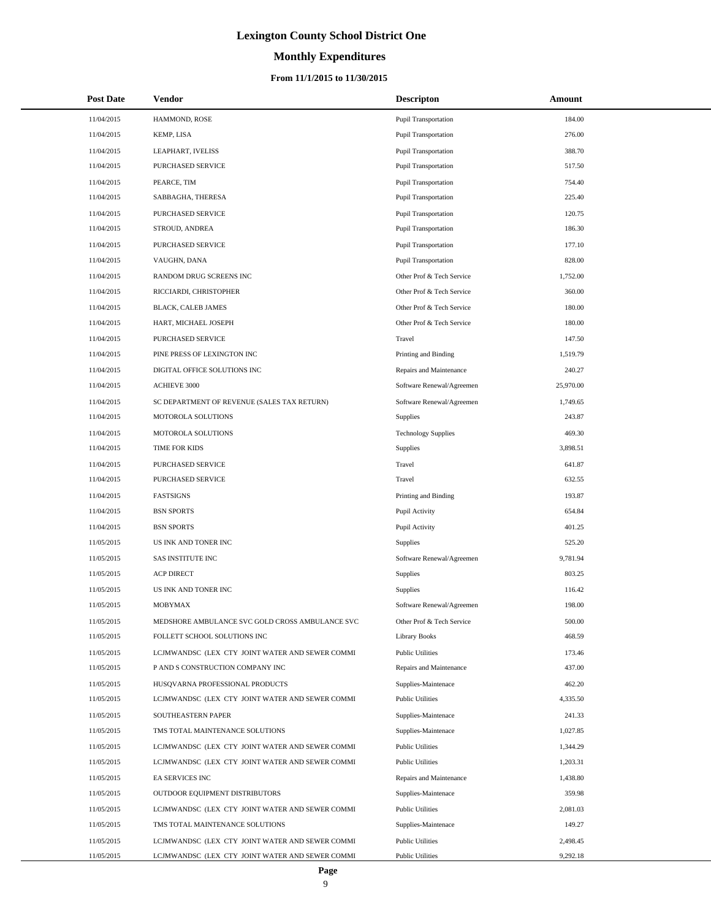# Lexington County School District One

## Monthly Expenditures

### From 11/1/2015 to 11/30/2015

| Post Date | Vendor | Descripton | Amount |
|---|---|---|---|
| 11/04/2015 | HAMMOND, ROSE | Pupil Transportation | 184.00 |
| 11/04/2015 | KEMP, LISA | Pupil Transportation | 276.00 |
| 11/04/2015 | LEAPHART, IVELISS | Pupil Transportation | 388.70 |
| 11/04/2015 | PURCHASED SERVICE | Pupil Transportation | 517.50 |
| 11/04/2015 | PEARCE, TIM | Pupil Transportation | 754.40 |
| 11/04/2015 | SABBAGHA, THERESA | Pupil Transportation | 225.40 |
| 11/04/2015 | PURCHASED SERVICE | Pupil Transportation | 120.75 |
| 11/04/2015 | STROUD, ANDREA | Pupil Transportation | 186.30 |
| 11/04/2015 | PURCHASED SERVICE | Pupil Transportation | 177.10 |
| 11/04/2015 | VAUGHN, DANA | Pupil Transportation | 828.00 |
| 11/04/2015 | RANDOM DRUG SCREENS INC | Other Prof & Tech Service | 1,752.00 |
| 11/04/2015 | RICCIARDI, CHRISTOPHER | Other Prof & Tech Service | 360.00 |
| 11/04/2015 | BLACK, CALEB JAMES | Other Prof & Tech Service | 180.00 |
| 11/04/2015 | HART, MICHAEL JOSEPH | Other Prof & Tech Service | 180.00 |
| 11/04/2015 | PURCHASED SERVICE | Travel | 147.50 |
| 11/04/2015 | PINE PRESS OF LEXINGTON INC | Printing and Binding | 1,519.79 |
| 11/04/2015 | DIGITAL OFFICE SOLUTIONS INC | Repairs and Maintenance | 240.27 |
| 11/04/2015 | ACHIEVE 3000 | Software Renewal/Agreemen | 25,970.00 |
| 11/04/2015 | SC DEPARTMENT OF REVENUE (SALES TAX RETURN) | Software Renewal/Agreemen | 1,749.65 |
| 11/04/2015 | MOTOROLA SOLUTIONS | Supplies | 243.87 |
| 11/04/2015 | MOTOROLA SOLUTIONS | Technology Supplies | 469.30 |
| 11/04/2015 | TIME FOR KIDS | Supplies | 3,898.51 |
| 11/04/2015 | PURCHASED SERVICE | Travel | 641.87 |
| 11/04/2015 | PURCHASED SERVICE | Travel | 632.55 |
| 11/04/2015 | FASTSIGNS | Printing and Binding | 193.87 |
| 11/04/2015 | BSN SPORTS | Pupil Activity | 654.84 |
| 11/04/2015 | BSN SPORTS | Pupil Activity | 401.25 |
| 11/05/2015 | US INK AND TONER INC | Supplies | 525.20 |
| 11/05/2015 | SAS INSTITUTE INC | Software Renewal/Agreemen | 9,781.94 |
| 11/05/2015 | ACP DIRECT | Supplies | 803.25 |
| 11/05/2015 | US INK AND TONER INC | Supplies | 116.42 |
| 11/05/2015 | MOBYMAX | Software Renewal/Agreemen | 198.00 |
| 11/05/2015 | MEDSHORE AMBULANCE SVC GOLD CROSS AMBULANCE SVC | Other Prof & Tech Service | 500.00 |
| 11/05/2015 | FOLLETT SCHOOL SOLUTIONS INC | Library Books | 468.59 |
| 11/05/2015 | LCJMWANDSC (LEX CTY JOINT WATER AND SEWER COMMI | Public Utilities | 173.46 |
| 11/05/2015 | P AND S CONSTRUCTION COMPANY INC | Repairs and Maintenance | 437.00 |
| 11/05/2015 | HUSQVARNA PROFESSIONAL PRODUCTS | Supplies-Maintenace | 462.20 |
| 11/05/2015 | LCJMWANDSC (LEX CTY JOINT WATER AND SEWER COMMI | Public Utilities | 4,335.50 |
| 11/05/2015 | SOUTHEASTERN PAPER | Supplies-Maintenace | 241.33 |
| 11/05/2015 | TMS TOTAL MAINTENANCE SOLUTIONS | Supplies-Maintenace | 1,027.85 |
| 11/05/2015 | LCJMWANDSC (LEX CTY JOINT WATER AND SEWER COMMI | Public Utilities | 1,344.29 |
| 11/05/2015 | LCJMWANDSC (LEX CTY JOINT WATER AND SEWER COMMI | Public Utilities | 1,203.31 |
| 11/05/2015 | EA SERVICES INC | Repairs and Maintenance | 1,438.80 |
| 11/05/2015 | OUTDOOR EQUIPMENT DISTRIBUTORS | Supplies-Maintenace | 359.98 |
| 11/05/2015 | LCJMWANDSC (LEX CTY JOINT WATER AND SEWER COMMI | Public Utilities | 2,081.03 |
| 11/05/2015 | TMS TOTAL MAINTENANCE SOLUTIONS | Supplies-Maintenace | 149.27 |
| 11/05/2015 | LCJMWANDSC (LEX CTY JOINT WATER AND SEWER COMMI | Public Utilities | 2,498.45 |
| 11/05/2015 | LCJMWANDSC (LEX CTY JOINT WATER AND SEWER COMMI | Public Utilities | 9,292.18 |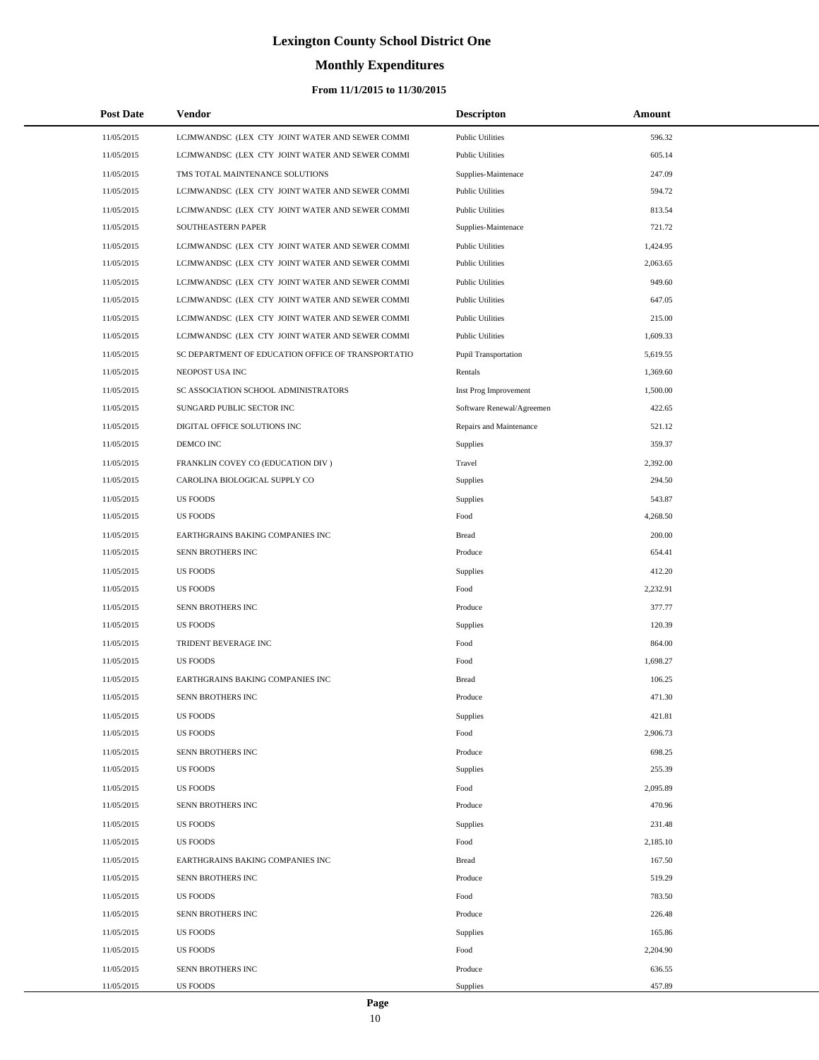# Lexington County School District One

## Monthly Expenditures

### From 11/1/2015 to 11/30/2015

| Post Date | Vendor | Descripton | Amount |
|---|---|---|---|
| 11/05/2015 | LCJMWANDSC (LEX CTY JOINT WATER AND SEWER COMMI | Public Utilities | 596.32 |
| 11/05/2015 | LCJMWANDSC (LEX CTY JOINT WATER AND SEWER COMMI | Public Utilities | 605.14 |
| 11/05/2015 | TMS TOTAL MAINTENANCE SOLUTIONS | Supplies-Maintenace | 247.09 |
| 11/05/2015 | LCJMWANDSC (LEX CTY JOINT WATER AND SEWER COMMI | Public Utilities | 594.72 |
| 11/05/2015 | LCJMWANDSC (LEX CTY JOINT WATER AND SEWER COMMI | Public Utilities | 813.54 |
| 11/05/2015 | SOUTHEASTERN PAPER | Supplies-Maintenace | 721.72 |
| 11/05/2015 | LCJMWANDSC (LEX CTY JOINT WATER AND SEWER COMMI | Public Utilities | 1,424.95 |
| 11/05/2015 | LCJMWANDSC (LEX CTY JOINT WATER AND SEWER COMMI | Public Utilities | 2,063.65 |
| 11/05/2015 | LCJMWANDSC (LEX CTY JOINT WATER AND SEWER COMMI | Public Utilities | 949.60 |
| 11/05/2015 | LCJMWANDSC (LEX CTY JOINT WATER AND SEWER COMMI | Public Utilities | 647.05 |
| 11/05/2015 | LCJMWANDSC (LEX CTY JOINT WATER AND SEWER COMMI | Public Utilities | 215.00 |
| 11/05/2015 | LCJMWANDSC (LEX CTY JOINT WATER AND SEWER COMMI | Public Utilities | 1,609.33 |
| 11/05/2015 | SC DEPARTMENT OF EDUCATION OFFICE OF TRANSPORTATIO | Pupil Transportation | 5,619.55 |
| 11/05/2015 | NEOPOST USA INC | Rentals | 1,369.60 |
| 11/05/2015 | SC ASSOCIATION SCHOOL ADMINISTRATORS | Inst Prog Improvement | 1,500.00 |
| 11/05/2015 | SUNGARD PUBLIC SECTOR INC | Software Renewal/Agreemen | 422.65 |
| 11/05/2015 | DIGITAL OFFICE SOLUTIONS INC | Repairs and Maintenance | 521.12 |
| 11/05/2015 | DEMCO INC | Supplies | 359.37 |
| 11/05/2015 | FRANKLIN COVEY CO (EDUCATION DIV ) | Travel | 2,392.00 |
| 11/05/2015 | CAROLINA BIOLOGICAL SUPPLY CO | Supplies | 294.50 |
| 11/05/2015 | US FOODS | Supplies | 543.87 |
| 11/05/2015 | US FOODS | Food | 4,268.50 |
| 11/05/2015 | EARTHGRAINS BAKING COMPANIES INC | Bread | 200.00 |
| 11/05/2015 | SENN BROTHERS INC | Produce | 654.41 |
| 11/05/2015 | US FOODS | Supplies | 412.20 |
| 11/05/2015 | US FOODS | Food | 2,232.91 |
| 11/05/2015 | SENN BROTHERS INC | Produce | 377.77 |
| 11/05/2015 | US FOODS | Supplies | 120.39 |
| 11/05/2015 | TRIDENT BEVERAGE INC | Food | 864.00 |
| 11/05/2015 | US FOODS | Food | 1,698.27 |
| 11/05/2015 | EARTHGRAINS BAKING COMPANIES INC | Bread | 106.25 |
| 11/05/2015 | SENN BROTHERS INC | Produce | 471.30 |
| 11/05/2015 | US FOODS | Supplies | 421.81 |
| 11/05/2015 | US FOODS | Food | 2,906.73 |
| 11/05/2015 | SENN BROTHERS INC | Produce | 698.25 |
| 11/05/2015 | US FOODS | Supplies | 255.39 |
| 11/05/2015 | US FOODS | Food | 2,095.89 |
| 11/05/2015 | SENN BROTHERS INC | Produce | 470.96 |
| 11/05/2015 | US FOODS | Supplies | 231.48 |
| 11/05/2015 | US FOODS | Food | 2,185.10 |
| 11/05/2015 | EARTHGRAINS BAKING COMPANIES INC | Bread | 167.50 |
| 11/05/2015 | SENN BROTHERS INC | Produce | 519.29 |
| 11/05/2015 | US FOODS | Food | 783.50 |
| 11/05/2015 | SENN BROTHERS INC | Produce | 226.48 |
| 11/05/2015 | US FOODS | Supplies | 165.86 |
| 11/05/2015 | US FOODS | Food | 2,204.90 |
| 11/05/2015 | SENN BROTHERS INC | Produce | 636.55 |
| 11/05/2015 | US FOODS | Supplies | 457.89 |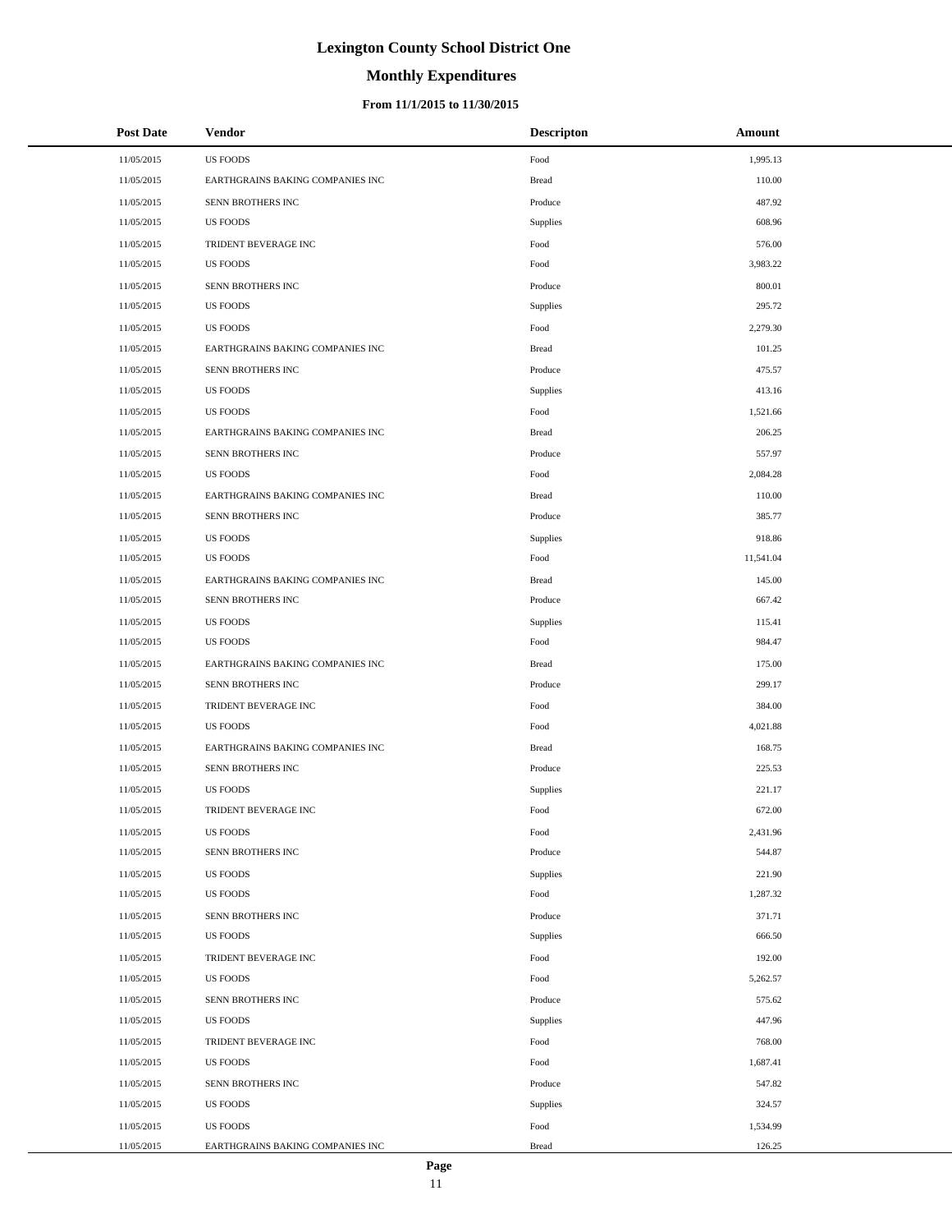# Lexington County School District One

## Monthly Expenditures

### From 11/1/2015 to 11/30/2015

| Post Date | Vendor | Descripton | Amount |
|---|---|---|---|
| 11/05/2015 | US FOODS | Food | 1,995.13 |
| 11/05/2015 | EARTHGRAINS BAKING COMPANIES INC | Bread | 110.00 |
| 11/05/2015 | SENN BROTHERS INC | Produce | 487.92 |
| 11/05/2015 | US FOODS | Supplies | 608.96 |
| 11/05/2015 | TRIDENT BEVERAGE INC | Food | 576.00 |
| 11/05/2015 | US FOODS | Food | 3,983.22 |
| 11/05/2015 | SENN BROTHERS INC | Produce | 800.01 |
| 11/05/2015 | US FOODS | Supplies | 295.72 |
| 11/05/2015 | US FOODS | Food | 2,279.30 |
| 11/05/2015 | EARTHGRAINS BAKING COMPANIES INC | Bread | 101.25 |
| 11/05/2015 | SENN BROTHERS INC | Produce | 475.57 |
| 11/05/2015 | US FOODS | Supplies | 413.16 |
| 11/05/2015 | US FOODS | Food | 1,521.66 |
| 11/05/2015 | EARTHGRAINS BAKING COMPANIES INC | Bread | 206.25 |
| 11/05/2015 | SENN BROTHERS INC | Produce | 557.97 |
| 11/05/2015 | US FOODS | Food | 2,084.28 |
| 11/05/2015 | EARTHGRAINS BAKING COMPANIES INC | Bread | 110.00 |
| 11/05/2015 | SENN BROTHERS INC | Produce | 385.77 |
| 11/05/2015 | US FOODS | Supplies | 918.86 |
| 11/05/2015 | US FOODS | Food | 11,541.04 |
| 11/05/2015 | EARTHGRAINS BAKING COMPANIES INC | Bread | 145.00 |
| 11/05/2015 | SENN BROTHERS INC | Produce | 667.42 |
| 11/05/2015 | US FOODS | Supplies | 115.41 |
| 11/05/2015 | US FOODS | Food | 984.47 |
| 11/05/2015 | EARTHGRAINS BAKING COMPANIES INC | Bread | 175.00 |
| 11/05/2015 | SENN BROTHERS INC | Produce | 299.17 |
| 11/05/2015 | TRIDENT BEVERAGE INC | Food | 384.00 |
| 11/05/2015 | US FOODS | Food | 4,021.88 |
| 11/05/2015 | EARTHGRAINS BAKING COMPANIES INC | Bread | 168.75 |
| 11/05/2015 | SENN BROTHERS INC | Produce | 225.53 |
| 11/05/2015 | US FOODS | Supplies | 221.17 |
| 11/05/2015 | TRIDENT BEVERAGE INC | Food | 672.00 |
| 11/05/2015 | US FOODS | Food | 2,431.96 |
| 11/05/2015 | SENN BROTHERS INC | Produce | 544.87 |
| 11/05/2015 | US FOODS | Supplies | 221.90 |
| 11/05/2015 | US FOODS | Food | 1,287.32 |
| 11/05/2015 | SENN BROTHERS INC | Produce | 371.71 |
| 11/05/2015 | US FOODS | Supplies | 666.50 |
| 11/05/2015 | TRIDENT BEVERAGE INC | Food | 192.00 |
| 11/05/2015 | US FOODS | Food | 5,262.57 |
| 11/05/2015 | SENN BROTHERS INC | Produce | 575.62 |
| 11/05/2015 | US FOODS | Supplies | 447.96 |
| 11/05/2015 | TRIDENT BEVERAGE INC | Food | 768.00 |
| 11/05/2015 | US FOODS | Food | 1,687.41 |
| 11/05/2015 | SENN BROTHERS INC | Produce | 547.82 |
| 11/05/2015 | US FOODS | Supplies | 324.57 |
| 11/05/2015 | US FOODS | Food | 1,534.99 |
| 11/05/2015 | EARTHGRAINS BAKING COMPANIES INC | Bread | 126.25 |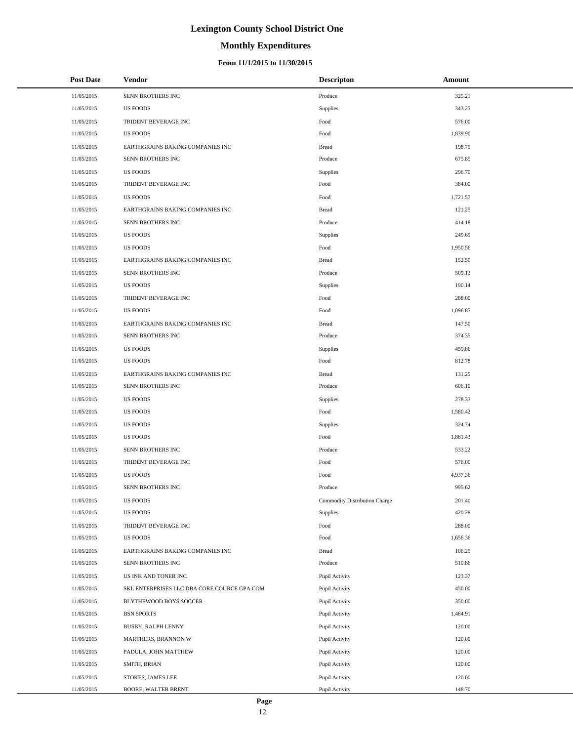# Lexington County School District One

## Monthly Expenditures

### From 11/1/2015 to 11/30/2015

| Post Date | Vendor | Descripton | Amount |
|---|---|---|---|
| 11/05/2015 | SENN BROTHERS INC | Produce | 325.21 |
| 11/05/2015 | US FOODS | Supplies | 343.25 |
| 11/05/2015 | TRIDENT BEVERAGE INC | Food | 576.00 |
| 11/05/2015 | US FOODS | Food | 1,839.90 |
| 11/05/2015 | EARTHGRAINS BAKING COMPANIES INC | Bread | 198.75 |
| 11/05/2015 | SENN BROTHERS INC | Produce | 675.85 |
| 11/05/2015 | US FOODS | Supplies | 296.70 |
| 11/05/2015 | TRIDENT BEVERAGE INC | Food | 384.00 |
| 11/05/2015 | US FOODS | Food | 1,721.57 |
| 11/05/2015 | EARTHGRAINS BAKING COMPANIES INC | Bread | 121.25 |
| 11/05/2015 | SENN BROTHERS INC | Produce | 414.18 |
| 11/05/2015 | US FOODS | Supplies | 249.69 |
| 11/05/2015 | US FOODS | Food | 1,950.56 |
| 11/05/2015 | EARTHGRAINS BAKING COMPANIES INC | Bread | 152.50 |
| 11/05/2015 | SENN BROTHERS INC | Produce | 509.13 |
| 11/05/2015 | US FOODS | Supplies | 190.14 |
| 11/05/2015 | TRIDENT BEVERAGE INC | Food | 288.00 |
| 11/05/2015 | US FOODS | Food | 1,096.85 |
| 11/05/2015 | EARTHGRAINS BAKING COMPANIES INC | Bread | 147.50 |
| 11/05/2015 | SENN BROTHERS INC | Produce | 374.35 |
| 11/05/2015 | US FOODS | Supplies | 459.86 |
| 11/05/2015 | US FOODS | Food | 812.78 |
| 11/05/2015 | EARTHGRAINS BAKING COMPANIES INC | Bread | 131.25 |
| 11/05/2015 | SENN BROTHERS INC | Produce | 606.10 |
| 11/05/2015 | US FOODS | Supplies | 278.33 |
| 11/05/2015 | US FOODS | Food | 1,580.42 |
| 11/05/2015 | US FOODS | Supplies | 324.74 |
| 11/05/2015 | US FOODS | Food | 1,881.43 |
| 11/05/2015 | SENN BROTHERS INC | Produce | 533.22 |
| 11/05/2015 | TRIDENT BEVERAGE INC | Food | 576.00 |
| 11/05/2015 | US FOODS | Food | 4,937.36 |
| 11/05/2015 | SENN BROTHERS INC | Produce | 995.62 |
| 11/05/2015 | US FOODS | Commodity Distribution Charge | 201.40 |
| 11/05/2015 | US FOODS | Supplies | 420.28 |
| 11/05/2015 | TRIDENT BEVERAGE INC | Food | 288.00 |
| 11/05/2015 | US FOODS | Food | 1,656.36 |
| 11/05/2015 | EARTHGRAINS BAKING COMPANIES INC | Bread | 106.25 |
| 11/05/2015 | SENN BROTHERS INC | Produce | 510.86 |
| 11/05/2015 | US INK AND TONER INC | Pupil Activity | 123.37 |
| 11/05/2015 | SKL ENTERPRISES LLC DBA CORE COURCE GPA.COM | Pupil Activity | 450.00 |
| 11/05/2015 | BLYTHEWOOD BOYS SOCCER | Pupil Activity | 350.00 |
| 11/05/2015 | BSN SPORTS | Pupil Activity | 1,484.91 |
| 11/05/2015 | BUSBY, RALPH LENNY | Pupil Activity | 120.00 |
| 11/05/2015 | MARTHERS, BRANNON W | Pupil Activity | 120.00 |
| 11/05/2015 | PADULA, JOHN MATTHEW | Pupil Activity | 120.00 |
| 11/05/2015 | SMITH, BRIAN | Pupil Activity | 120.00 |
| 11/05/2015 | STOKES, JAMES LEE | Pupil Activity | 120.00 |
| 11/05/2015 | BOORE, WALTER BRENT | Pupil Activity | 148.70 |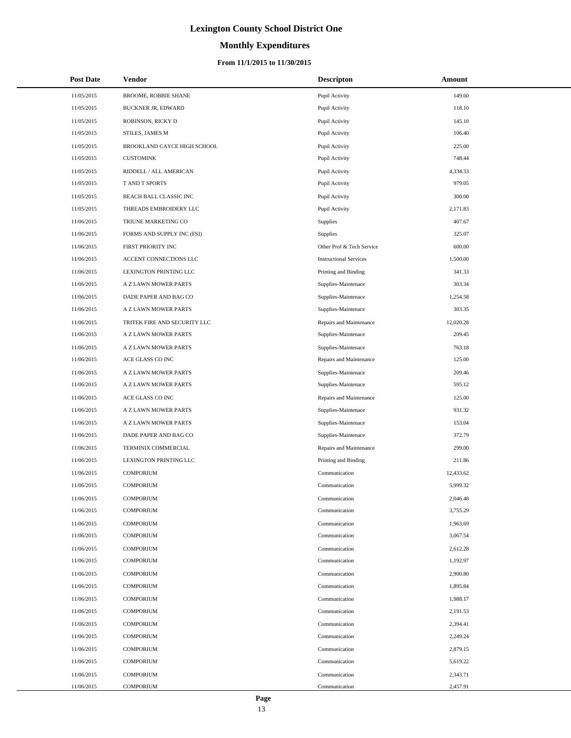# Lexington County School District One

## Monthly Expenditures

### From 11/1/2015 to 11/30/2015

| Post Date | Vendor | Descripton | Amount |
|---|---|---|---|
| 11/05/2015 | BROOME, ROBBIE SHANE | Pupil Activity | 149.60 |
| 11/05/2015 | BUCKNER JR, EDWARD | Pupil Activity | 118.10 |
| 11/05/2015 | ROBINSON, RICKY D | Pupil Activity | 145.10 |
| 11/05/2015 | STILES, JAMES M | Pupil Activity | 106.40 |
| 11/05/2015 | BROOKLAND CAYCE HIGH SCHOOL | Pupil Activity | 225.00 |
| 11/05/2015 | CUSTOMINK | Pupil Activity | 748.44 |
| 11/05/2015 | RIDDELL / ALL AMERICAN | Pupil Activity | 4,334.33 |
| 11/05/2015 | T AND T SPORTS | Pupil Activity | 979.05 |
| 11/05/2015 | BEACH BALL CLASSIC INC | Pupil Activity | 300.00 |
| 11/05/2015 | THREADS EMBROIDERY LLC | Pupil Activity | 2,171.83 |
| 11/06/2015 | TRIUNE MARKETING CO | Supplies | 407.67 |
| 11/06/2015 | FORMS AND SUPPLY INC (FSI) | Supplies | 325.07 |
| 11/06/2015 | FIRST PRIORITY INC | Other Prof & Tech Service | 600.00 |
| 11/06/2015 | ACCENT CONNECTIONS LLC | Instructional Services | 1,500.00 |
| 11/06/2015 | LEXINGTON PRINTING LLC | Printing and Binding | 341.33 |
| 11/06/2015 | A Z LAWN MOWER PARTS | Supplies-Maintenace | 303.34 |
| 11/06/2015 | DADE PAPER AND BAG CO | Supplies-Maintenace | 1,254.58 |
| 11/06/2015 | A Z LAWN MOWER PARTS | Supplies-Maintenace | 303.35 |
| 11/06/2015 | TRITEK FIRE AND SECURITY LLC | Repairs and Maintenance | 12,020.28 |
| 11/06/2015 | A Z LAWN MOWER PARTS | Supplies-Maintenace | 209.45 |
| 11/06/2015 | A Z LAWN MOWER PARTS | Supplies-Maintenace | 763.18 |
| 11/06/2015 | ACE GLASS CO INC | Repairs and Maintenance | 125.00 |
| 11/06/2015 | A Z LAWN MOWER PARTS | Supplies-Maintenace | 209.46 |
| 11/06/2015 | A Z LAWN MOWER PARTS | Supplies-Maintenace | 595.12 |
| 11/06/2015 | ACE GLASS CO INC | Repairs and Maintenance | 125.00 |
| 11/06/2015 | A Z LAWN MOWER PARTS | Supplies-Maintenace | 931.32 |
| 11/06/2015 | A Z LAWN MOWER PARTS | Supplies-Maintenace | 153.04 |
| 11/06/2015 | DADE PAPER AND BAG CO | Supplies-Maintenace | 372.79 |
| 11/06/2015 | TERMINIX COMMERCIAL | Repairs and Maintenance | 299.00 |
| 11/06/2015 | LEXINGTON PRINTING LLC | Printing and Binding | 211.86 |
| 11/06/2015 | COMPORIUM | Communication | 12,433.62 |
| 11/06/2015 | COMPORIUM | Communication | 5,999.32 |
| 11/06/2015 | COMPORIUM | Communication | 2,046.48 |
| 11/06/2015 | COMPORIUM | Communication | 3,755.29 |
| 11/06/2015 | COMPORIUM | Communication | 1,963.69 |
| 11/06/2015 | COMPORIUM | Communication | 3,067.54 |
| 11/06/2015 | COMPORIUM | Communication | 2,612.28 |
| 11/06/2015 | COMPORIUM | Communication | 1,192.97 |
| 11/06/2015 | COMPORIUM | Communication | 2,900.80 |
| 11/06/2015 | COMPORIUM | Communication | 1,895.84 |
| 11/06/2015 | COMPORIUM | Communication | 1,988.17 |
| 11/06/2015 | COMPORIUM | Communication | 2,191.53 |
| 11/06/2015 | COMPORIUM | Communication | 2,394.41 |
| 11/06/2015 | COMPORIUM | Communication | 2,249.24 |
| 11/06/2015 | COMPORIUM | Communication | 2,879.15 |
| 11/06/2015 | COMPORIUM | Communication | 5,619.22 |
| 11/06/2015 | COMPORIUM | Communication | 2,343.71 |
| 11/06/2015 | COMPORIUM | Communication | 2,457.91 |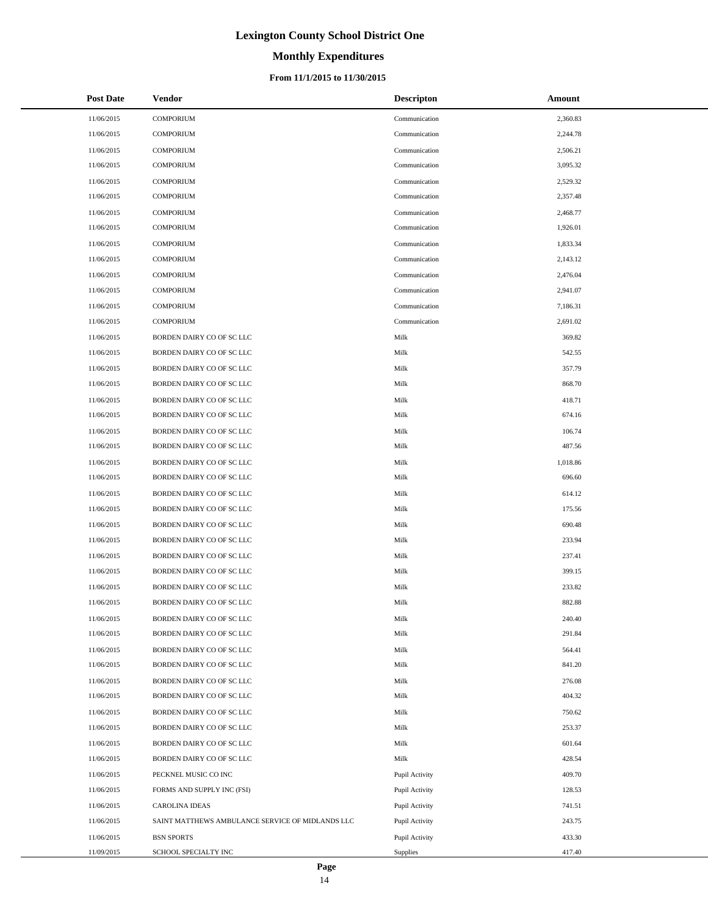# Lexington County School District One

## Monthly Expenditures

### From 11/1/2015 to 11/30/2015

| Post Date | Vendor | Descripton | Amount |
|---|---|---|---|
| 11/06/2015 | COMPORIUM | Communication | 2,360.83 |
| 11/06/2015 | COMPORIUM | Communication | 2,244.78 |
| 11/06/2015 | COMPORIUM | Communication | 2,506.21 |
| 11/06/2015 | COMPORIUM | Communication | 3,095.32 |
| 11/06/2015 | COMPORIUM | Communication | 2,529.32 |
| 11/06/2015 | COMPORIUM | Communication | 2,357.48 |
| 11/06/2015 | COMPORIUM | Communication | 2,468.77 |
| 11/06/2015 | COMPORIUM | Communication | 1,926.01 |
| 11/06/2015 | COMPORIUM | Communication | 1,833.34 |
| 11/06/2015 | COMPORIUM | Communication | 2,143.12 |
| 11/06/2015 | COMPORIUM | Communication | 2,476.04 |
| 11/06/2015 | COMPORIUM | Communication | 2,941.07 |
| 11/06/2015 | COMPORIUM | Communication | 7,186.31 |
| 11/06/2015 | COMPORIUM | Communication | 2,691.02 |
| 11/06/2015 | BORDEN DAIRY CO OF SC LLC | Milk | 369.82 |
| 11/06/2015 | BORDEN DAIRY CO OF SC LLC | Milk | 542.55 |
| 11/06/2015 | BORDEN DAIRY CO OF SC LLC | Milk | 357.79 |
| 11/06/2015 | BORDEN DAIRY CO OF SC LLC | Milk | 868.70 |
| 11/06/2015 | BORDEN DAIRY CO OF SC LLC | Milk | 418.71 |
| 11/06/2015 | BORDEN DAIRY CO OF SC LLC | Milk | 674.16 |
| 11/06/2015 | BORDEN DAIRY CO OF SC LLC | Milk | 106.74 |
| 11/06/2015 | BORDEN DAIRY CO OF SC LLC | Milk | 487.56 |
| 11/06/2015 | BORDEN DAIRY CO OF SC LLC | Milk | 1,018.86 |
| 11/06/2015 | BORDEN DAIRY CO OF SC LLC | Milk | 696.60 |
| 11/06/2015 | BORDEN DAIRY CO OF SC LLC | Milk | 614.12 |
| 11/06/2015 | BORDEN DAIRY CO OF SC LLC | Milk | 175.56 |
| 11/06/2015 | BORDEN DAIRY CO OF SC LLC | Milk | 690.48 |
| 11/06/2015 | BORDEN DAIRY CO OF SC LLC | Milk | 233.94 |
| 11/06/2015 | BORDEN DAIRY CO OF SC LLC | Milk | 237.41 |
| 11/06/2015 | BORDEN DAIRY CO OF SC LLC | Milk | 399.15 |
| 11/06/2015 | BORDEN DAIRY CO OF SC LLC | Milk | 233.82 |
| 11/06/2015 | BORDEN DAIRY CO OF SC LLC | Milk | 882.88 |
| 11/06/2015 | BORDEN DAIRY CO OF SC LLC | Milk | 240.40 |
| 11/06/2015 | BORDEN DAIRY CO OF SC LLC | Milk | 291.84 |
| 11/06/2015 | BORDEN DAIRY CO OF SC LLC | Milk | 564.41 |
| 11/06/2015 | BORDEN DAIRY CO OF SC LLC | Milk | 841.20 |
| 11/06/2015 | BORDEN DAIRY CO OF SC LLC | Milk | 276.08 |
| 11/06/2015 | BORDEN DAIRY CO OF SC LLC | Milk | 404.32 |
| 11/06/2015 | BORDEN DAIRY CO OF SC LLC | Milk | 750.62 |
| 11/06/2015 | BORDEN DAIRY CO OF SC LLC | Milk | 253.37 |
| 11/06/2015 | BORDEN DAIRY CO OF SC LLC | Milk | 601.64 |
| 11/06/2015 | BORDEN DAIRY CO OF SC LLC | Milk | 428.54 |
| 11/06/2015 | PECKNEL MUSIC CO INC | Pupil Activity | 409.70 |
| 11/06/2015 | FORMS AND SUPPLY INC (FSI) | Pupil Activity | 128.53 |
| 11/06/2015 | CAROLINA IDEAS | Pupil Activity | 741.51 |
| 11/06/2015 | SAINT MATTHEWS AMBULANCE SERVICE OF MIDLANDS LLC | Pupil Activity | 243.75 |
| 11/06/2015 | BSN SPORTS | Pupil Activity | 433.30 |
| 11/09/2015 | SCHOOL SPECIALTY INC | Supplies | 417.40 |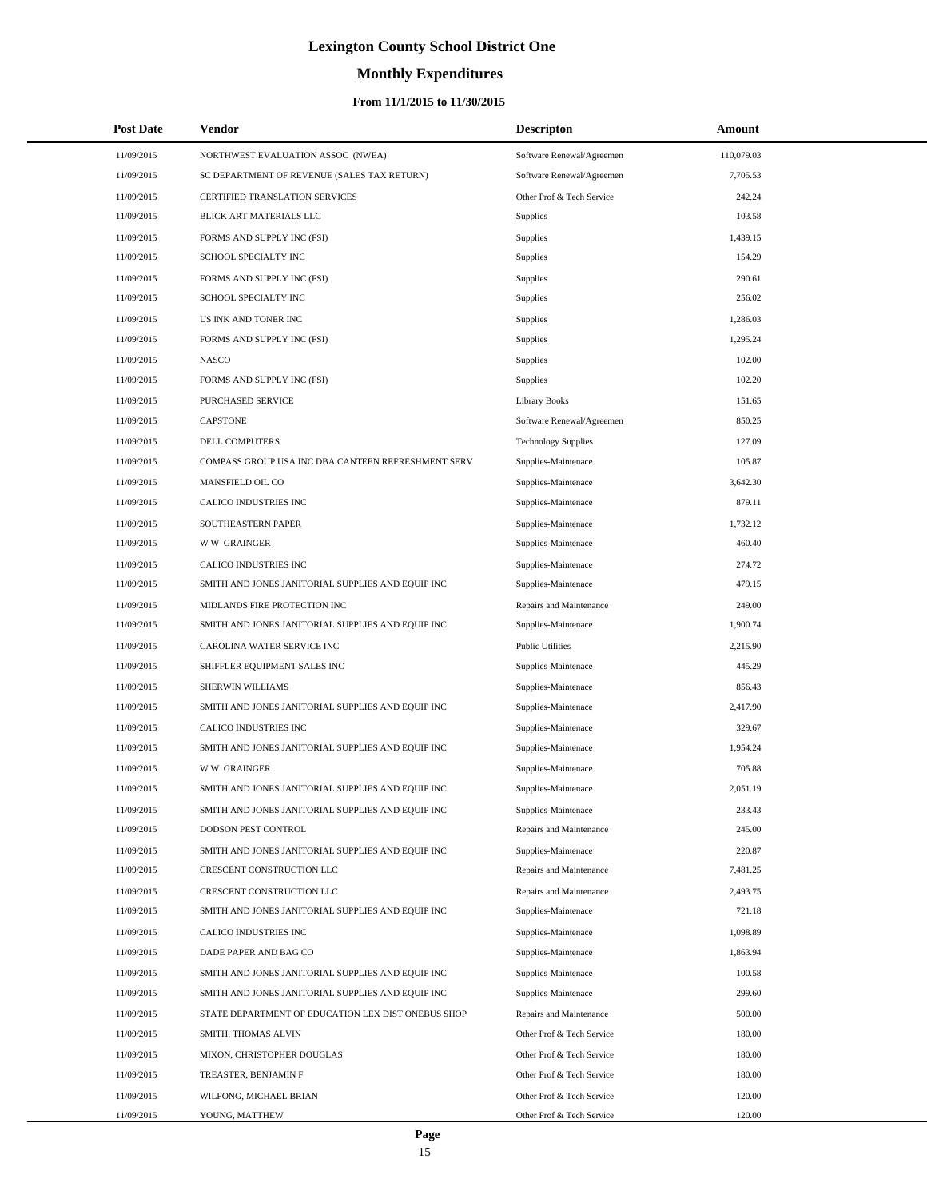# Lexington County School District One

## Monthly Expenditures

### From 11/1/2015 to 11/30/2015

| Post Date | Vendor | Descripton | Amount |
|---|---|---|---|
| 11/09/2015 | NORTHWEST EVALUATION ASSOC (NWEA) | Software Renewal/Agreemen | 110,079.03 |
| 11/09/2015 | SC DEPARTMENT OF REVENUE (SALES TAX RETURN) | Software Renewal/Agreemen | 7,705.53 |
| 11/09/2015 | CERTIFIED TRANSLATION SERVICES | Other Prof & Tech Service | 242.24 |
| 11/09/2015 | BLICK ART MATERIALS LLC | Supplies | 103.58 |
| 11/09/2015 | FORMS AND SUPPLY INC (FSI) | Supplies | 1,439.15 |
| 11/09/2015 | SCHOOL SPECIALTY INC | Supplies | 154.29 |
| 11/09/2015 | FORMS AND SUPPLY INC (FSI) | Supplies | 290.61 |
| 11/09/2015 | SCHOOL SPECIALTY INC | Supplies | 256.02 |
| 11/09/2015 | US INK AND TONER INC | Supplies | 1,286.03 |
| 11/09/2015 | FORMS AND SUPPLY INC (FSI) | Supplies | 1,295.24 |
| 11/09/2015 | NASCO | Supplies | 102.00 |
| 11/09/2015 | FORMS AND SUPPLY INC (FSI) | Supplies | 102.20 |
| 11/09/2015 | PURCHASED SERVICE | Library Books | 151.65 |
| 11/09/2015 | CAPSTONE | Software Renewal/Agreemen | 850.25 |
| 11/09/2015 | DELL COMPUTERS | Technology Supplies | 127.09 |
| 11/09/2015 | COMPASS GROUP USA INC DBA CANTEEN REFRESHMENT SERV | Supplies-Maintenace | 105.87 |
| 11/09/2015 | MANSFIELD OIL CO | Supplies-Maintenace | 3,642.30 |
| 11/09/2015 | CALICO INDUSTRIES INC | Supplies-Maintenace | 879.11 |
| 11/09/2015 | SOUTHEASTERN PAPER | Supplies-Maintenace | 1,732.12 |
| 11/09/2015 | W W GRAINGER | Supplies-Maintenace | 460.40 |
| 11/09/2015 | CALICO INDUSTRIES INC | Supplies-Maintenace | 274.72 |
| 11/09/2015 | SMITH AND JONES JANITORIAL SUPPLIES AND EQUIP INC | Supplies-Maintenace | 479.15 |
| 11/09/2015 | MIDLANDS FIRE PROTECTION INC | Repairs and Maintenance | 249.00 |
| 11/09/2015 | SMITH AND JONES JANITORIAL SUPPLIES AND EQUIP INC | Supplies-Maintenace | 1,900.74 |
| 11/09/2015 | CAROLINA WATER SERVICE INC | Public Utilities | 2,215.90 |
| 11/09/2015 | SHIFFLER EQUIPMENT SALES INC | Supplies-Maintenace | 445.29 |
| 11/09/2015 | SHERWIN WILLIAMS | Supplies-Maintenace | 856.43 |
| 11/09/2015 | SMITH AND JONES JANITORIAL SUPPLIES AND EQUIP INC | Supplies-Maintenace | 2,417.90 |
| 11/09/2015 | CALICO INDUSTRIES INC | Supplies-Maintenace | 329.67 |
| 11/09/2015 | SMITH AND JONES JANITORIAL SUPPLIES AND EQUIP INC | Supplies-Maintenace | 1,954.24 |
| 11/09/2015 | W W GRAINGER | Supplies-Maintenace | 705.88 |
| 11/09/2015 | SMITH AND JONES JANITORIAL SUPPLIES AND EQUIP INC | Supplies-Maintenace | 2,051.19 |
| 11/09/2015 | SMITH AND JONES JANITORIAL SUPPLIES AND EQUIP INC | Supplies-Maintenace | 233.43 |
| 11/09/2015 | DODSON PEST CONTROL | Repairs and Maintenance | 245.00 |
| 11/09/2015 | SMITH AND JONES JANITORIAL SUPPLIES AND EQUIP INC | Supplies-Maintenace | 220.87 |
| 11/09/2015 | CRESCENT CONSTRUCTION LLC | Repairs and Maintenance | 7,481.25 |
| 11/09/2015 | CRESCENT CONSTRUCTION LLC | Repairs and Maintenance | 2,493.75 |
| 11/09/2015 | SMITH AND JONES JANITORIAL SUPPLIES AND EQUIP INC | Supplies-Maintenace | 721.18 |
| 11/09/2015 | CALICO INDUSTRIES INC | Supplies-Maintenace | 1,098.89 |
| 11/09/2015 | DADE PAPER AND BAG CO | Supplies-Maintenace | 1,863.94 |
| 11/09/2015 | SMITH AND JONES JANITORIAL SUPPLIES AND EQUIP INC | Supplies-Maintenace | 100.58 |
| 11/09/2015 | SMITH AND JONES JANITORIAL SUPPLIES AND EQUIP INC | Supplies-Maintenace | 299.60 |
| 11/09/2015 | STATE DEPARTMENT OF EDUCATION LEX DIST ONEBUS SHOP | Repairs and Maintenance | 500.00 |
| 11/09/2015 | SMITH, THOMAS ALVIN | Other Prof & Tech Service | 180.00 |
| 11/09/2015 | MIXON, CHRISTOPHER DOUGLAS | Other Prof & Tech Service | 180.00 |
| 11/09/2015 | TREASTER, BENJAMIN F | Other Prof & Tech Service | 180.00 |
| 11/09/2015 | WILFONG, MICHAEL BRIAN | Other Prof & Tech Service | 120.00 |
| 11/09/2015 | YOUNG, MATTHEW | Other Prof & Tech Service | 120.00 |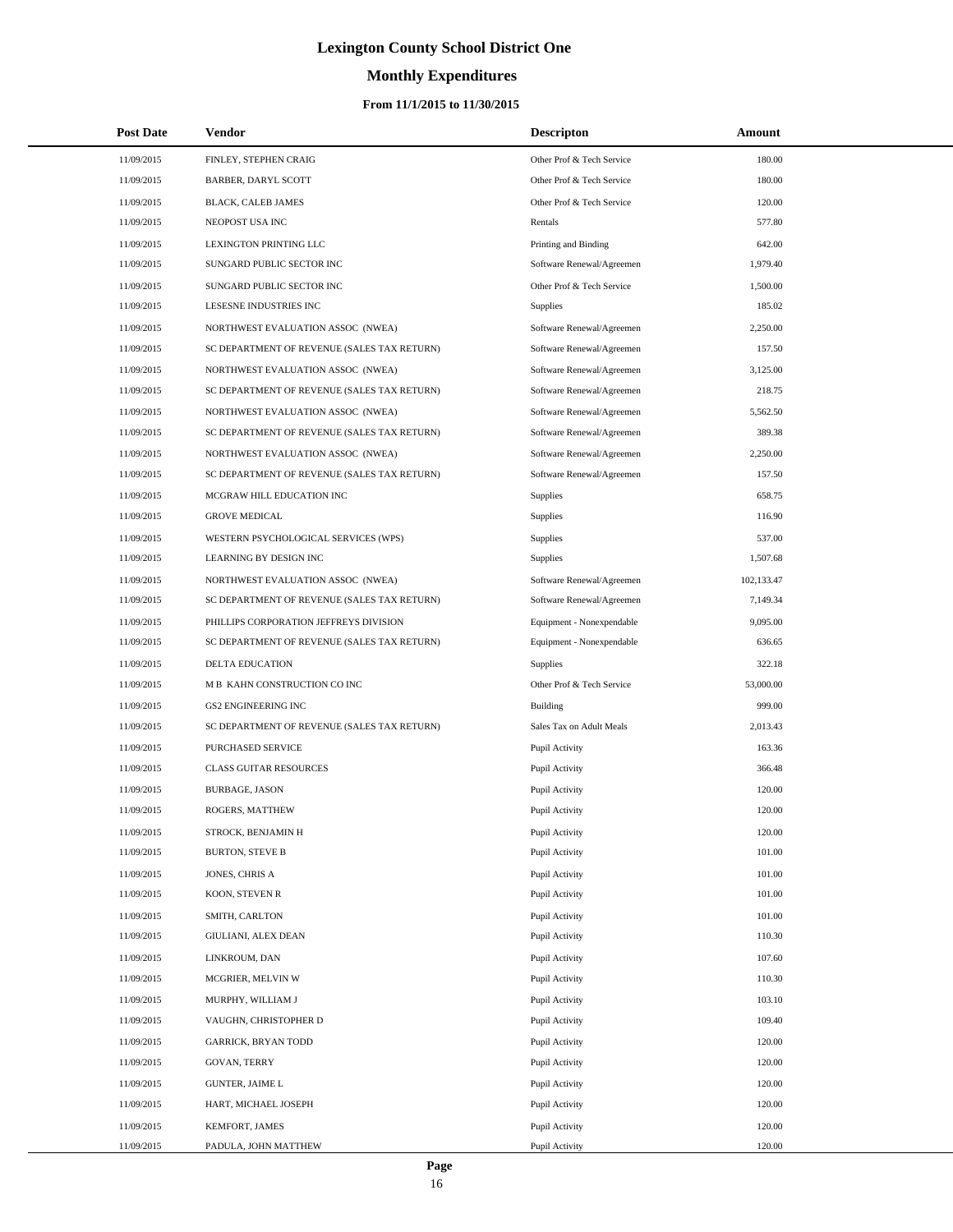# Lexington County School District One

## Monthly Expenditures

### From 11/1/2015 to 11/30/2015

| Post Date | Vendor | Descripton | Amount |
|---|---|---|---|
| 11/09/2015 | FINLEY, STEPHEN CRAIG | Other Prof & Tech Service | 180.00 |
| 11/09/2015 | BARBER, DARYL SCOTT | Other Prof & Tech Service | 180.00 |
| 11/09/2015 | BLACK, CALEB JAMES | Other Prof & Tech Service | 120.00 |
| 11/09/2015 | NEOPOST USA INC | Rentals | 577.80 |
| 11/09/2015 | LEXINGTON PRINTING LLC | Printing and Binding | 642.00 |
| 11/09/2015 | SUNGARD PUBLIC SECTOR INC | Software Renewal/Agreemen | 1,979.40 |
| 11/09/2015 | SUNGARD PUBLIC SECTOR INC | Other Prof & Tech Service | 1,500.00 |
| 11/09/2015 | LESESNE INDUSTRIES INC | Supplies | 185.02 |
| 11/09/2015 | NORTHWEST EVALUATION ASSOC (NWEA) | Software Renewal/Agreemen | 2,250.00 |
| 11/09/2015 | SC DEPARTMENT OF REVENUE (SALES TAX RETURN) | Software Renewal/Agreemen | 157.50 |
| 11/09/2015 | NORTHWEST EVALUATION ASSOC (NWEA) | Software Renewal/Agreemen | 3,125.00 |
| 11/09/2015 | SC DEPARTMENT OF REVENUE (SALES TAX RETURN) | Software Renewal/Agreemen | 218.75 |
| 11/09/2015 | NORTHWEST EVALUATION ASSOC (NWEA) | Software Renewal/Agreemen | 5,562.50 |
| 11/09/2015 | SC DEPARTMENT OF REVENUE (SALES TAX RETURN) | Software Renewal/Agreemen | 389.38 |
| 11/09/2015 | NORTHWEST EVALUATION ASSOC (NWEA) | Software Renewal/Agreemen | 2,250.00 |
| 11/09/2015 | SC DEPARTMENT OF REVENUE (SALES TAX RETURN) | Software Renewal/Agreemen | 157.50 |
| 11/09/2015 | MCGRAW HILL EDUCATION INC | Supplies | 658.75 |
| 11/09/2015 | GROVE MEDICAL | Supplies | 116.90 |
| 11/09/2015 | WESTERN PSYCHOLOGICAL SERVICES (WPS) | Supplies | 537.00 |
| 11/09/2015 | LEARNING BY DESIGN INC | Supplies | 1,507.68 |
| 11/09/2015 | NORTHWEST EVALUATION ASSOC (NWEA) | Software Renewal/Agreemen | 102,133.47 |
| 11/09/2015 | SC DEPARTMENT OF REVENUE (SALES TAX RETURN) | Software Renewal/Agreemen | 7,149.34 |
| 11/09/2015 | PHILLIPS CORPORATION JEFFREYS DIVISION | Equipment - Nonexpendable | 9,095.00 |
| 11/09/2015 | SC DEPARTMENT OF REVENUE (SALES TAX RETURN) | Equipment - Nonexpendable | 636.65 |
| 11/09/2015 | DELTA EDUCATION | Supplies | 322.18 |
| 11/09/2015 | M B KAHN CONSTRUCTION CO INC | Other Prof & Tech Service | 53,000.00 |
| 11/09/2015 | GS2 ENGINEERING INC | Building | 999.00 |
| 11/09/2015 | SC DEPARTMENT OF REVENUE (SALES TAX RETURN) | Sales Tax on Adult Meals | 2,013.43 |
| 11/09/2015 | PURCHASED SERVICE | Pupil Activity | 163.36 |
| 11/09/2015 | CLASS GUITAR RESOURCES | Pupil Activity | 366.48 |
| 11/09/2015 | BURBAGE, JASON | Pupil Activity | 120.00 |
| 11/09/2015 | ROGERS, MATTHEW | Pupil Activity | 120.00 |
| 11/09/2015 | STROCK, BENJAMIN H | Pupil Activity | 120.00 |
| 11/09/2015 | BURTON, STEVE B | Pupil Activity | 101.00 |
| 11/09/2015 | JONES, CHRIS A | Pupil Activity | 101.00 |
| 11/09/2015 | KOON, STEVEN R | Pupil Activity | 101.00 |
| 11/09/2015 | SMITH, CARLTON | Pupil Activity | 101.00 |
| 11/09/2015 | GIULIANI, ALEX DEAN | Pupil Activity | 110.30 |
| 11/09/2015 | LINKROUM, DAN | Pupil Activity | 107.60 |
| 11/09/2015 | MCGRIER, MELVIN W | Pupil Activity | 110.30 |
| 11/09/2015 | MURPHY, WILLIAM J | Pupil Activity | 103.10 |
| 11/09/2015 | VAUGHN, CHRISTOPHER D | Pupil Activity | 109.40 |
| 11/09/2015 | GARRICK, BRYAN TODD | Pupil Activity | 120.00 |
| 11/09/2015 | GOVAN, TERRY | Pupil Activity | 120.00 |
| 11/09/2015 | GUNTER, JAIME L | Pupil Activity | 120.00 |
| 11/09/2015 | HART, MICHAEL JOSEPH | Pupil Activity | 120.00 |
| 11/09/2015 | KEMFORT, JAMES | Pupil Activity | 120.00 |
| 11/09/2015 | PADULA, JOHN MATTHEW | Pupil Activity | 120.00 |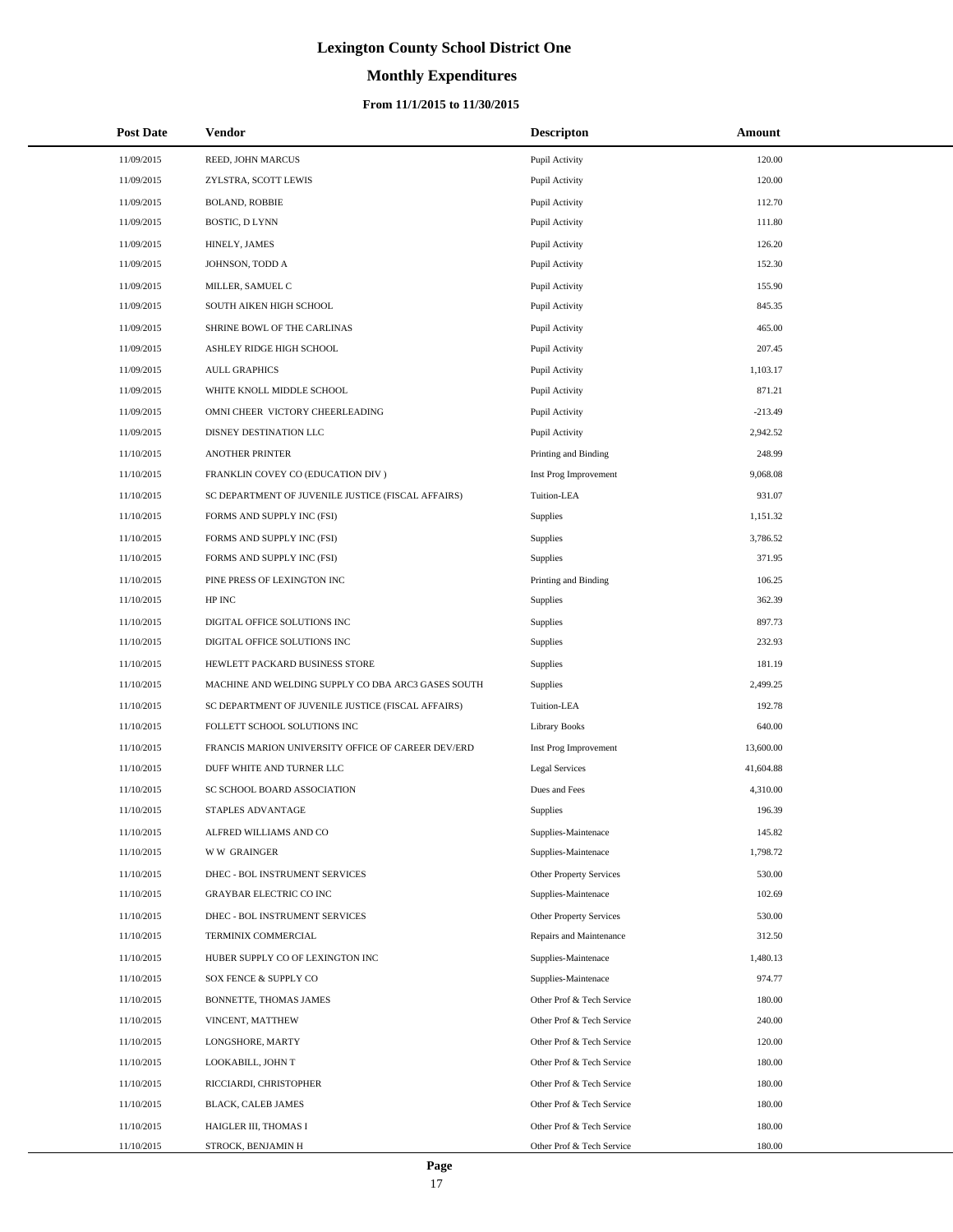# Lexington County School District One

## Monthly Expenditures

### From 11/1/2015 to 11/30/2015

| Post Date | Vendor | Descripton | Amount |
|---|---|---|---|
| 11/09/2015 | REED, JOHN MARCUS | Pupil Activity | 120.00 |
| 11/09/2015 | ZYLSTRA, SCOTT LEWIS | Pupil Activity | 120.00 |
| 11/09/2015 | BOLAND, ROBBIE | Pupil Activity | 112.70 |
| 11/09/2015 | BOSTIC, D LYNN | Pupil Activity | 111.80 |
| 11/09/2015 | HINELY, JAMES | Pupil Activity | 126.20 |
| 11/09/2015 | JOHNSON, TODD A | Pupil Activity | 152.30 |
| 11/09/2015 | MILLER, SAMUEL C | Pupil Activity | 155.90 |
| 11/09/2015 | SOUTH AIKEN HIGH SCHOOL | Pupil Activity | 845.35 |
| 11/09/2015 | SHRINE BOWL OF THE CARLINAS | Pupil Activity | 465.00 |
| 11/09/2015 | ASHLEY RIDGE HIGH SCHOOL | Pupil Activity | 207.45 |
| 11/09/2015 | AULL GRAPHICS | Pupil Activity | 1,103.17 |
| 11/09/2015 | WHITE KNOLL MIDDLE SCHOOL | Pupil Activity | 871.21 |
| 11/09/2015 | OMNI CHEER VICTORY CHEERLEADING | Pupil Activity | -213.49 |
| 11/09/2015 | DISNEY DESTINATION LLC | Pupil Activity | 2,942.52 |
| 11/10/2015 | ANOTHER PRINTER | Printing and Binding | 248.99 |
| 11/10/2015 | FRANKLIN COVEY CO (EDUCATION DIV ) | Inst Prog Improvement | 9,068.08 |
| 11/10/2015 | SC DEPARTMENT OF JUVENILE JUSTICE (FISCAL AFFAIRS) | Tuition-LEA | 931.07 |
| 11/10/2015 | FORMS AND SUPPLY INC (FSI) | Supplies | 1,151.32 |
| 11/10/2015 | FORMS AND SUPPLY INC (FSI) | Supplies | 3,786.52 |
| 11/10/2015 | FORMS AND SUPPLY INC (FSI) | Supplies | 371.95 |
| 11/10/2015 | PINE PRESS OF LEXINGTON INC | Printing and Binding | 106.25 |
| 11/10/2015 | HP INC | Supplies | 362.39 |
| 11/10/2015 | DIGITAL OFFICE SOLUTIONS INC | Supplies | 897.73 |
| 11/10/2015 | DIGITAL OFFICE SOLUTIONS INC | Supplies | 232.93 |
| 11/10/2015 | HEWLETT PACKARD BUSINESS STORE | Supplies | 181.19 |
| 11/10/2015 | MACHINE AND WELDING SUPPLY CO DBA ARC3 GASES SOUTH | Supplies | 2,499.25 |
| 11/10/2015 | SC DEPARTMENT OF JUVENILE JUSTICE (FISCAL AFFAIRS) | Tuition-LEA | 192.78 |
| 11/10/2015 | FOLLETT SCHOOL SOLUTIONS INC | Library Books | 640.00 |
| 11/10/2015 | FRANCIS MARION UNIVERSITY OFFICE OF CAREER DEV/ERD | Inst Prog Improvement | 13,600.00 |
| 11/10/2015 | DUFF WHITE AND TURNER LLC | Legal Services | 41,604.88 |
| 11/10/2015 | SC SCHOOL BOARD ASSOCIATION | Dues and Fees | 4,310.00 |
| 11/10/2015 | STAPLES ADVANTAGE | Supplies | 196.39 |
| 11/10/2015 | ALFRED WILLIAMS AND CO | Supplies-Maintenace | 145.82 |
| 11/10/2015 | W W GRAINGER | Supplies-Maintenace | 1,798.72 |
| 11/10/2015 | DHEC - BOL INSTRUMENT SERVICES | Other Property Services | 530.00 |
| 11/10/2015 | GRAYBAR ELECTRIC CO INC | Supplies-Maintenace | 102.69 |
| 11/10/2015 | DHEC - BOL INSTRUMENT SERVICES | Other Property Services | 530.00 |
| 11/10/2015 | TERMINIX COMMERCIAL | Repairs and Maintenance | 312.50 |
| 11/10/2015 | HUBER SUPPLY CO OF LEXINGTON INC | Supplies-Maintenace | 1,480.13 |
| 11/10/2015 | SOX FENCE & SUPPLY CO | Supplies-Maintenace | 974.77 |
| 11/10/2015 | BONNETTE, THOMAS JAMES | Other Prof & Tech Service | 180.00 |
| 11/10/2015 | VINCENT, MATTHEW | Other Prof & Tech Service | 240.00 |
| 11/10/2015 | LONGSHORE, MARTY | Other Prof & Tech Service | 120.00 |
| 11/10/2015 | LOOKABILL, JOHN T | Other Prof & Tech Service | 180.00 |
| 11/10/2015 | RICCIARDI, CHRISTOPHER | Other Prof & Tech Service | 180.00 |
| 11/10/2015 | BLACK, CALEB JAMES | Other Prof & Tech Service | 180.00 |
| 11/10/2015 | HAIGLER III, THOMAS I | Other Prof & Tech Service | 180.00 |
| 11/10/2015 | STROCK, BENJAMIN H | Other Prof & Tech Service | 180.00 |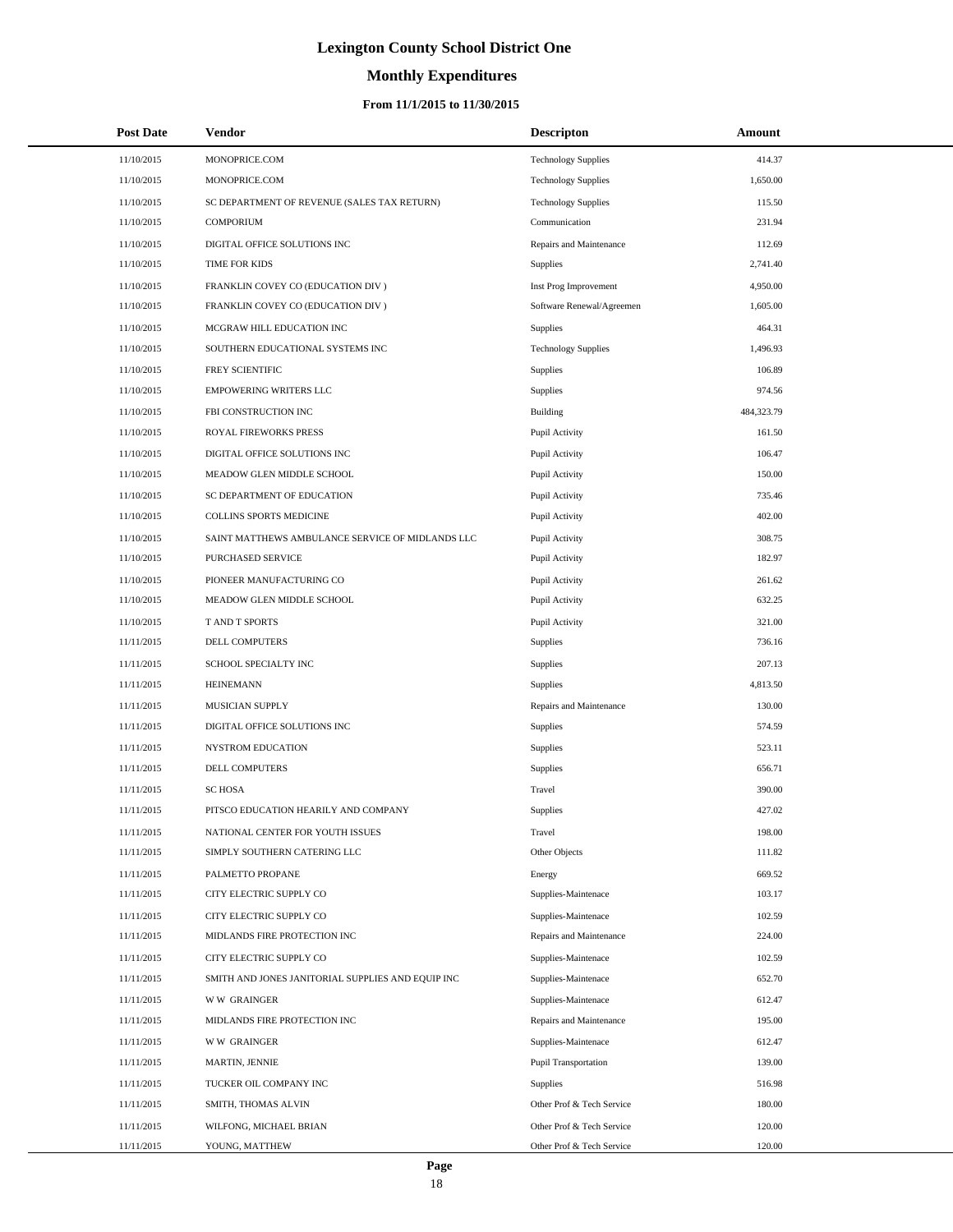# Lexington County School District One

## Monthly Expenditures

### From 11/1/2015 to 11/30/2015

| Post Date | Vendor | Descripton | Amount |
|---|---|---|---|
| 11/10/2015 | MONOPRICE.COM | Technology Supplies | 414.37 |
| 11/10/2015 | MONOPRICE.COM | Technology Supplies | 1,650.00 |
| 11/10/2015 | SC DEPARTMENT OF REVENUE (SALES TAX RETURN) | Technology Supplies | 115.50 |
| 11/10/2015 | COMPORIUM | Communication | 231.94 |
| 11/10/2015 | DIGITAL OFFICE SOLUTIONS INC | Repairs and Maintenance | 112.69 |
| 11/10/2015 | TIME FOR KIDS | Supplies | 2,741.40 |
| 11/10/2015 | FRANKLIN COVEY CO (EDUCATION DIV ) | Inst Prog Improvement | 4,950.00 |
| 11/10/2015 | FRANKLIN COVEY CO (EDUCATION DIV ) | Software Renewal/Agreemen | 1,605.00 |
| 11/10/2015 | MCGRAW HILL EDUCATION INC | Supplies | 464.31 |
| 11/10/2015 | SOUTHERN EDUCATIONAL SYSTEMS INC | Technology Supplies | 1,496.93 |
| 11/10/2015 | FREY SCIENTIFIC | Supplies | 106.89 |
| 11/10/2015 | EMPOWERING WRITERS LLC | Supplies | 974.56 |
| 11/10/2015 | FBI CONSTRUCTION INC | Building | 484,323.79 |
| 11/10/2015 | ROYAL FIREWORKS PRESS | Pupil Activity | 161.50 |
| 11/10/2015 | DIGITAL OFFICE SOLUTIONS INC | Pupil Activity | 106.47 |
| 11/10/2015 | MEADOW GLEN MIDDLE SCHOOL | Pupil Activity | 150.00 |
| 11/10/2015 | SC DEPARTMENT OF EDUCATION | Pupil Activity | 735.46 |
| 11/10/2015 | COLLINS SPORTS MEDICINE | Pupil Activity | 402.00 |
| 11/10/2015 | SAINT MATTHEWS AMBULANCE SERVICE OF MIDLANDS LLC | Pupil Activity | 308.75 |
| 11/10/2015 | PURCHASED SERVICE | Pupil Activity | 182.97 |
| 11/10/2015 | PIONEER MANUFACTURING CO | Pupil Activity | 261.62 |
| 11/10/2015 | MEADOW GLEN MIDDLE SCHOOL | Pupil Activity | 632.25 |
| 11/10/2015 | T AND T SPORTS | Pupil Activity | 321.00 |
| 11/11/2015 | DELL COMPUTERS | Supplies | 736.16 |
| 11/11/2015 | SCHOOL SPECIALTY INC | Supplies | 207.13 |
| 11/11/2015 | HEINEMANN | Supplies | 4,813.50 |
| 11/11/2015 | MUSICIAN SUPPLY | Repairs and Maintenance | 130.00 |
| 11/11/2015 | DIGITAL OFFICE SOLUTIONS INC | Supplies | 574.59 |
| 11/11/2015 | NYSTROM EDUCATION | Supplies | 523.11 |
| 11/11/2015 | DELL COMPUTERS | Supplies | 656.71 |
| 11/11/2015 | SC HOSA | Travel | 390.00 |
| 11/11/2015 | PITSCO EDUCATION HEARILY AND COMPANY | Supplies | 427.02 |
| 11/11/2015 | NATIONAL CENTER FOR YOUTH ISSUES | Travel | 198.00 |
| 11/11/2015 | SIMPLY SOUTHERN CATERING LLC | Other Objects | 111.82 |
| 11/11/2015 | PALMETTO PROPANE | Energy | 669.52 |
| 11/11/2015 | CITY ELECTRIC SUPPLY CO | Supplies-Maintenace | 103.17 |
| 11/11/2015 | CITY ELECTRIC SUPPLY CO | Supplies-Maintenace | 102.59 |
| 11/11/2015 | MIDLANDS FIRE PROTECTION INC | Repairs and Maintenance | 224.00 |
| 11/11/2015 | CITY ELECTRIC SUPPLY CO | Supplies-Maintenace | 102.59 |
| 11/11/2015 | SMITH AND JONES JANITORIAL SUPPLIES AND EQUIP INC | Supplies-Maintenace | 652.70 |
| 11/11/2015 | W W GRAINGER | Supplies-Maintenace | 612.47 |
| 11/11/2015 | MIDLANDS FIRE PROTECTION INC | Repairs and Maintenance | 195.00 |
| 11/11/2015 | W W GRAINGER | Supplies-Maintenace | 612.47 |
| 11/11/2015 | MARTIN, JENNIE | Pupil Transportation | 139.00 |
| 11/11/2015 | TUCKER OIL COMPANY INC | Supplies | 516.98 |
| 11/11/2015 | SMITH, THOMAS ALVIN | Other Prof & Tech Service | 180.00 |
| 11/11/2015 | WILFONG, MICHAEL BRIAN | Other Prof & Tech Service | 120.00 |
| 11/11/2015 | YOUNG, MATTHEW | Other Prof & Tech Service | 120.00 |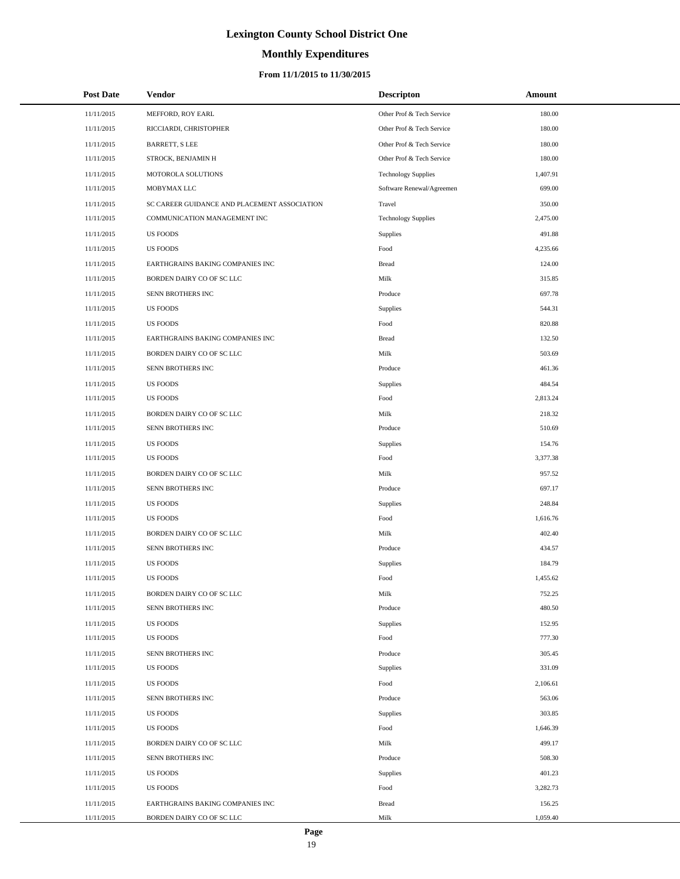# Lexington County School District One

## Monthly Expenditures

### From 11/1/2015 to 11/30/2015

| Post Date | Vendor | Descripton | Amount |
|---|---|---|---|
| 11/11/2015 | MEFFORD, ROY EARL | Other Prof & Tech Service | 180.00 |
| 11/11/2015 | RICCIARDI, CHRISTOPHER | Other Prof & Tech Service | 180.00 |
| 11/11/2015 | BARRETT, S LEE | Other Prof & Tech Service | 180.00 |
| 11/11/2015 | STROCK, BENJAMIN H | Other Prof & Tech Service | 180.00 |
| 11/11/2015 | MOTOROLA SOLUTIONS | Technology Supplies | 1,407.91 |
| 11/11/2015 | MOBYMAX LLC | Software Renewal/Agreemen | 699.00 |
| 11/11/2015 | SC CAREER GUIDANCE AND PLACEMENT ASSOCIATION | Travel | 350.00 |
| 11/11/2015 | COMMUNICATION MANAGEMENT INC | Technology Supplies | 2,475.00 |
| 11/11/2015 | US FOODS | Supplies | 491.88 |
| 11/11/2015 | US FOODS | Food | 4,235.66 |
| 11/11/2015 | EARTHGRAINS BAKING COMPANIES INC | Bread | 124.00 |
| 11/11/2015 | BORDEN DAIRY CO OF SC LLC | Milk | 315.85 |
| 11/11/2015 | SENN BROTHERS INC | Produce | 697.78 |
| 11/11/2015 | US FOODS | Supplies | 544.31 |
| 11/11/2015 | US FOODS | Food | 820.88 |
| 11/11/2015 | EARTHGRAINS BAKING COMPANIES INC | Bread | 132.50 |
| 11/11/2015 | BORDEN DAIRY CO OF SC LLC | Milk | 503.69 |
| 11/11/2015 | SENN BROTHERS INC | Produce | 461.36 |
| 11/11/2015 | US FOODS | Supplies | 484.54 |
| 11/11/2015 | US FOODS | Food | 2,813.24 |
| 11/11/2015 | BORDEN DAIRY CO OF SC LLC | Milk | 218.32 |
| 11/11/2015 | SENN BROTHERS INC | Produce | 510.69 |
| 11/11/2015 | US FOODS | Supplies | 154.76 |
| 11/11/2015 | US FOODS | Food | 3,377.38 |
| 11/11/2015 | BORDEN DAIRY CO OF SC LLC | Milk | 957.52 |
| 11/11/2015 | SENN BROTHERS INC | Produce | 697.17 |
| 11/11/2015 | US FOODS | Supplies | 248.84 |
| 11/11/2015 | US FOODS | Food | 1,616.76 |
| 11/11/2015 | BORDEN DAIRY CO OF SC LLC | Milk | 402.40 |
| 11/11/2015 | SENN BROTHERS INC | Produce | 434.57 |
| 11/11/2015 | US FOODS | Supplies | 184.79 |
| 11/11/2015 | US FOODS | Food | 1,455.62 |
| 11/11/2015 | BORDEN DAIRY CO OF SC LLC | Milk | 752.25 |
| 11/11/2015 | SENN BROTHERS INC | Produce | 480.50 |
| 11/11/2015 | US FOODS | Supplies | 152.95 |
| 11/11/2015 | US FOODS | Food | 777.30 |
| 11/11/2015 | SENN BROTHERS INC | Produce | 305.45 |
| 11/11/2015 | US FOODS | Supplies | 331.09 |
| 11/11/2015 | US FOODS | Food | 2,106.61 |
| 11/11/2015 | SENN BROTHERS INC | Produce | 563.06 |
| 11/11/2015 | US FOODS | Supplies | 303.85 |
| 11/11/2015 | US FOODS | Food | 1,646.39 |
| 11/11/2015 | BORDEN DAIRY CO OF SC LLC | Milk | 499.17 |
| 11/11/2015 | SENN BROTHERS INC | Produce | 508.30 |
| 11/11/2015 | US FOODS | Supplies | 401.23 |
| 11/11/2015 | US FOODS | Food | 3,282.73 |
| 11/11/2015 | EARTHGRAINS BAKING COMPANIES INC | Bread | 156.25 |
| 11/11/2015 | BORDEN DAIRY CO OF SC LLC | Milk | 1,059.40 |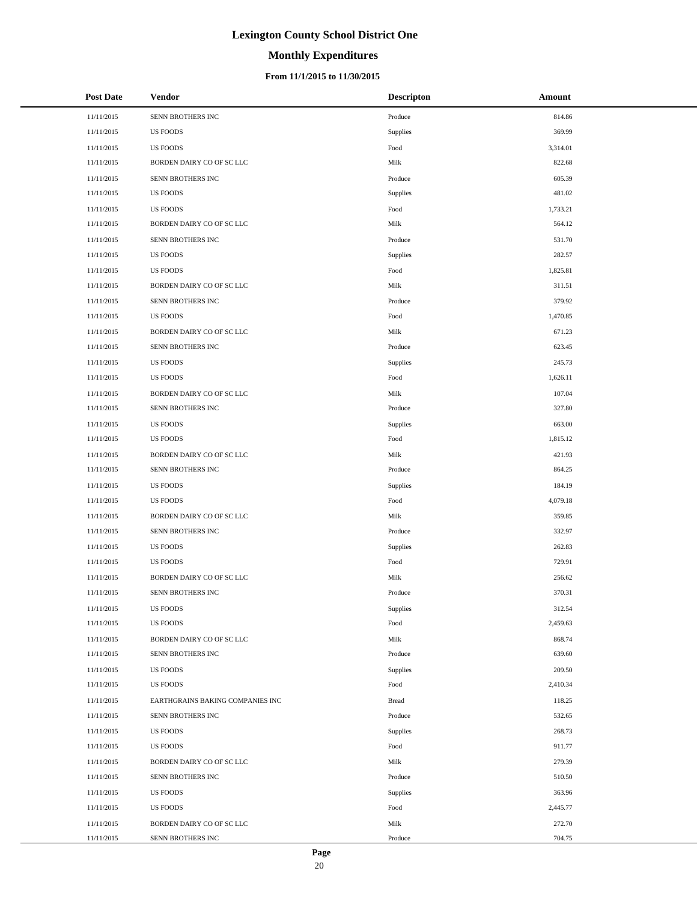# Lexington County School District One

## Monthly Expenditures

### From 11/1/2015 to 11/30/2015

| Post Date | Vendor | Descripton | Amount |
|---|---|---|---|
| 11/11/2015 | SENN BROTHERS INC | Produce | 814.86 |
| 11/11/2015 | US FOODS | Supplies | 369.99 |
| 11/11/2015 | US FOODS | Food | 3,314.01 |
| 11/11/2015 | BORDEN DAIRY CO OF SC LLC | Milk | 822.68 |
| 11/11/2015 | SENN BROTHERS INC | Produce | 605.39 |
| 11/11/2015 | US FOODS | Supplies | 481.02 |
| 11/11/2015 | US FOODS | Food | 1,733.21 |
| 11/11/2015 | BORDEN DAIRY CO OF SC LLC | Milk | 564.12 |
| 11/11/2015 | SENN BROTHERS INC | Produce | 531.70 |
| 11/11/2015 | US FOODS | Supplies | 282.57 |
| 11/11/2015 | US FOODS | Food | 1,825.81 |
| 11/11/2015 | BORDEN DAIRY CO OF SC LLC | Milk | 311.51 |
| 11/11/2015 | SENN BROTHERS INC | Produce | 379.92 |
| 11/11/2015 | US FOODS | Food | 1,470.85 |
| 11/11/2015 | BORDEN DAIRY CO OF SC LLC | Milk | 671.23 |
| 11/11/2015 | SENN BROTHERS INC | Produce | 623.45 |
| 11/11/2015 | US FOODS | Supplies | 245.73 |
| 11/11/2015 | US FOODS | Food | 1,626.11 |
| 11/11/2015 | BORDEN DAIRY CO OF SC LLC | Milk | 107.04 |
| 11/11/2015 | SENN BROTHERS INC | Produce | 327.80 |
| 11/11/2015 | US FOODS | Supplies | 663.00 |
| 11/11/2015 | US FOODS | Food | 1,815.12 |
| 11/11/2015 | BORDEN DAIRY CO OF SC LLC | Milk | 421.93 |
| 11/11/2015 | SENN BROTHERS INC | Produce | 864.25 |
| 11/11/2015 | US FOODS | Supplies | 184.19 |
| 11/11/2015 | US FOODS | Food | 4,079.18 |
| 11/11/2015 | BORDEN DAIRY CO OF SC LLC | Milk | 359.85 |
| 11/11/2015 | SENN BROTHERS INC | Produce | 332.97 |
| 11/11/2015 | US FOODS | Supplies | 262.83 |
| 11/11/2015 | US FOODS | Food | 729.91 |
| 11/11/2015 | BORDEN DAIRY CO OF SC LLC | Milk | 256.62 |
| 11/11/2015 | SENN BROTHERS INC | Produce | 370.31 |
| 11/11/2015 | US FOODS | Supplies | 312.54 |
| 11/11/2015 | US FOODS | Food | 2,459.63 |
| 11/11/2015 | BORDEN DAIRY CO OF SC LLC | Milk | 868.74 |
| 11/11/2015 | SENN BROTHERS INC | Produce | 639.60 |
| 11/11/2015 | US FOODS | Supplies | 209.50 |
| 11/11/2015 | US FOODS | Food | 2,410.34 |
| 11/11/2015 | EARTHGRAINS BAKING COMPANIES INC | Bread | 118.25 |
| 11/11/2015 | SENN BROTHERS INC | Produce | 532.65 |
| 11/11/2015 | US FOODS | Supplies | 268.73 |
| 11/11/2015 | US FOODS | Food | 911.77 |
| 11/11/2015 | BORDEN DAIRY CO OF SC LLC | Milk | 279.39 |
| 11/11/2015 | SENN BROTHERS INC | Produce | 510.50 |
| 11/11/2015 | US FOODS | Supplies | 363.96 |
| 11/11/2015 | US FOODS | Food | 2,445.77 |
| 11/11/2015 | BORDEN DAIRY CO OF SC LLC | Milk | 272.70 |
| 11/11/2015 | SENN BROTHERS INC | Produce | 704.75 |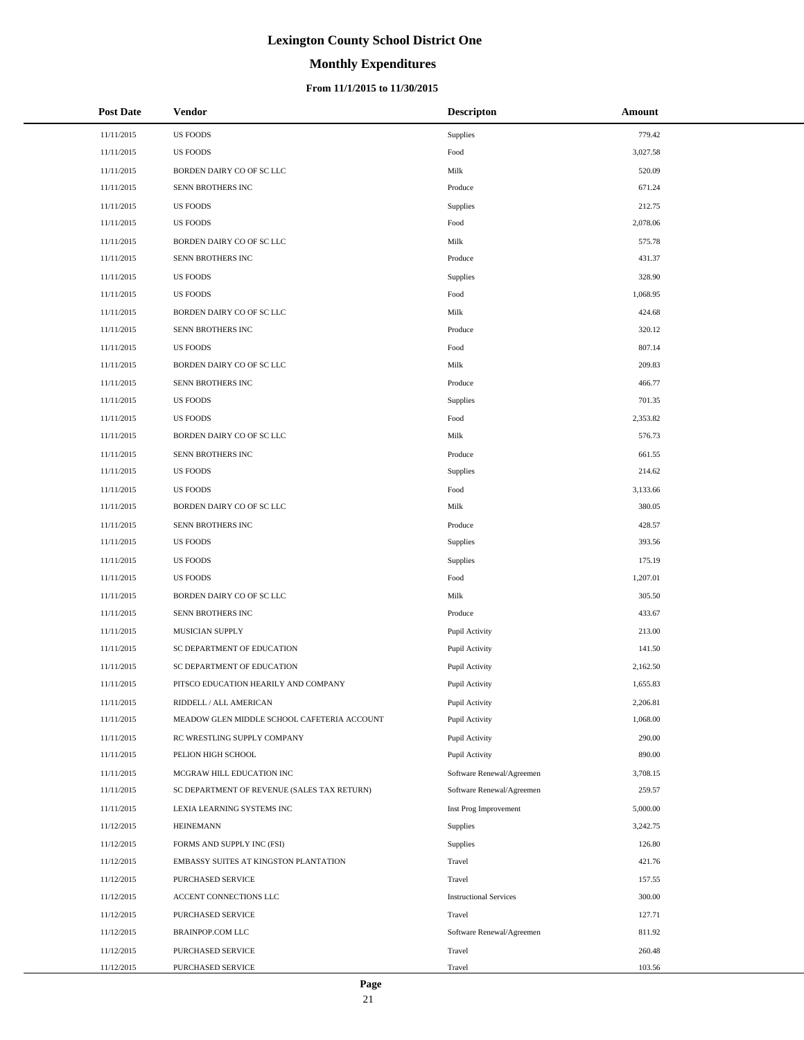# Lexington County School District One

## Monthly Expenditures

### From 11/1/2015 to 11/30/2015

| Post Date | Vendor | Descripton | Amount |
|---|---|---|---|
| 11/11/2015 | US FOODS | Supplies | 779.42 |
| 11/11/2015 | US FOODS | Food | 3,027.58 |
| 11/11/2015 | BORDEN DAIRY CO OF SC LLC | Milk | 520.09 |
| 11/11/2015 | SENN BROTHERS INC | Produce | 671.24 |
| 11/11/2015 | US FOODS | Supplies | 212.75 |
| 11/11/2015 | US FOODS | Food | 2,078.06 |
| 11/11/2015 | BORDEN DAIRY CO OF SC LLC | Milk | 575.78 |
| 11/11/2015 | SENN BROTHERS INC | Produce | 431.37 |
| 11/11/2015 | US FOODS | Supplies | 328.90 |
| 11/11/2015 | US FOODS | Food | 1,068.95 |
| 11/11/2015 | BORDEN DAIRY CO OF SC LLC | Milk | 424.68 |
| 11/11/2015 | SENN BROTHERS INC | Produce | 320.12 |
| 11/11/2015 | US FOODS | Food | 807.14 |
| 11/11/2015 | BORDEN DAIRY CO OF SC LLC | Milk | 209.83 |
| 11/11/2015 | SENN BROTHERS INC | Produce | 466.77 |
| 11/11/2015 | US FOODS | Supplies | 701.35 |
| 11/11/2015 | US FOODS | Food | 2,353.82 |
| 11/11/2015 | BORDEN DAIRY CO OF SC LLC | Milk | 576.73 |
| 11/11/2015 | SENN BROTHERS INC | Produce | 661.55 |
| 11/11/2015 | US FOODS | Supplies | 214.62 |
| 11/11/2015 | US FOODS | Food | 3,133.66 |
| 11/11/2015 | BORDEN DAIRY CO OF SC LLC | Milk | 380.05 |
| 11/11/2015 | SENN BROTHERS INC | Produce | 428.57 |
| 11/11/2015 | US FOODS | Supplies | 393.56 |
| 11/11/2015 | US FOODS | Supplies | 175.19 |
| 11/11/2015 | US FOODS | Food | 1,207.01 |
| 11/11/2015 | BORDEN DAIRY CO OF SC LLC | Milk | 305.50 |
| 11/11/2015 | SENN BROTHERS INC | Produce | 433.67 |
| 11/11/2015 | MUSICIAN SUPPLY | Pupil Activity | 213.00 |
| 11/11/2015 | SC DEPARTMENT OF EDUCATION | Pupil Activity | 141.50 |
| 11/11/2015 | SC DEPARTMENT OF EDUCATION | Pupil Activity | 2,162.50 |
| 11/11/2015 | PITSCO EDUCATION HEARILY AND COMPANY | Pupil Activity | 1,655.83 |
| 11/11/2015 | RIDDELL / ALL AMERICAN | Pupil Activity | 2,206.81 |
| 11/11/2015 | MEADOW GLEN MIDDLE SCHOOL CAFETERIA ACCOUNT | Pupil Activity | 1,068.00 |
| 11/11/2015 | RC WRESTLING SUPPLY COMPANY | Pupil Activity | 290.00 |
| 11/11/2015 | PELION HIGH SCHOOL | Pupil Activity | 890.00 |
| 11/11/2015 | MCGRAW HILL EDUCATION INC | Software Renewal/Agreemen | 3,708.15 |
| 11/11/2015 | SC DEPARTMENT OF REVENUE (SALES TAX RETURN) | Software Renewal/Agreemen | 259.57 |
| 11/11/2015 | LEXIA LEARNING SYSTEMS INC | Inst Prog Improvement | 5,000.00 |
| 11/12/2015 | HEINEMANN | Supplies | 3,242.75 |
| 11/12/2015 | FORMS AND SUPPLY INC (FSI) | Supplies | 126.80 |
| 11/12/2015 | EMBASSY SUITES AT KINGSTON PLANTATION | Travel | 421.76 |
| 11/12/2015 | PURCHASED SERVICE | Travel | 157.55 |
| 11/12/2015 | ACCENT CONNECTIONS LLC | Instructional Services | 300.00 |
| 11/12/2015 | PURCHASED SERVICE | Travel | 127.71 |
| 11/12/2015 | BRAINPOP.COM LLC | Software Renewal/Agreemen | 811.92 |
| 11/12/2015 | PURCHASED SERVICE | Travel | 260.48 |
| 11/12/2015 | PURCHASED SERVICE | Travel | 103.56 |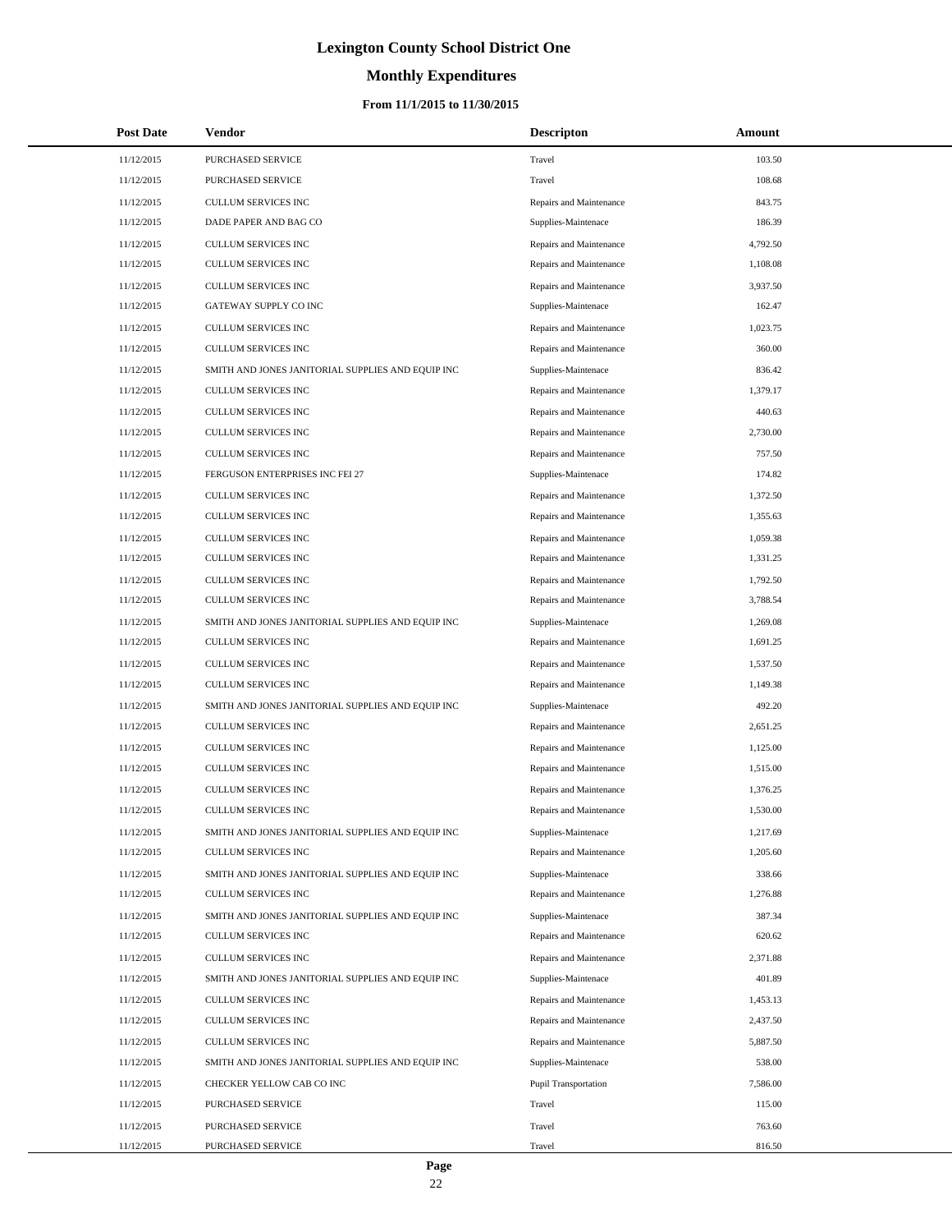# Lexington County School District One

## Monthly Expenditures

### From 11/1/2015 to 11/30/2015

| Post Date | Vendor | Descripton | Amount |
|---|---|---|---|
| 11/12/2015 | PURCHASED SERVICE | Travel | 103.50 |
| 11/12/2015 | PURCHASED SERVICE | Travel | 108.68 |
| 11/12/2015 | CULLUM SERVICES INC | Repairs and Maintenance | 843.75 |
| 11/12/2015 | DADE PAPER AND BAG CO | Supplies-Maintenace | 186.39 |
| 11/12/2015 | CULLUM SERVICES INC | Repairs and Maintenance | 4,792.50 |
| 11/12/2015 | CULLUM SERVICES INC | Repairs and Maintenance | 1,108.08 |
| 11/12/2015 | CULLUM SERVICES INC | Repairs and Maintenance | 3,937.50 |
| 11/12/2015 | GATEWAY SUPPLY CO INC | Supplies-Maintenace | 162.47 |
| 11/12/2015 | CULLUM SERVICES INC | Repairs and Maintenance | 1,023.75 |
| 11/12/2015 | CULLUM SERVICES INC | Repairs and Maintenance | 360.00 |
| 11/12/2015 | SMITH AND JONES JANITORIAL SUPPLIES AND EQUIP INC | Supplies-Maintenace | 836.42 |
| 11/12/2015 | CULLUM SERVICES INC | Repairs and Maintenance | 1,379.17 |
| 11/12/2015 | CULLUM SERVICES INC | Repairs and Maintenance | 440.63 |
| 11/12/2015 | CULLUM SERVICES INC | Repairs and Maintenance | 2,730.00 |
| 11/12/2015 | CULLUM SERVICES INC | Repairs and Maintenance | 757.50 |
| 11/12/2015 | FERGUSON ENTERPRISES INC FEI 27 | Supplies-Maintenace | 174.82 |
| 11/12/2015 | CULLUM SERVICES INC | Repairs and Maintenance | 1,372.50 |
| 11/12/2015 | CULLUM SERVICES INC | Repairs and Maintenance | 1,355.63 |
| 11/12/2015 | CULLUM SERVICES INC | Repairs and Maintenance | 1,059.38 |
| 11/12/2015 | CULLUM SERVICES INC | Repairs and Maintenance | 1,331.25 |
| 11/12/2015 | CULLUM SERVICES INC | Repairs and Maintenance | 1,792.50 |
| 11/12/2015 | CULLUM SERVICES INC | Repairs and Maintenance | 3,788.54 |
| 11/12/2015 | SMITH AND JONES JANITORIAL SUPPLIES AND EQUIP INC | Supplies-Maintenace | 1,269.08 |
| 11/12/2015 | CULLUM SERVICES INC | Repairs and Maintenance | 1,691.25 |
| 11/12/2015 | CULLUM SERVICES INC | Repairs and Maintenance | 1,537.50 |
| 11/12/2015 | CULLUM SERVICES INC | Repairs and Maintenance | 1,149.38 |
| 11/12/2015 | SMITH AND JONES JANITORIAL SUPPLIES AND EQUIP INC | Supplies-Maintenace | 492.20 |
| 11/12/2015 | CULLUM SERVICES INC | Repairs and Maintenance | 2,651.25 |
| 11/12/2015 | CULLUM SERVICES INC | Repairs and Maintenance | 1,125.00 |
| 11/12/2015 | CULLUM SERVICES INC | Repairs and Maintenance | 1,515.00 |
| 11/12/2015 | CULLUM SERVICES INC | Repairs and Maintenance | 1,376.25 |
| 11/12/2015 | CULLUM SERVICES INC | Repairs and Maintenance | 1,530.00 |
| 11/12/2015 | SMITH AND JONES JANITORIAL SUPPLIES AND EQUIP INC | Supplies-Maintenace | 1,217.69 |
| 11/12/2015 | CULLUM SERVICES INC | Repairs and Maintenance | 1,205.60 |
| 11/12/2015 | SMITH AND JONES JANITORIAL SUPPLIES AND EQUIP INC | Supplies-Maintenace | 338.66 |
| 11/12/2015 | CULLUM SERVICES INC | Repairs and Maintenance | 1,276.88 |
| 11/12/2015 | SMITH AND JONES JANITORIAL SUPPLIES AND EQUIP INC | Supplies-Maintenace | 387.34 |
| 11/12/2015 | CULLUM SERVICES INC | Repairs and Maintenance | 620.62 |
| 11/12/2015 | CULLUM SERVICES INC | Repairs and Maintenance | 2,371.88 |
| 11/12/2015 | SMITH AND JONES JANITORIAL SUPPLIES AND EQUIP INC | Supplies-Maintenace | 401.89 |
| 11/12/2015 | CULLUM SERVICES INC | Repairs and Maintenance | 1,453.13 |
| 11/12/2015 | CULLUM SERVICES INC | Repairs and Maintenance | 2,437.50 |
| 11/12/2015 | CULLUM SERVICES INC | Repairs and Maintenance | 5,887.50 |
| 11/12/2015 | SMITH AND JONES JANITORIAL SUPPLIES AND EQUIP INC | Supplies-Maintenace | 538.00 |
| 11/12/2015 | CHECKER YELLOW CAB CO INC | Pupil Transportation | 7,586.00 |
| 11/12/2015 | PURCHASED SERVICE | Travel | 115.00 |
| 11/12/2015 | PURCHASED SERVICE | Travel | 763.60 |
| 11/12/2015 | PURCHASED SERVICE | Travel | 816.50 |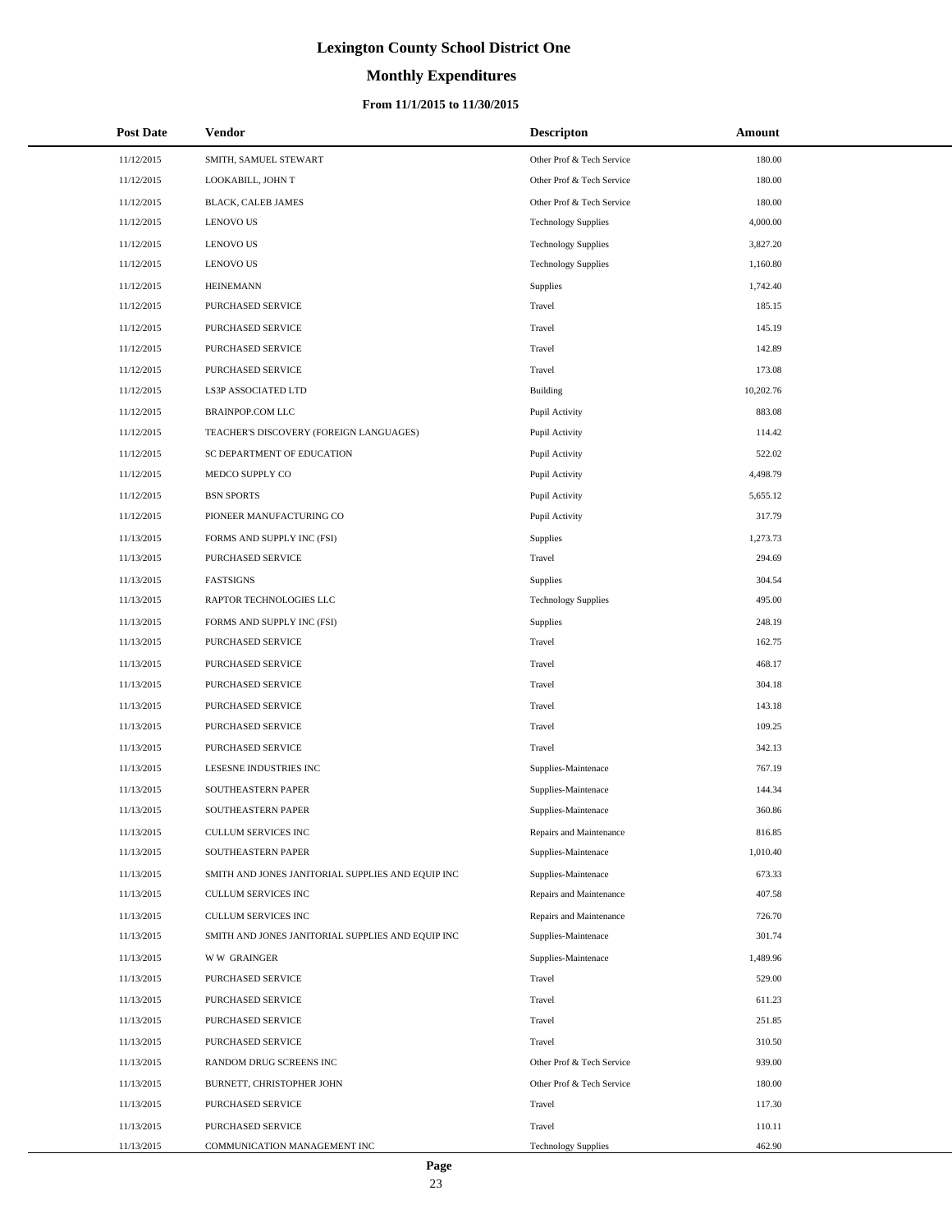# Lexington County School District One

## Monthly Expenditures

### From 11/1/2015 to 11/30/2015

| Post Date | Vendor | Descripton | Amount |
|---|---|---|---|
| 11/12/2015 | SMITH, SAMUEL STEWART | Other Prof & Tech Service | 180.00 |
| 11/12/2015 | LOOKABILL, JOHN T | Other Prof & Tech Service | 180.00 |
| 11/12/2015 | BLACK, CALEB JAMES | Other Prof & Tech Service | 180.00 |
| 11/12/2015 | LENOVO US | Technology Supplies | 4,000.00 |
| 11/12/2015 | LENOVO US | Technology Supplies | 3,827.20 |
| 11/12/2015 | LENOVO US | Technology Supplies | 1,160.80 |
| 11/12/2015 | HEINEMANN | Supplies | 1,742.40 |
| 11/12/2015 | PURCHASED SERVICE | Travel | 185.15 |
| 11/12/2015 | PURCHASED SERVICE | Travel | 145.19 |
| 11/12/2015 | PURCHASED SERVICE | Travel | 142.89 |
| 11/12/2015 | PURCHASED SERVICE | Travel | 173.08 |
| 11/12/2015 | LS3P ASSOCIATED LTD | Building | 10,202.76 |
| 11/12/2015 | BRAINPOP.COM LLC | Pupil Activity | 883.08 |
| 11/12/2015 | TEACHER'S DISCOVERY (FOREIGN LANGUAGES) | Pupil Activity | 114.42 |
| 11/12/2015 | SC DEPARTMENT OF EDUCATION | Pupil Activity | 522.02 |
| 11/12/2015 | MEDCO SUPPLY CO | Pupil Activity | 4,498.79 |
| 11/12/2015 | BSN SPORTS | Pupil Activity | 5,655.12 |
| 11/12/2015 | PIONEER MANUFACTURING CO | Pupil Activity | 317.79 |
| 11/13/2015 | FORMS AND SUPPLY INC (FSI) | Supplies | 1,273.73 |
| 11/13/2015 | PURCHASED SERVICE | Travel | 294.69 |
| 11/13/2015 | FASTSIGNS | Supplies | 304.54 |
| 11/13/2015 | RAPTOR TECHNOLOGIES LLC | Technology Supplies | 495.00 |
| 11/13/2015 | FORMS AND SUPPLY INC (FSI) | Supplies | 248.19 |
| 11/13/2015 | PURCHASED SERVICE | Travel | 162.75 |
| 11/13/2015 | PURCHASED SERVICE | Travel | 468.17 |
| 11/13/2015 | PURCHASED SERVICE | Travel | 304.18 |
| 11/13/2015 | PURCHASED SERVICE | Travel | 143.18 |
| 11/13/2015 | PURCHASED SERVICE | Travel | 109.25 |
| 11/13/2015 | PURCHASED SERVICE | Travel | 342.13 |
| 11/13/2015 | LESESNE INDUSTRIES INC | Supplies-Maintenace | 767.19 |
| 11/13/2015 | SOUTHEASTERN PAPER | Supplies-Maintenace | 144.34 |
| 11/13/2015 | SOUTHEASTERN PAPER | Supplies-Maintenace | 360.86 |
| 11/13/2015 | CULLUM SERVICES INC | Repairs and Maintenance | 816.85 |
| 11/13/2015 | SOUTHEASTERN PAPER | Supplies-Maintenace | 1,010.40 |
| 11/13/2015 | SMITH AND JONES JANITORIAL SUPPLIES AND EQUIP INC | Supplies-Maintenace | 673.33 |
| 11/13/2015 | CULLUM SERVICES INC | Repairs and Maintenance | 407.58 |
| 11/13/2015 | CULLUM SERVICES INC | Repairs and Maintenance | 726.70 |
| 11/13/2015 | SMITH AND JONES JANITORIAL SUPPLIES AND EQUIP INC | Supplies-Maintenace | 301.74 |
| 11/13/2015 | W W GRAINGER | Supplies-Maintenace | 1,489.96 |
| 11/13/2015 | PURCHASED SERVICE | Travel | 529.00 |
| 11/13/2015 | PURCHASED SERVICE | Travel | 611.23 |
| 11/13/2015 | PURCHASED SERVICE | Travel | 251.85 |
| 11/13/2015 | PURCHASED SERVICE | Travel | 310.50 |
| 11/13/2015 | RANDOM DRUG SCREENS INC | Other Prof & Tech Service | 939.00 |
| 11/13/2015 | BURNETT, CHRISTOPHER JOHN | Other Prof & Tech Service | 180.00 |
| 11/13/2015 | PURCHASED SERVICE | Travel | 117.30 |
| 11/13/2015 | PURCHASED SERVICE | Travel | 110.11 |
| 11/13/2015 | COMMUNICATION MANAGEMENT INC | Technology Supplies | 462.90 |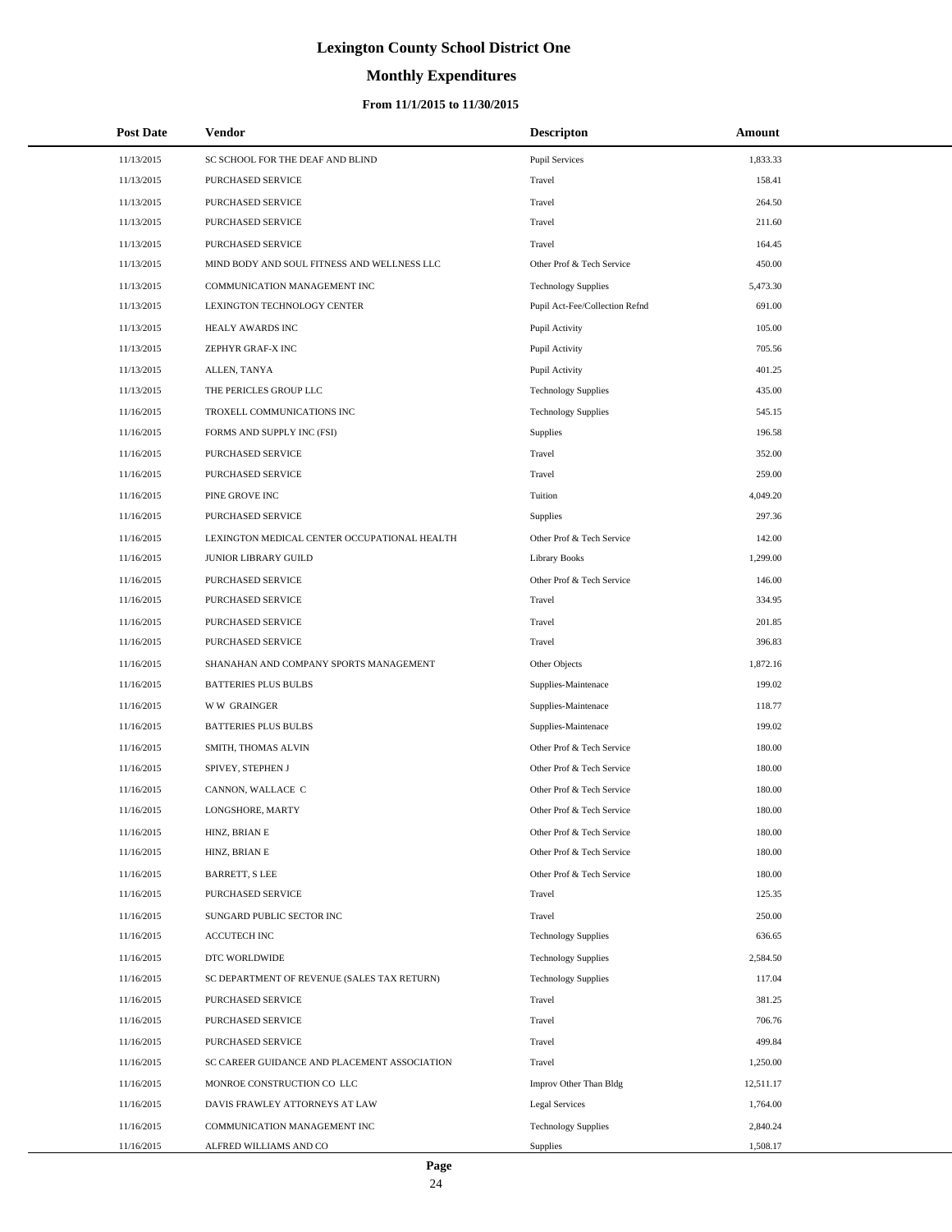# Lexington County School District One

## Monthly Expenditures

### From 11/1/2015 to 11/30/2015

| Post Date | Vendor | Descripton | Amount |
|---|---|---|---|
| 11/13/2015 | SC SCHOOL FOR THE DEAF AND BLIND | Pupil Services | 1,833.33 |
| 11/13/2015 | PURCHASED SERVICE | Travel | 158.41 |
| 11/13/2015 | PURCHASED SERVICE | Travel | 264.50 |
| 11/13/2015 | PURCHASED SERVICE | Travel | 211.60 |
| 11/13/2015 | PURCHASED SERVICE | Travel | 164.45 |
| 11/13/2015 | MIND BODY AND SOUL FITNESS AND WELLNESS LLC | Other Prof & Tech Service | 450.00 |
| 11/13/2015 | COMMUNICATION MANAGEMENT INC | Technology Supplies | 5,473.30 |
| 11/13/2015 | LEXINGTON TECHNOLOGY CENTER | Pupil Act-Fee/Collection Refnd | 691.00 |
| 11/13/2015 | HEALY AWARDS INC | Pupil Activity | 105.00 |
| 11/13/2015 | ZEPHYR GRAF-X INC | Pupil Activity | 705.56 |
| 11/13/2015 | ALLEN, TANYA | Pupil Activity | 401.25 |
| 11/13/2015 | THE PERICLES GROUP LLC | Technology Supplies | 435.00 |
| 11/16/2015 | TROXELL COMMUNICATIONS INC | Technology Supplies | 545.15 |
| 11/16/2015 | FORMS AND SUPPLY INC (FSI) | Supplies | 196.58 |
| 11/16/2015 | PURCHASED SERVICE | Travel | 352.00 |
| 11/16/2015 | PURCHASED SERVICE | Travel | 259.00 |
| 11/16/2015 | PINE GROVE INC | Tuition | 4,049.20 |
| 11/16/2015 | PURCHASED SERVICE | Supplies | 297.36 |
| 11/16/2015 | LEXINGTON MEDICAL CENTER OCCUPATIONAL HEALTH | Other Prof & Tech Service | 142.00 |
| 11/16/2015 | JUNIOR LIBRARY GUILD | Library Books | 1,299.00 |
| 11/16/2015 | PURCHASED SERVICE | Other Prof & Tech Service | 146.00 |
| 11/16/2015 | PURCHASED SERVICE | Travel | 334.95 |
| 11/16/2015 | PURCHASED SERVICE | Travel | 201.85 |
| 11/16/2015 | PURCHASED SERVICE | Travel | 396.83 |
| 11/16/2015 | SHANAHAN AND COMPANY SPORTS MANAGEMENT | Other Objects | 1,872.16 |
| 11/16/2015 | BATTERIES PLUS BULBS | Supplies-Maintenace | 199.02 |
| 11/16/2015 | W W GRAINGER | Supplies-Maintenace | 118.77 |
| 11/16/2015 | BATTERIES PLUS BULBS | Supplies-Maintenace | 199.02 |
| 11/16/2015 | SMITH, THOMAS ALVIN | Other Prof & Tech Service | 180.00 |
| 11/16/2015 | SPIVEY, STEPHEN J | Other Prof & Tech Service | 180.00 |
| 11/16/2015 | CANNON, WALLACE C | Other Prof & Tech Service | 180.00 |
| 11/16/2015 | LONGSHORE, MARTY | Other Prof & Tech Service | 180.00 |
| 11/16/2015 | HINZ, BRIAN E | Other Prof & Tech Service | 180.00 |
| 11/16/2015 | HINZ, BRIAN E | Other Prof & Tech Service | 180.00 |
| 11/16/2015 | BARRETT, S LEE | Other Prof & Tech Service | 180.00 |
| 11/16/2015 | PURCHASED SERVICE | Travel | 125.35 |
| 11/16/2015 | SUNGARD PUBLIC SECTOR INC | Travel | 250.00 |
| 11/16/2015 | ACCUTECH INC | Technology Supplies | 636.65 |
| 11/16/2015 | DTC WORLDWIDE | Technology Supplies | 2,584.50 |
| 11/16/2015 | SC DEPARTMENT OF REVENUE (SALES TAX RETURN) | Technology Supplies | 117.04 |
| 11/16/2015 | PURCHASED SERVICE | Travel | 381.25 |
| 11/16/2015 | PURCHASED SERVICE | Travel | 706.76 |
| 11/16/2015 | PURCHASED SERVICE | Travel | 499.84 |
| 11/16/2015 | SC CAREER GUIDANCE AND PLACEMENT ASSOCIATION | Travel | 1,250.00 |
| 11/16/2015 | MONROE CONSTRUCTION CO LLC | Improv Other Than Bldg | 12,511.17 |
| 11/16/2015 | DAVIS FRAWLEY ATTORNEYS AT LAW | Legal Services | 1,764.00 |
| 11/16/2015 | COMMUNICATION MANAGEMENT INC | Technology Supplies | 2,840.24 |
| 11/16/2015 | ALFRED WILLIAMS AND CO | Supplies | 1,508.17 |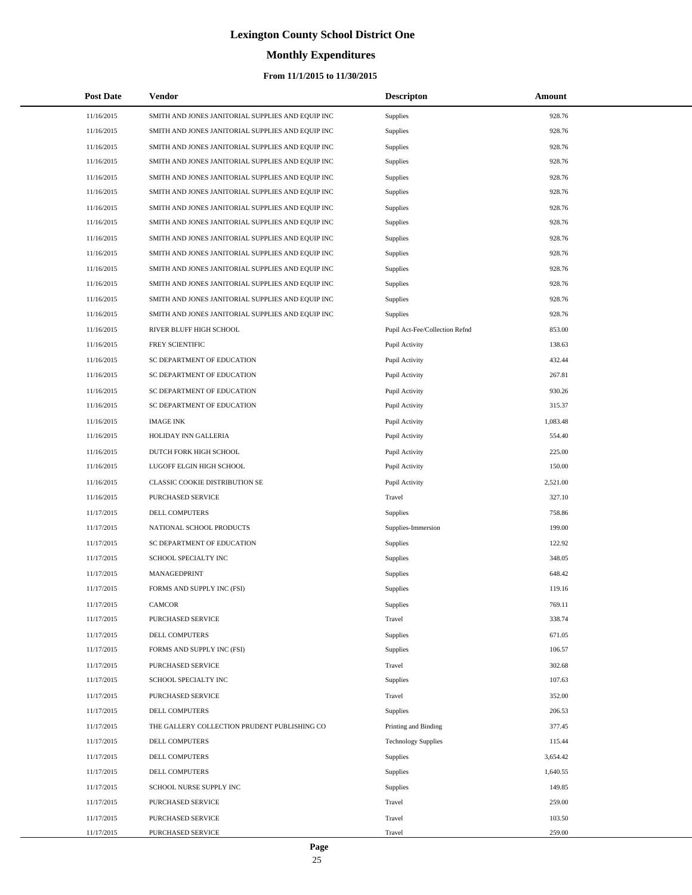# Lexington County School District One

## Monthly Expenditures

### From 11/1/2015 to 11/30/2015

| Post Date | Vendor | Descripton | Amount |
|---|---|---|---|
| 11/16/2015 | SMITH AND JONES JANITORIAL SUPPLIES AND EQUIP INC | Supplies | 928.76 |
| 11/16/2015 | SMITH AND JONES JANITORIAL SUPPLIES AND EQUIP INC | Supplies | 928.76 |
| 11/16/2015 | SMITH AND JONES JANITORIAL SUPPLIES AND EQUIP INC | Supplies | 928.76 |
| 11/16/2015 | SMITH AND JONES JANITORIAL SUPPLIES AND EQUIP INC | Supplies | 928.76 |
| 11/16/2015 | SMITH AND JONES JANITORIAL SUPPLIES AND EQUIP INC | Supplies | 928.76 |
| 11/16/2015 | SMITH AND JONES JANITORIAL SUPPLIES AND EQUIP INC | Supplies | 928.76 |
| 11/16/2015 | SMITH AND JONES JANITORIAL SUPPLIES AND EQUIP INC | Supplies | 928.76 |
| 11/16/2015 | SMITH AND JONES JANITORIAL SUPPLIES AND EQUIP INC | Supplies | 928.76 |
| 11/16/2015 | SMITH AND JONES JANITORIAL SUPPLIES AND EQUIP INC | Supplies | 928.76 |
| 11/16/2015 | SMITH AND JONES JANITORIAL SUPPLIES AND EQUIP INC | Supplies | 928.76 |
| 11/16/2015 | SMITH AND JONES JANITORIAL SUPPLIES AND EQUIP INC | Supplies | 928.76 |
| 11/16/2015 | SMITH AND JONES JANITORIAL SUPPLIES AND EQUIP INC | Supplies | 928.76 |
| 11/16/2015 | SMITH AND JONES JANITORIAL SUPPLIES AND EQUIP INC | Supplies | 928.76 |
| 11/16/2015 | SMITH AND JONES JANITORIAL SUPPLIES AND EQUIP INC | Supplies | 928.76 |
| 11/16/2015 | RIVER BLUFF HIGH SCHOOL | Pupil Act-Fee/Collection Refnd | 853.00 |
| 11/16/2015 | FREY SCIENTIFIC | Pupil Activity | 138.63 |
| 11/16/2015 | SC DEPARTMENT OF EDUCATION | Pupil Activity | 432.44 |
| 11/16/2015 | SC DEPARTMENT OF EDUCATION | Pupil Activity | 267.81 |
| 11/16/2015 | SC DEPARTMENT OF EDUCATION | Pupil Activity | 930.26 |
| 11/16/2015 | SC DEPARTMENT OF EDUCATION | Pupil Activity | 315.37 |
| 11/16/2015 | IMAGE INK | Pupil Activity | 1,083.48 |
| 11/16/2015 | HOLIDAY INN GALLERIA | Pupil Activity | 554.40 |
| 11/16/2015 | DUTCH FORK HIGH SCHOOL | Pupil Activity | 225.00 |
| 11/16/2015 | LUGOFF ELGIN HIGH SCHOOL | Pupil Activity | 150.00 |
| 11/16/2015 | CLASSIC COOKIE DISTRIBUTION SE | Pupil Activity | 2,521.00 |
| 11/16/2015 | PURCHASED SERVICE | Travel | 327.10 |
| 11/17/2015 | DELL COMPUTERS | Supplies | 758.86 |
| 11/17/2015 | NATIONAL SCHOOL PRODUCTS | Supplies-Immersion | 199.00 |
| 11/17/2015 | SC DEPARTMENT OF EDUCATION | Supplies | 122.92 |
| 11/17/2015 | SCHOOL SPECIALTY INC | Supplies | 348.05 |
| 11/17/2015 | MANAGEDPRINT | Supplies | 648.42 |
| 11/17/2015 | FORMS AND SUPPLY INC (FSI) | Supplies | 119.16 |
| 11/17/2015 | CAMCOR | Supplies | 769.11 |
| 11/17/2015 | PURCHASED SERVICE | Travel | 338.74 |
| 11/17/2015 | DELL COMPUTERS | Supplies | 671.05 |
| 11/17/2015 | FORMS AND SUPPLY INC (FSI) | Supplies | 106.57 |
| 11/17/2015 | PURCHASED SERVICE | Travel | 302.68 |
| 11/17/2015 | SCHOOL SPECIALTY INC | Supplies | 107.63 |
| 11/17/2015 | PURCHASED SERVICE | Travel | 352.00 |
| 11/17/2015 | DELL COMPUTERS | Supplies | 206.53 |
| 11/17/2015 | THE GALLERY COLLECTION PRUDENT PUBLISHING CO | Printing and Binding | 377.45 |
| 11/17/2015 | DELL COMPUTERS | Technology Supplies | 115.44 |
| 11/17/2015 | DELL COMPUTERS | Supplies | 3,654.42 |
| 11/17/2015 | DELL COMPUTERS | Supplies | 1,640.55 |
| 11/17/2015 | SCHOOL NURSE SUPPLY INC | Supplies | 149.85 |
| 11/17/2015 | PURCHASED SERVICE | Travel | 259.00 |
| 11/17/2015 | PURCHASED SERVICE | Travel | 103.50 |
| 11/17/2015 | PURCHASED SERVICE | Travel | 259.00 |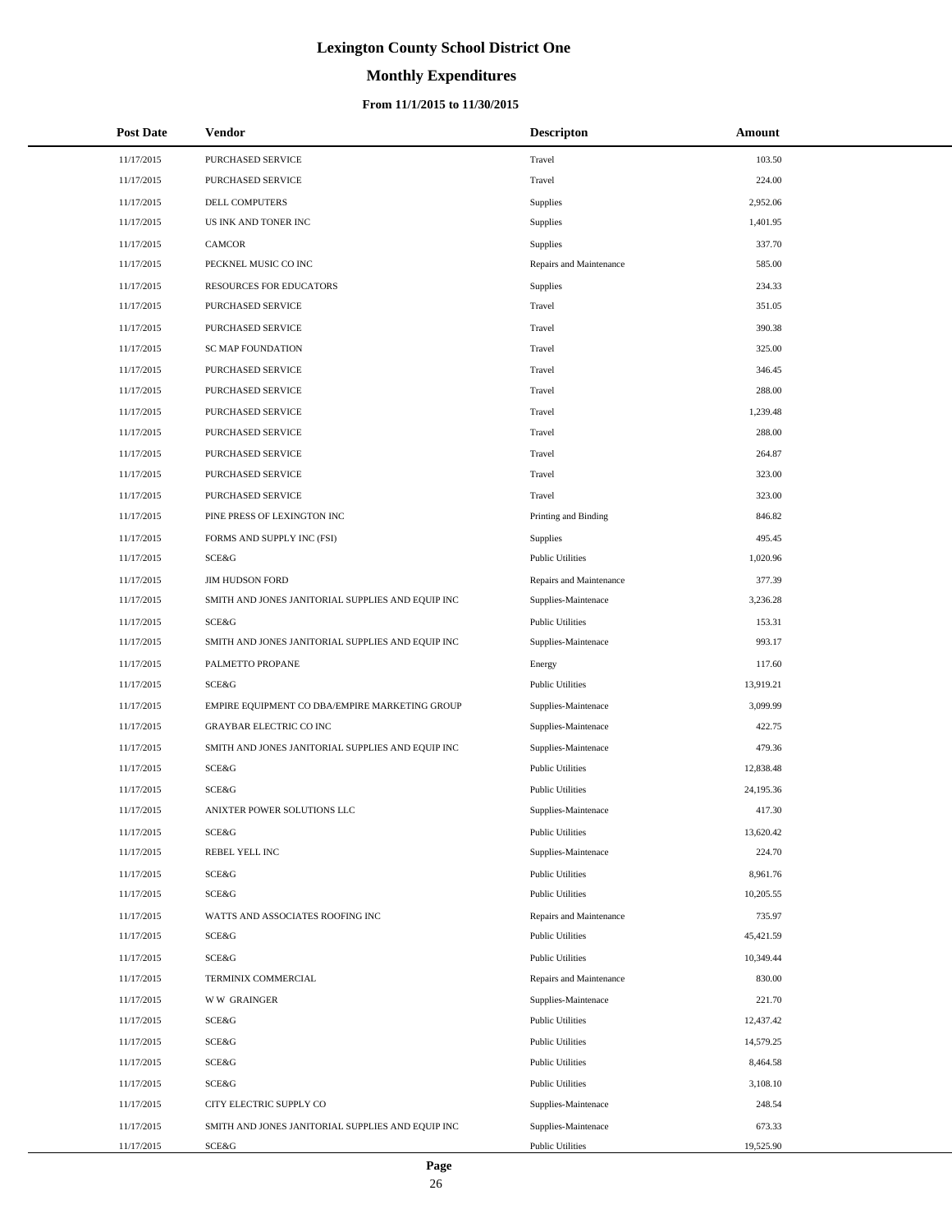# Lexington County School District One

## Monthly Expenditures

### From 11/1/2015 to 11/30/2015

| Post Date | Vendor | Descripton | Amount |
|---|---|---|---|
| 11/17/2015 | PURCHASED SERVICE | Travel | 103.50 |
| 11/17/2015 | PURCHASED SERVICE | Travel | 224.00 |
| 11/17/2015 | DELL COMPUTERS | Supplies | 2,952.06 |
| 11/17/2015 | US INK AND TONER INC | Supplies | 1,401.95 |
| 11/17/2015 | CAMCOR | Supplies | 337.70 |
| 11/17/2015 | PECKNEL MUSIC CO INC | Repairs and Maintenance | 585.00 |
| 11/17/2015 | RESOURCES FOR EDUCATORS | Supplies | 234.33 |
| 11/17/2015 | PURCHASED SERVICE | Travel | 351.05 |
| 11/17/2015 | PURCHASED SERVICE | Travel | 390.38 |
| 11/17/2015 | SC MAP FOUNDATION | Travel | 325.00 |
| 11/17/2015 | PURCHASED SERVICE | Travel | 346.45 |
| 11/17/2015 | PURCHASED SERVICE | Travel | 288.00 |
| 11/17/2015 | PURCHASED SERVICE | Travel | 1,239.48 |
| 11/17/2015 | PURCHASED SERVICE | Travel | 288.00 |
| 11/17/2015 | PURCHASED SERVICE | Travel | 264.87 |
| 11/17/2015 | PURCHASED SERVICE | Travel | 323.00 |
| 11/17/2015 | PURCHASED SERVICE | Travel | 323.00 |
| 11/17/2015 | PINE PRESS OF LEXINGTON INC | Printing and Binding | 846.82 |
| 11/17/2015 | FORMS AND SUPPLY INC (FSI) | Supplies | 495.45 |
| 11/17/2015 | SCE&G | Public Utilities | 1,020.96 |
| 11/17/2015 | JIM HUDSON FORD | Repairs and Maintenance | 377.39 |
| 11/17/2015 | SMITH AND JONES JANITORIAL SUPPLIES AND EQUIP INC | Supplies-Maintenace | 3,236.28 |
| 11/17/2015 | SCE&G | Public Utilities | 153.31 |
| 11/17/2015 | SMITH AND JONES JANITORIAL SUPPLIES AND EQUIP INC | Supplies-Maintenace | 993.17 |
| 11/17/2015 | PALMETTO PROPANE | Energy | 117.60 |
| 11/17/2015 | SCE&G | Public Utilities | 13,919.21 |
| 11/17/2015 | EMPIRE EQUIPMENT CO DBA/EMPIRE MARKETING GROUP | Supplies-Maintenace | 3,099.99 |
| 11/17/2015 | GRAYBAR ELECTRIC CO INC | Supplies-Maintenace | 422.75 |
| 11/17/2015 | SMITH AND JONES JANITORIAL SUPPLIES AND EQUIP INC | Supplies-Maintenace | 479.36 |
| 11/17/2015 | SCE&G | Public Utilities | 12,838.48 |
| 11/17/2015 | SCE&G | Public Utilities | 24,195.36 |
| 11/17/2015 | ANIXTER POWER SOLUTIONS LLC | Supplies-Maintenace | 417.30 |
| 11/17/2015 | SCE&G | Public Utilities | 13,620.42 |
| 11/17/2015 | REBEL YELL INC | Supplies-Maintenace | 224.70 |
| 11/17/2015 | SCE&G | Public Utilities | 8,961.76 |
| 11/17/2015 | SCE&G | Public Utilities | 10,205.55 |
| 11/17/2015 | WATTS AND ASSOCIATES ROOFING INC | Repairs and Maintenance | 735.97 |
| 11/17/2015 | SCE&G | Public Utilities | 45,421.59 |
| 11/17/2015 | SCE&G | Public Utilities | 10,349.44 |
| 11/17/2015 | TERMINIX COMMERCIAL | Repairs and Maintenance | 830.00 |
| 11/17/2015 | W W GRAINGER | Supplies-Maintenace | 221.70 |
| 11/17/2015 | SCE&G | Public Utilities | 12,437.42 |
| 11/17/2015 | SCE&G | Public Utilities | 14,579.25 |
| 11/17/2015 | SCE&G | Public Utilities | 8,464.58 |
| 11/17/2015 | SCE&G | Public Utilities | 3,108.10 |
| 11/17/2015 | CITY ELECTRIC SUPPLY CO | Supplies-Maintenace | 248.54 |
| 11/17/2015 | SMITH AND JONES JANITORIAL SUPPLIES AND EQUIP INC | Supplies-Maintenace | 673.33 |
| 11/17/2015 | SCE&G | Public Utilities | 19,525.90 |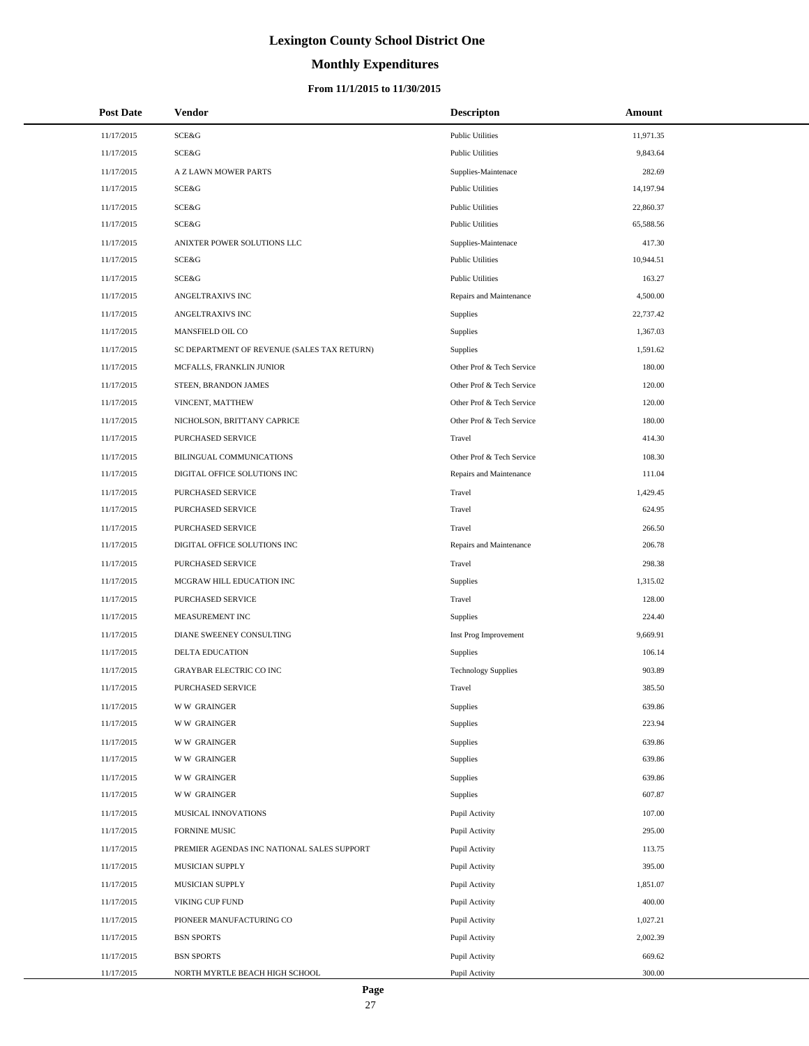# Lexington County School District One

## Monthly Expenditures

### From 11/1/2015 to 11/30/2015

| Post Date | Vendor | Descripton | Amount |
|---|---|---|---|
| 11/17/2015 | SCE&G | Public Utilities | 11,971.35 |
| 11/17/2015 | SCE&G | Public Utilities | 9,843.64 |
| 11/17/2015 | A Z LAWN MOWER PARTS | Supplies-Maintenace | 282.69 |
| 11/17/2015 | SCE&G | Public Utilities | 14,197.94 |
| 11/17/2015 | SCE&G | Public Utilities | 22,860.37 |
| 11/17/2015 | SCE&G | Public Utilities | 65,588.56 |
| 11/17/2015 | ANIXTER POWER SOLUTIONS LLC | Supplies-Maintenace | 417.30 |
| 11/17/2015 | SCE&G | Public Utilities | 10,944.51 |
| 11/17/2015 | SCE&G | Public Utilities | 163.27 |
| 11/17/2015 | ANGELTRAXIVS INC | Repairs and Maintenance | 4,500.00 |
| 11/17/2015 | ANGELTRAXIVS INC | Supplies | 22,737.42 |
| 11/17/2015 | MANSFIELD OIL CO | Supplies | 1,367.03 |
| 11/17/2015 | SC DEPARTMENT OF REVENUE (SALES TAX RETURN) | Supplies | 1,591.62 |
| 11/17/2015 | MCFALLS, FRANKLIN JUNIOR | Other Prof & Tech Service | 180.00 |
| 11/17/2015 | STEEN, BRANDON JAMES | Other Prof & Tech Service | 120.00 |
| 11/17/2015 | VINCENT, MATTHEW | Other Prof & Tech Service | 120.00 |
| 11/17/2015 | NICHOLSON, BRITTANY CAPRICE | Other Prof & Tech Service | 180.00 |
| 11/17/2015 | PURCHASED SERVICE | Travel | 414.30 |
| 11/17/2015 | BILINGUAL COMMUNICATIONS | Other Prof & Tech Service | 108.30 |
| 11/17/2015 | DIGITAL OFFICE SOLUTIONS INC | Repairs and Maintenance | 111.04 |
| 11/17/2015 | PURCHASED SERVICE | Travel | 1,429.45 |
| 11/17/2015 | PURCHASED SERVICE | Travel | 624.95 |
| 11/17/2015 | PURCHASED SERVICE | Travel | 266.50 |
| 11/17/2015 | DIGITAL OFFICE SOLUTIONS INC | Repairs and Maintenance | 206.78 |
| 11/17/2015 | PURCHASED SERVICE | Travel | 298.38 |
| 11/17/2015 | MCGRAW HILL EDUCATION INC | Supplies | 1,315.02 |
| 11/17/2015 | PURCHASED SERVICE | Travel | 128.00 |
| 11/17/2015 | MEASUREMENT INC | Supplies | 224.40 |
| 11/17/2015 | DIANE SWEENEY CONSULTING | Inst Prog Improvement | 9,669.91 |
| 11/17/2015 | DELTA EDUCATION | Supplies | 106.14 |
| 11/17/2015 | GRAYBAR ELECTRIC CO INC | Technology Supplies | 903.89 |
| 11/17/2015 | PURCHASED SERVICE | Travel | 385.50 |
| 11/17/2015 | W W GRAINGER | Supplies | 639.86 |
| 11/17/2015 | W W GRAINGER | Supplies | 223.94 |
| 11/17/2015 | W W GRAINGER | Supplies | 639.86 |
| 11/17/2015 | W W GRAINGER | Supplies | 639.86 |
| 11/17/2015 | W W GRAINGER | Supplies | 639.86 |
| 11/17/2015 | W W GRAINGER | Supplies | 607.87 |
| 11/17/2015 | MUSICAL INNOVATIONS | Pupil Activity | 107.00 |
| 11/17/2015 | FORNINE MUSIC | Pupil Activity | 295.00 |
| 11/17/2015 | PREMIER AGENDAS INC NATIONAL SALES SUPPORT | Pupil Activity | 113.75 |
| 11/17/2015 | MUSICIAN SUPPLY | Pupil Activity | 395.00 |
| 11/17/2015 | MUSICIAN SUPPLY | Pupil Activity | 1,851.07 |
| 11/17/2015 | VIKING CUP FUND | Pupil Activity | 400.00 |
| 11/17/2015 | PIONEER MANUFACTURING CO | Pupil Activity | 1,027.21 |
| 11/17/2015 | BSN SPORTS | Pupil Activity | 2,002.39 |
| 11/17/2015 | BSN SPORTS | Pupil Activity | 669.62 |
| 11/17/2015 | NORTH MYRTLE BEACH HIGH SCHOOL | Pupil Activity | 300.00 |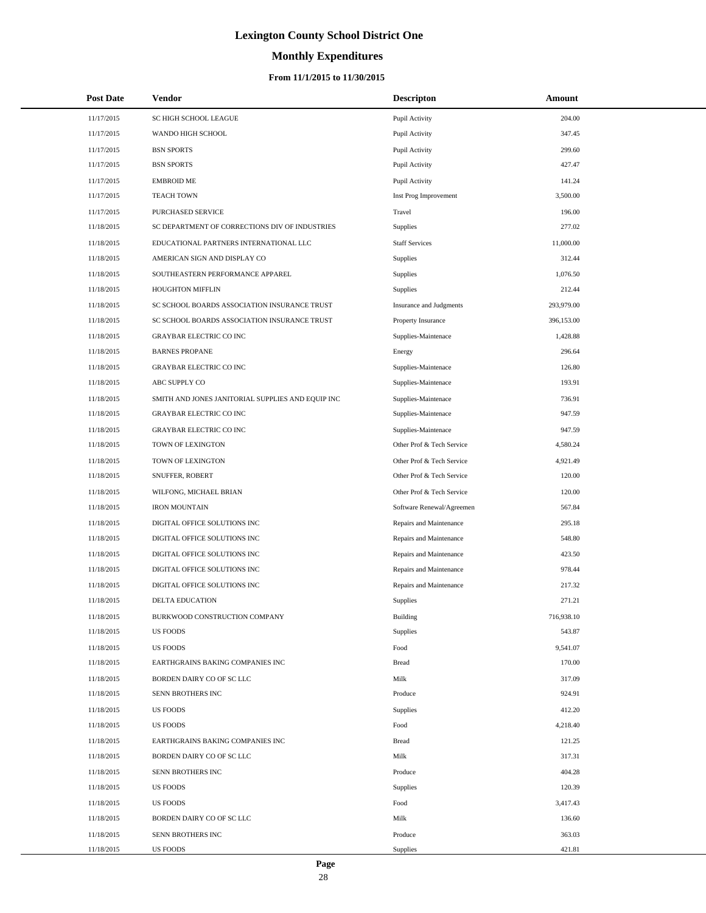# Lexington County School District One

## Monthly Expenditures

### From 11/1/2015 to 11/30/2015

| Post Date | Vendor | Descripton | Amount |
|---|---|---|---|
| 11/17/2015 | SC HIGH SCHOOL LEAGUE | Pupil Activity | 204.00 |
| 11/17/2015 | WANDO HIGH SCHOOL | Pupil Activity | 347.45 |
| 11/17/2015 | BSN SPORTS | Pupil Activity | 299.60 |
| 11/17/2015 | BSN SPORTS | Pupil Activity | 427.47 |
| 11/17/2015 | EMBROID ME | Pupil Activity | 141.24 |
| 11/17/2015 | TEACH TOWN | Inst Prog Improvement | 3,500.00 |
| 11/17/2015 | PURCHASED SERVICE | Travel | 196.00 |
| 11/18/2015 | SC DEPARTMENT OF CORRECTIONS DIV OF INDUSTRIES | Supplies | 277.02 |
| 11/18/2015 | EDUCATIONAL PARTNERS INTERNATIONAL LLC | Staff Services | 11,000.00 |
| 11/18/2015 | AMERICAN SIGN AND DISPLAY CO | Supplies | 312.44 |
| 11/18/2015 | SOUTHEASTERN PERFORMANCE APPAREL | Supplies | 1,076.50 |
| 11/18/2015 | HOUGHTON MIFFLIN | Supplies | 212.44 |
| 11/18/2015 | SC SCHOOL BOARDS ASSOCIATION INSURANCE TRUST | Insurance and Judgments | 293,979.00 |
| 11/18/2015 | SC SCHOOL BOARDS ASSOCIATION INSURANCE TRUST | Property Insurance | 396,153.00 |
| 11/18/2015 | GRAYBAR ELECTRIC CO INC | Supplies-Maintenace | 1,428.88 |
| 11/18/2015 | BARNES PROPANE | Energy | 296.64 |
| 11/18/2015 | GRAYBAR ELECTRIC CO INC | Supplies-Maintenace | 126.80 |
| 11/18/2015 | ABC SUPPLY CO | Supplies-Maintenace | 193.91 |
| 11/18/2015 | SMITH AND JONES JANITORIAL SUPPLIES AND EQUIP INC | Supplies-Maintenace | 736.91 |
| 11/18/2015 | GRAYBAR ELECTRIC CO INC | Supplies-Maintenace | 947.59 |
| 11/18/2015 | GRAYBAR ELECTRIC CO INC | Supplies-Maintenace | 947.59 |
| 11/18/2015 | TOWN OF LEXINGTON | Other Prof & Tech Service | 4,580.24 |
| 11/18/2015 | TOWN OF LEXINGTON | Other Prof & Tech Service | 4,921.49 |
| 11/18/2015 | SNUFFER, ROBERT | Other Prof & Tech Service | 120.00 |
| 11/18/2015 | WILFONG, MICHAEL BRIAN | Other Prof & Tech Service | 120.00 |
| 11/18/2015 | IRON MOUNTAIN | Software Renewal/Agreemen | 567.84 |
| 11/18/2015 | DIGITAL OFFICE SOLUTIONS INC | Repairs and Maintenance | 295.18 |
| 11/18/2015 | DIGITAL OFFICE SOLUTIONS INC | Repairs and Maintenance | 548.80 |
| 11/18/2015 | DIGITAL OFFICE SOLUTIONS INC | Repairs and Maintenance | 423.50 |
| 11/18/2015 | DIGITAL OFFICE SOLUTIONS INC | Repairs and Maintenance | 978.44 |
| 11/18/2015 | DIGITAL OFFICE SOLUTIONS INC | Repairs and Maintenance | 217.32 |
| 11/18/2015 | DELTA EDUCATION | Supplies | 271.21 |
| 11/18/2015 | BURKWOOD CONSTRUCTION COMPANY | Building | 716,938.10 |
| 11/18/2015 | US FOODS | Supplies | 543.87 |
| 11/18/2015 | US FOODS | Food | 9,541.07 |
| 11/18/2015 | EARTHGRAINS BAKING COMPANIES INC | Bread | 170.00 |
| 11/18/2015 | BORDEN DAIRY CO OF SC LLC | Milk | 317.09 |
| 11/18/2015 | SENN BROTHERS INC | Produce | 924.91 |
| 11/18/2015 | US FOODS | Supplies | 412.20 |
| 11/18/2015 | US FOODS | Food | 4,218.40 |
| 11/18/2015 | EARTHGRAINS BAKING COMPANIES INC | Bread | 121.25 |
| 11/18/2015 | BORDEN DAIRY CO OF SC LLC | Milk | 317.31 |
| 11/18/2015 | SENN BROTHERS INC | Produce | 404.28 |
| 11/18/2015 | US FOODS | Supplies | 120.39 |
| 11/18/2015 | US FOODS | Food | 3,417.43 |
| 11/18/2015 | BORDEN DAIRY CO OF SC LLC | Milk | 136.60 |
| 11/18/2015 | SENN BROTHERS INC | Produce | 363.03 |
| 11/18/2015 | US FOODS | Supplies | 421.81 |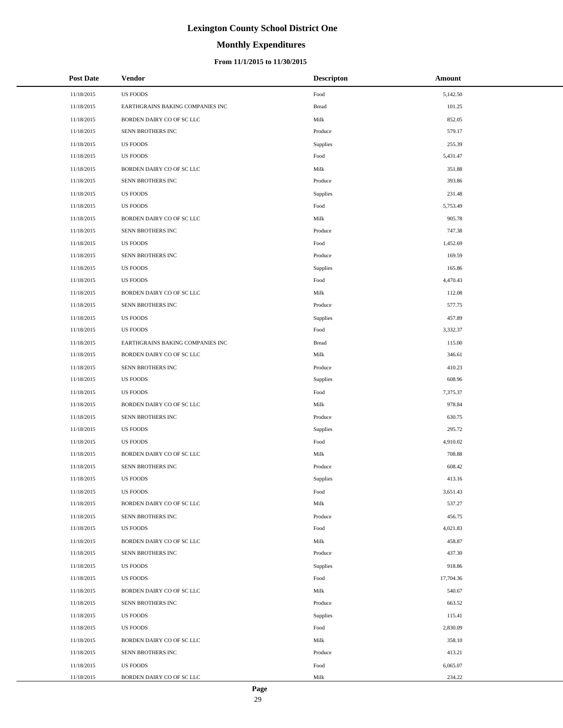# Lexington County School District One

## Monthly Expenditures

### From 11/1/2015 to 11/30/2015

| Post Date | Vendor | Descripton | Amount |
|---|---|---|---|
| 11/18/2015 | US FOODS | Food | 5,142.50 |
| 11/18/2015 | EARTHGRAINS BAKING COMPANIES INC | Bread | 101.25 |
| 11/18/2015 | BORDEN DAIRY CO OF SC LLC | Milk | 852.05 |
| 11/18/2015 | SENN BROTHERS INC | Produce | 579.17 |
| 11/18/2015 | US FOODS | Supplies | 255.39 |
| 11/18/2015 | US FOODS | Food | 5,431.47 |
| 11/18/2015 | BORDEN DAIRY CO OF SC LLC | Milk | 351.88 |
| 11/18/2015 | SENN BROTHERS INC | Produce | 393.86 |
| 11/18/2015 | US FOODS | Supplies | 231.48 |
| 11/18/2015 | US FOODS | Food | 5,753.49 |
| 11/18/2015 | BORDEN DAIRY CO OF SC LLC | Milk | 905.78 |
| 11/18/2015 | SENN BROTHERS INC | Produce | 747.38 |
| 11/18/2015 | US FOODS | Food | 1,452.69 |
| 11/18/2015 | SENN BROTHERS INC | Produce | 169.59 |
| 11/18/2015 | US FOODS | Supplies | 165.86 |
| 11/18/2015 | US FOODS | Food | 4,470.43 |
| 11/18/2015 | BORDEN DAIRY CO OF SC LLC | Milk | 112.08 |
| 11/18/2015 | SENN BROTHERS INC | Produce | 577.75 |
| 11/18/2015 | US FOODS | Supplies | 457.89 |
| 11/18/2015 | US FOODS | Food | 3,332.37 |
| 11/18/2015 | EARTHGRAINS BAKING COMPANIES INC | Bread | 115.00 |
| 11/18/2015 | BORDEN DAIRY CO OF SC LLC | Milk | 346.61 |
| 11/18/2015 | SENN BROTHERS INC | Produce | 410.23 |
| 11/18/2015 | US FOODS | Supplies | 608.96 |
| 11/18/2015 | US FOODS | Food | 7,375.37 |
| 11/18/2015 | BORDEN DAIRY CO OF SC LLC | Milk | 978.84 |
| 11/18/2015 | SENN BROTHERS INC | Produce | 630.75 |
| 11/18/2015 | US FOODS | Supplies | 295.72 |
| 11/18/2015 | US FOODS | Food | 4,910.02 |
| 11/18/2015 | BORDEN DAIRY CO OF SC LLC | Milk | 708.88 |
| 11/18/2015 | SENN BROTHERS INC | Produce | 608.42 |
| 11/18/2015 | US FOODS | Supplies | 413.16 |
| 11/18/2015 | US FOODS | Food | 3,651.43 |
| 11/18/2015 | BORDEN DAIRY CO OF SC LLC | Milk | 537.27 |
| 11/18/2015 | SENN BROTHERS INC | Produce | 456.75 |
| 11/18/2015 | US FOODS | Food | 4,021.83 |
| 11/18/2015 | BORDEN DAIRY CO OF SC LLC | Milk | 458.87 |
| 11/18/2015 | SENN BROTHERS INC | Produce | 437.30 |
| 11/18/2015 | US FOODS | Supplies | 918.86 |
| 11/18/2015 | US FOODS | Food | 17,704.36 |
| 11/18/2015 | BORDEN DAIRY CO OF SC LLC | Milk | 540.67 |
| 11/18/2015 | SENN BROTHERS INC | Produce | 663.52 |
| 11/18/2015 | US FOODS | Supplies | 115.41 |
| 11/18/2015 | US FOODS | Food | 2,830.09 |
| 11/18/2015 | BORDEN DAIRY CO OF SC LLC | Milk | 358.10 |
| 11/18/2015 | SENN BROTHERS INC | Produce | 413.21 |
| 11/18/2015 | US FOODS | Food | 6,065.07 |
| 11/18/2015 | BORDEN DAIRY CO OF SC LLC | Milk | 234.22 |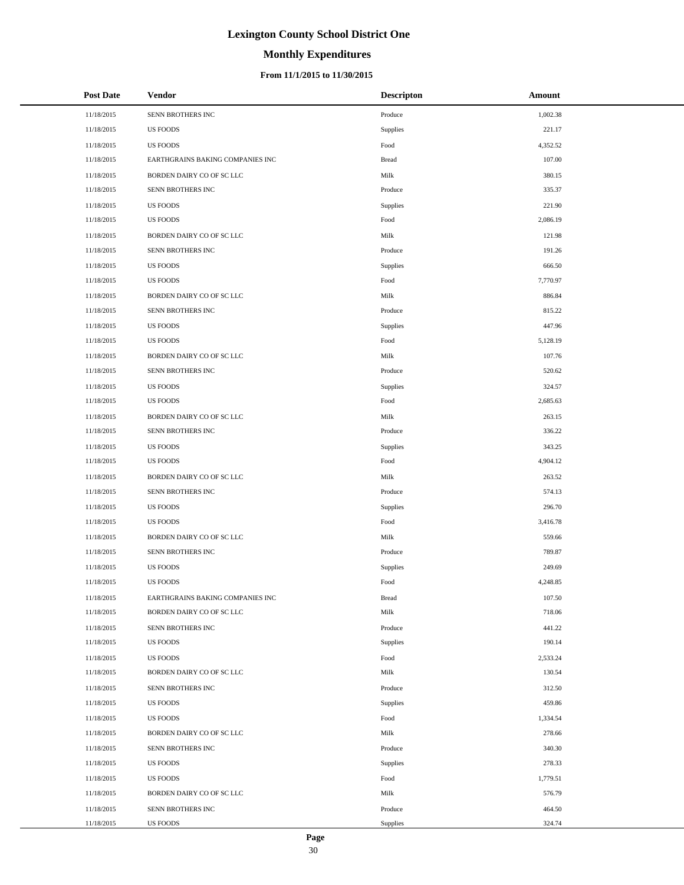# Lexington County School District One

## Monthly Expenditures

### From 11/1/2015 to 11/30/2015

| Post Date | Vendor | Descripton | Amount |
|---|---|---|---|
| 11/18/2015 | SENN BROTHERS INC | Produce | 1,002.38 |
| 11/18/2015 | US FOODS | Supplies | 221.17 |
| 11/18/2015 | US FOODS | Food | 4,352.52 |
| 11/18/2015 | EARTHGRAINS BAKING COMPANIES INC | Bread | 107.00 |
| 11/18/2015 | BORDEN DAIRY CO OF SC LLC | Milk | 380.15 |
| 11/18/2015 | SENN BROTHERS INC | Produce | 335.37 |
| 11/18/2015 | US FOODS | Supplies | 221.90 |
| 11/18/2015 | US FOODS | Food | 2,086.19 |
| 11/18/2015 | BORDEN DAIRY CO OF SC LLC | Milk | 121.98 |
| 11/18/2015 | SENN BROTHERS INC | Produce | 191.26 |
| 11/18/2015 | US FOODS | Supplies | 666.50 |
| 11/18/2015 | US FOODS | Food | 7,770.97 |
| 11/18/2015 | BORDEN DAIRY CO OF SC LLC | Milk | 886.84 |
| 11/18/2015 | SENN BROTHERS INC | Produce | 815.22 |
| 11/18/2015 | US FOODS | Supplies | 447.96 |
| 11/18/2015 | US FOODS | Food | 5,128.19 |
| 11/18/2015 | BORDEN DAIRY CO OF SC LLC | Milk | 107.76 |
| 11/18/2015 | SENN BROTHERS INC | Produce | 520.62 |
| 11/18/2015 | US FOODS | Supplies | 324.57 |
| 11/18/2015 | US FOODS | Food | 2,685.63 |
| 11/18/2015 | BORDEN DAIRY CO OF SC LLC | Milk | 263.15 |
| 11/18/2015 | SENN BROTHERS INC | Produce | 336.22 |
| 11/18/2015 | US FOODS | Supplies | 343.25 |
| 11/18/2015 | US FOODS | Food | 4,904.12 |
| 11/18/2015 | BORDEN DAIRY CO OF SC LLC | Milk | 263.52 |
| 11/18/2015 | SENN BROTHERS INC | Produce | 574.13 |
| 11/18/2015 | US FOODS | Supplies | 296.70 |
| 11/18/2015 | US FOODS | Food | 3,416.78 |
| 11/18/2015 | BORDEN DAIRY CO OF SC LLC | Milk | 559.66 |
| 11/18/2015 | SENN BROTHERS INC | Produce | 789.87 |
| 11/18/2015 | US FOODS | Supplies | 249.69 |
| 11/18/2015 | US FOODS | Food | 4,248.85 |
| 11/18/2015 | EARTHGRAINS BAKING COMPANIES INC | Bread | 107.50 |
| 11/18/2015 | BORDEN DAIRY CO OF SC LLC | Milk | 718.06 |
| 11/18/2015 | SENN BROTHERS INC | Produce | 441.22 |
| 11/18/2015 | US FOODS | Supplies | 190.14 |
| 11/18/2015 | US FOODS | Food | 2,533.24 |
| 11/18/2015 | BORDEN DAIRY CO OF SC LLC | Milk | 130.54 |
| 11/18/2015 | SENN BROTHERS INC | Produce | 312.50 |
| 11/18/2015 | US FOODS | Supplies | 459.86 |
| 11/18/2015 | US FOODS | Food | 1,334.54 |
| 11/18/2015 | BORDEN DAIRY CO OF SC LLC | Milk | 278.66 |
| 11/18/2015 | SENN BROTHERS INC | Produce | 340.30 |
| 11/18/2015 | US FOODS | Supplies | 278.33 |
| 11/18/2015 | US FOODS | Food | 1,779.51 |
| 11/18/2015 | BORDEN DAIRY CO OF SC LLC | Milk | 576.79 |
| 11/18/2015 | SENN BROTHERS INC | Produce | 464.50 |
| 11/18/2015 | US FOODS | Supplies | 324.74 |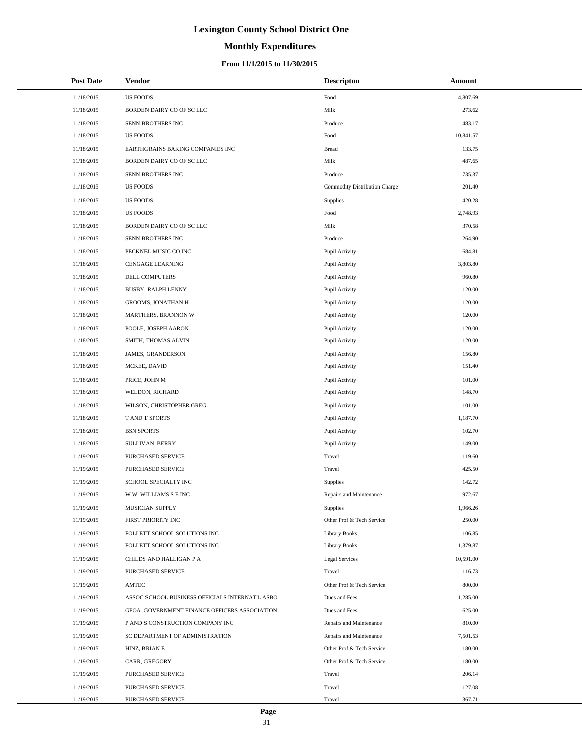# Lexington County School District One

## Monthly Expenditures

### From 11/1/2015 to 11/30/2015

| Post Date | Vendor | Descripton | Amount |
|---|---|---|---|
| 11/18/2015 | US FOODS | Food | 4,807.69 |
| 11/18/2015 | BORDEN DAIRY CO OF SC LLC | Milk | 273.62 |
| 11/18/2015 | SENN BROTHERS INC | Produce | 483.17 |
| 11/18/2015 | US FOODS | Food | 10,841.57 |
| 11/18/2015 | EARTHGRAINS BAKING COMPANIES INC | Bread | 133.75 |
| 11/18/2015 | BORDEN DAIRY CO OF SC LLC | Milk | 487.65 |
| 11/18/2015 | SENN BROTHERS INC | Produce | 735.37 |
| 11/18/2015 | US FOODS | Commodity Distribution Charge | 201.40 |
| 11/18/2015 | US FOODS | Supplies | 420.28 |
| 11/18/2015 | US FOODS | Food | 2,748.93 |
| 11/18/2015 | BORDEN DAIRY CO OF SC LLC | Milk | 370.58 |
| 11/18/2015 | SENN BROTHERS INC | Produce | 264.90 |
| 11/18/2015 | PECKNEL MUSIC CO INC | Pupil Activity | 684.81 |
| 11/18/2015 | CENGAGE LEARNING | Pupil Activity | 3,803.80 |
| 11/18/2015 | DELL COMPUTERS | Pupil Activity | 960.80 |
| 11/18/2015 | BUSBY, RALPH LENNY | Pupil Activity | 120.00 |
| 11/18/2015 | GROOMS, JONATHAN H | Pupil Activity | 120.00 |
| 11/18/2015 | MARTHERS, BRANNON W | Pupil Activity | 120.00 |
| 11/18/2015 | POOLE, JOSEPH AARON | Pupil Activity | 120.00 |
| 11/18/2015 | SMITH, THOMAS ALVIN | Pupil Activity | 120.00 |
| 11/18/2015 | JAMES, GRANDERSON | Pupil Activity | 156.80 |
| 11/18/2015 | MCKEE, DAVID | Pupil Activity | 151.40 |
| 11/18/2015 | PRICE, JOHN M | Pupil Activity | 101.00 |
| 11/18/2015 | WELDON, RICHARD | Pupil Activity | 148.70 |
| 11/18/2015 | WILSON, CHRISTOPHER GREG | Pupil Activity | 101.00 |
| 11/18/2015 | T AND T SPORTS | Pupil Activity | 1,187.70 |
| 11/18/2015 | BSN SPORTS | Pupil Activity | 102.70 |
| 11/18/2015 | SULLIVAN, BERRY | Pupil Activity | 149.00 |
| 11/19/2015 | PURCHASED SERVICE | Travel | 119.60 |
| 11/19/2015 | PURCHASED SERVICE | Travel | 425.50 |
| 11/19/2015 | SCHOOL SPECIALTY INC | Supplies | 142.72 |
| 11/19/2015 | W W WILLIAMS S E INC | Repairs and Maintenance | 972.67 |
| 11/19/2015 | MUSICIAN SUPPLY | Supplies | 1,966.26 |
| 11/19/2015 | FIRST PRIORITY INC | Other Prof & Tech Service | 250.00 |
| 11/19/2015 | FOLLETT SCHOOL SOLUTIONS INC | Library Books | 106.85 |
| 11/19/2015 | FOLLETT SCHOOL SOLUTIONS INC | Library Books | 1,379.87 |
| 11/19/2015 | CHILDS AND HALLIGAN P A | Legal Services | 10,591.00 |
| 11/19/2015 | PURCHASED SERVICE | Travel | 116.73 |
| 11/19/2015 | AMTEC | Other Prof & Tech Service | 800.00 |
| 11/19/2015 | ASSOC SCHOOL BUSINESS OFFICIALS INTERNAT'L ASBO | Dues and Fees | 1,285.00 |
| 11/19/2015 | GFOA GOVERNMENT FINANCE OFFICERS ASSOCIATION | Dues and Fees | 625.00 |
| 11/19/2015 | P AND S CONSTRUCTION COMPANY INC | Repairs and Maintenance | 810.00 |
| 11/19/2015 | SC DEPARTMENT OF ADMINISTRATION | Repairs and Maintenance | 7,501.53 |
| 11/19/2015 | HINZ, BRIAN E | Other Prof & Tech Service | 180.00 |
| 11/19/2015 | CARR, GREGORY | Other Prof & Tech Service | 180.00 |
| 11/19/2015 | PURCHASED SERVICE | Travel | 206.14 |
| 11/19/2015 | PURCHASED SERVICE | Travel | 127.08 |
| 11/19/2015 | PURCHASED SERVICE | Travel | 367.71 |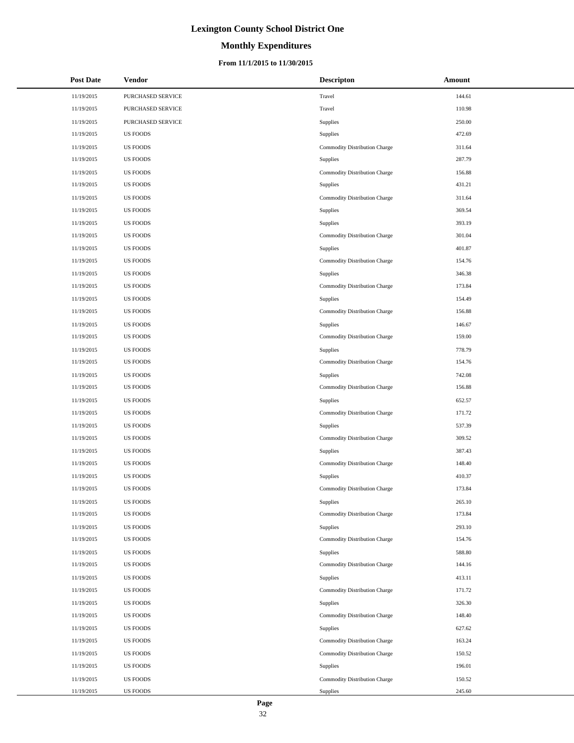# Lexington County School District One

## Monthly Expenditures

### From 11/1/2015 to 11/30/2015

| Post Date | Vendor | Descripton | Amount |
|---|---|---|---|
| 11/19/2015 | PURCHASED SERVICE | Travel | 144.61 |
| 11/19/2015 | PURCHASED SERVICE | Travel | 110.98 |
| 11/19/2015 | PURCHASED SERVICE | Supplies | 250.00 |
| 11/19/2015 | US FOODS | Supplies | 472.69 |
| 11/19/2015 | US FOODS | Commodity Distribution Charge | 311.64 |
| 11/19/2015 | US FOODS | Supplies | 287.79 |
| 11/19/2015 | US FOODS | Commodity Distribution Charge | 156.88 |
| 11/19/2015 | US FOODS | Supplies | 431.21 |
| 11/19/2015 | US FOODS | Commodity Distribution Charge | 311.64 |
| 11/19/2015 | US FOODS | Supplies | 369.54 |
| 11/19/2015 | US FOODS | Supplies | 393.19 |
| 11/19/2015 | US FOODS | Commodity Distribution Charge | 301.04 |
| 11/19/2015 | US FOODS | Supplies | 401.87 |
| 11/19/2015 | US FOODS | Commodity Distribution Charge | 154.76 |
| 11/19/2015 | US FOODS | Supplies | 346.38 |
| 11/19/2015 | US FOODS | Commodity Distribution Charge | 173.84 |
| 11/19/2015 | US FOODS | Supplies | 154.49 |
| 11/19/2015 | US FOODS | Commodity Distribution Charge | 156.88 |
| 11/19/2015 | US FOODS | Supplies | 146.67 |
| 11/19/2015 | US FOODS | Commodity Distribution Charge | 159.00 |
| 11/19/2015 | US FOODS | Supplies | 778.79 |
| 11/19/2015 | US FOODS | Commodity Distribution Charge | 154.76 |
| 11/19/2015 | US FOODS | Supplies | 742.08 |
| 11/19/2015 | US FOODS | Commodity Distribution Charge | 156.88 |
| 11/19/2015 | US FOODS | Supplies | 652.57 |
| 11/19/2015 | US FOODS | Commodity Distribution Charge | 171.72 |
| 11/19/2015 | US FOODS | Supplies | 537.39 |
| 11/19/2015 | US FOODS | Commodity Distribution Charge | 309.52 |
| 11/19/2015 | US FOODS | Supplies | 387.43 |
| 11/19/2015 | US FOODS | Commodity Distribution Charge | 148.40 |
| 11/19/2015 | US FOODS | Supplies | 410.37 |
| 11/19/2015 | US FOODS | Commodity Distribution Charge | 173.84 |
| 11/19/2015 | US FOODS | Supplies | 265.10 |
| 11/19/2015 | US FOODS | Commodity Distribution Charge | 173.84 |
| 11/19/2015 | US FOODS | Supplies | 293.10 |
| 11/19/2015 | US FOODS | Commodity Distribution Charge | 154.76 |
| 11/19/2015 | US FOODS | Supplies | 588.80 |
| 11/19/2015 | US FOODS | Commodity Distribution Charge | 144.16 |
| 11/19/2015 | US FOODS | Supplies | 413.11 |
| 11/19/2015 | US FOODS | Commodity Distribution Charge | 171.72 |
| 11/19/2015 | US FOODS | Supplies | 326.30 |
| 11/19/2015 | US FOODS | Commodity Distribution Charge | 148.40 |
| 11/19/2015 | US FOODS | Supplies | 627.62 |
| 11/19/2015 | US FOODS | Commodity Distribution Charge | 163.24 |
| 11/19/2015 | US FOODS | Commodity Distribution Charge | 150.52 |
| 11/19/2015 | US FOODS | Supplies | 196.01 |
| 11/19/2015 | US FOODS | Commodity Distribution Charge | 150.52 |
| 11/19/2015 | US FOODS | Supplies | 245.60 |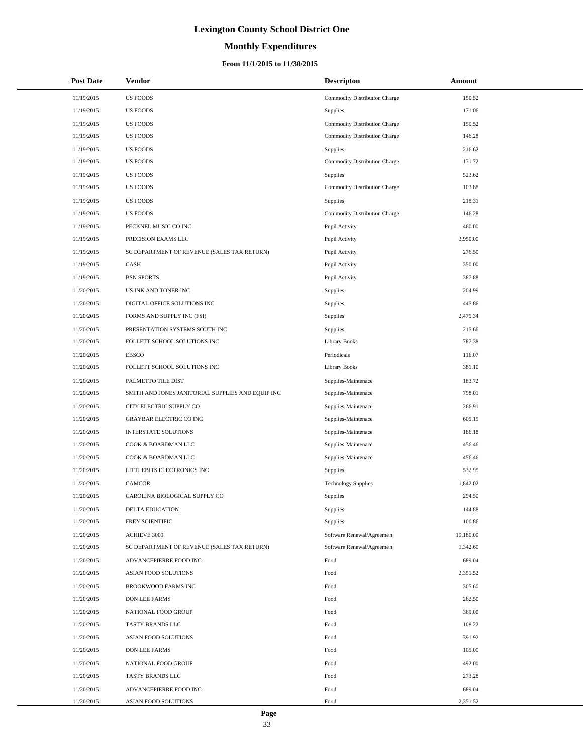# Lexington County School District One

## Monthly Expenditures

### From 11/1/2015 to 11/30/2015

| Post Date | Vendor | Descripton | Amount |
|---|---|---|---|
| 11/19/2015 | US FOODS | Commodity Distribution Charge | 150.52 |
| 11/19/2015 | US FOODS | Supplies | 171.06 |
| 11/19/2015 | US FOODS | Commodity Distribution Charge | 150.52 |
| 11/19/2015 | US FOODS | Commodity Distribution Charge | 146.28 |
| 11/19/2015 | US FOODS | Supplies | 216.62 |
| 11/19/2015 | US FOODS | Commodity Distribution Charge | 171.72 |
| 11/19/2015 | US FOODS | Supplies | 523.62 |
| 11/19/2015 | US FOODS | Commodity Distribution Charge | 103.88 |
| 11/19/2015 | US FOODS | Supplies | 218.31 |
| 11/19/2015 | US FOODS | Commodity Distribution Charge | 146.28 |
| 11/19/2015 | PECKNEL MUSIC CO INC | Pupil Activity | 460.00 |
| 11/19/2015 | PRECISION EXAMS LLC | Pupil Activity | 3,950.00 |
| 11/19/2015 | SC DEPARTMENT OF REVENUE (SALES TAX RETURN) | Pupil Activity | 276.50 |
| 11/19/2015 | CASH | Pupil Activity | 350.00 |
| 11/19/2015 | BSN SPORTS | Pupil Activity | 387.88 |
| 11/20/2015 | US INK AND TONER INC | Supplies | 204.99 |
| 11/20/2015 | DIGITAL OFFICE SOLUTIONS INC | Supplies | 445.86 |
| 11/20/2015 | FORMS AND SUPPLY INC (FSI) | Supplies | 2,475.34 |
| 11/20/2015 | PRESENTATION SYSTEMS SOUTH INC | Supplies | 215.66 |
| 11/20/2015 | FOLLETT SCHOOL SOLUTIONS INC | Library Books | 787.38 |
| 11/20/2015 | EBSCO | Periodicals | 116.07 |
| 11/20/2015 | FOLLETT SCHOOL SOLUTIONS INC | Library Books | 381.10 |
| 11/20/2015 | PALMETTO TILE DIST | Supplies-Maintenace | 183.72 |
| 11/20/2015 | SMITH AND JONES JANITORIAL SUPPLIES AND EQUIP INC | Supplies-Maintenace | 798.01 |
| 11/20/2015 | CITY ELECTRIC SUPPLY CO | Supplies-Maintenace | 266.91 |
| 11/20/2015 | GRAYBAR ELECTRIC CO INC | Supplies-Maintenace | 605.15 |
| 11/20/2015 | INTERSTATE SOLUTIONS | Supplies-Maintenace | 186.18 |
| 11/20/2015 | COOK & BOARDMAN LLC | Supplies-Maintenace | 456.46 |
| 11/20/2015 | COOK & BOARDMAN LLC | Supplies-Maintenace | 456.46 |
| 11/20/2015 | LITTLEBITS ELECTRONICS INC | Supplies | 532.95 |
| 11/20/2015 | CAMCOR | Technology Supplies | 1,842.02 |
| 11/20/2015 | CAROLINA BIOLOGICAL SUPPLY CO | Supplies | 294.50 |
| 11/20/2015 | DELTA EDUCATION | Supplies | 144.88 |
| 11/20/2015 | FREY SCIENTIFIC | Supplies | 100.86 |
| 11/20/2015 | ACHIEVE 3000 | Software Renewal/Agreemen | 19,180.00 |
| 11/20/2015 | SC DEPARTMENT OF REVENUE (SALES TAX RETURN) | Software Renewal/Agreemen | 1,342.60 |
| 11/20/2015 | ADVANCEPIERRE FOOD INC. | Food | 689.04 |
| 11/20/2015 | ASIAN FOOD SOLUTIONS | Food | 2,351.52 |
| 11/20/2015 | BROOKWOOD FARMS INC | Food | 305.60 |
| 11/20/2015 | DON LEE FARMS | Food | 262.50 |
| 11/20/2015 | NATIONAL FOOD GROUP | Food | 369.00 |
| 11/20/2015 | TASTY BRANDS LLC | Food | 108.22 |
| 11/20/2015 | ASIAN FOOD SOLUTIONS | Food | 391.92 |
| 11/20/2015 | DON LEE FARMS | Food | 105.00 |
| 11/20/2015 | NATIONAL FOOD GROUP | Food | 492.00 |
| 11/20/2015 | TASTY BRANDS LLC | Food | 273.28 |
| 11/20/2015 | ADVANCEPIERRE FOOD INC. | Food | 689.04 |
| 11/20/2015 | ASIAN FOOD SOLUTIONS | Food | 2,351.52 |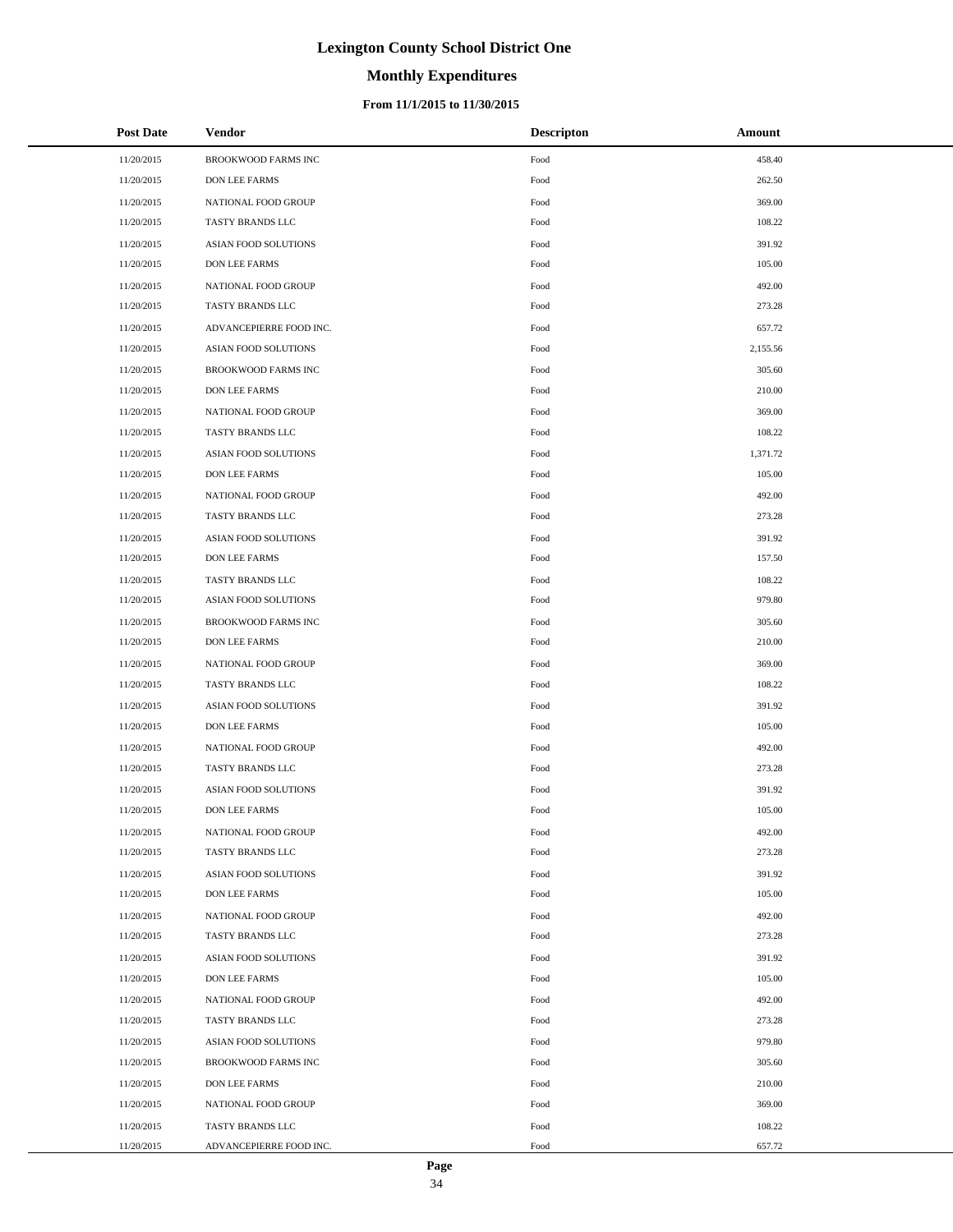# Lexington County School District One

## Monthly Expenditures

### From 11/1/2015 to 11/30/2015

| Post Date | Vendor | Descripton | Amount |
|---|---|---|---|
| 11/20/2015 | BROOKWOOD FARMS INC | Food | 458.40 |
| 11/20/2015 | DON LEE FARMS | Food | 262.50 |
| 11/20/2015 | NATIONAL FOOD GROUP | Food | 369.00 |
| 11/20/2015 | TASTY BRANDS LLC | Food | 108.22 |
| 11/20/2015 | ASIAN FOOD SOLUTIONS | Food | 391.92 |
| 11/20/2015 | DON LEE FARMS | Food | 105.00 |
| 11/20/2015 | NATIONAL FOOD GROUP | Food | 492.00 |
| 11/20/2015 | TASTY BRANDS LLC | Food | 273.28 |
| 11/20/2015 | ADVANCEPIERRE FOOD INC. | Food | 657.72 |
| 11/20/2015 | ASIAN FOOD SOLUTIONS | Food | 2,155.56 |
| 11/20/2015 | BROOKWOOD FARMS INC | Food | 305.60 |
| 11/20/2015 | DON LEE FARMS | Food | 210.00 |
| 11/20/2015 | NATIONAL FOOD GROUP | Food | 369.00 |
| 11/20/2015 | TASTY BRANDS LLC | Food | 108.22 |
| 11/20/2015 | ASIAN FOOD SOLUTIONS | Food | 1,371.72 |
| 11/20/2015 | DON LEE FARMS | Food | 105.00 |
| 11/20/2015 | NATIONAL FOOD GROUP | Food | 492.00 |
| 11/20/2015 | TASTY BRANDS LLC | Food | 273.28 |
| 11/20/2015 | ASIAN FOOD SOLUTIONS | Food | 391.92 |
| 11/20/2015 | DON LEE FARMS | Food | 157.50 |
| 11/20/2015 | TASTY BRANDS LLC | Food | 108.22 |
| 11/20/2015 | ASIAN FOOD SOLUTIONS | Food | 979.80 |
| 11/20/2015 | BROOKWOOD FARMS INC | Food | 305.60 |
| 11/20/2015 | DON LEE FARMS | Food | 210.00 |
| 11/20/2015 | NATIONAL FOOD GROUP | Food | 369.00 |
| 11/20/2015 | TASTY BRANDS LLC | Food | 108.22 |
| 11/20/2015 | ASIAN FOOD SOLUTIONS | Food | 391.92 |
| 11/20/2015 | DON LEE FARMS | Food | 105.00 |
| 11/20/2015 | NATIONAL FOOD GROUP | Food | 492.00 |
| 11/20/2015 | TASTY BRANDS LLC | Food | 273.28 |
| 11/20/2015 | ASIAN FOOD SOLUTIONS | Food | 391.92 |
| 11/20/2015 | DON LEE FARMS | Food | 105.00 |
| 11/20/2015 | NATIONAL FOOD GROUP | Food | 492.00 |
| 11/20/2015 | TASTY BRANDS LLC | Food | 273.28 |
| 11/20/2015 | ASIAN FOOD SOLUTIONS | Food | 391.92 |
| 11/20/2015 | DON LEE FARMS | Food | 105.00 |
| 11/20/2015 | NATIONAL FOOD GROUP | Food | 492.00 |
| 11/20/2015 | TASTY BRANDS LLC | Food | 273.28 |
| 11/20/2015 | ASIAN FOOD SOLUTIONS | Food | 391.92 |
| 11/20/2015 | DON LEE FARMS | Food | 105.00 |
| 11/20/2015 | NATIONAL FOOD GROUP | Food | 492.00 |
| 11/20/2015 | TASTY BRANDS LLC | Food | 273.28 |
| 11/20/2015 | ASIAN FOOD SOLUTIONS | Food | 979.80 |
| 11/20/2015 | BROOKWOOD FARMS INC | Food | 305.60 |
| 11/20/2015 | DON LEE FARMS | Food | 210.00 |
| 11/20/2015 | NATIONAL FOOD GROUP | Food | 369.00 |
| 11/20/2015 | TASTY BRANDS LLC | Food | 108.22 |
| 11/20/2015 | ADVANCEPIERRE FOOD INC. | Food | 657.72 |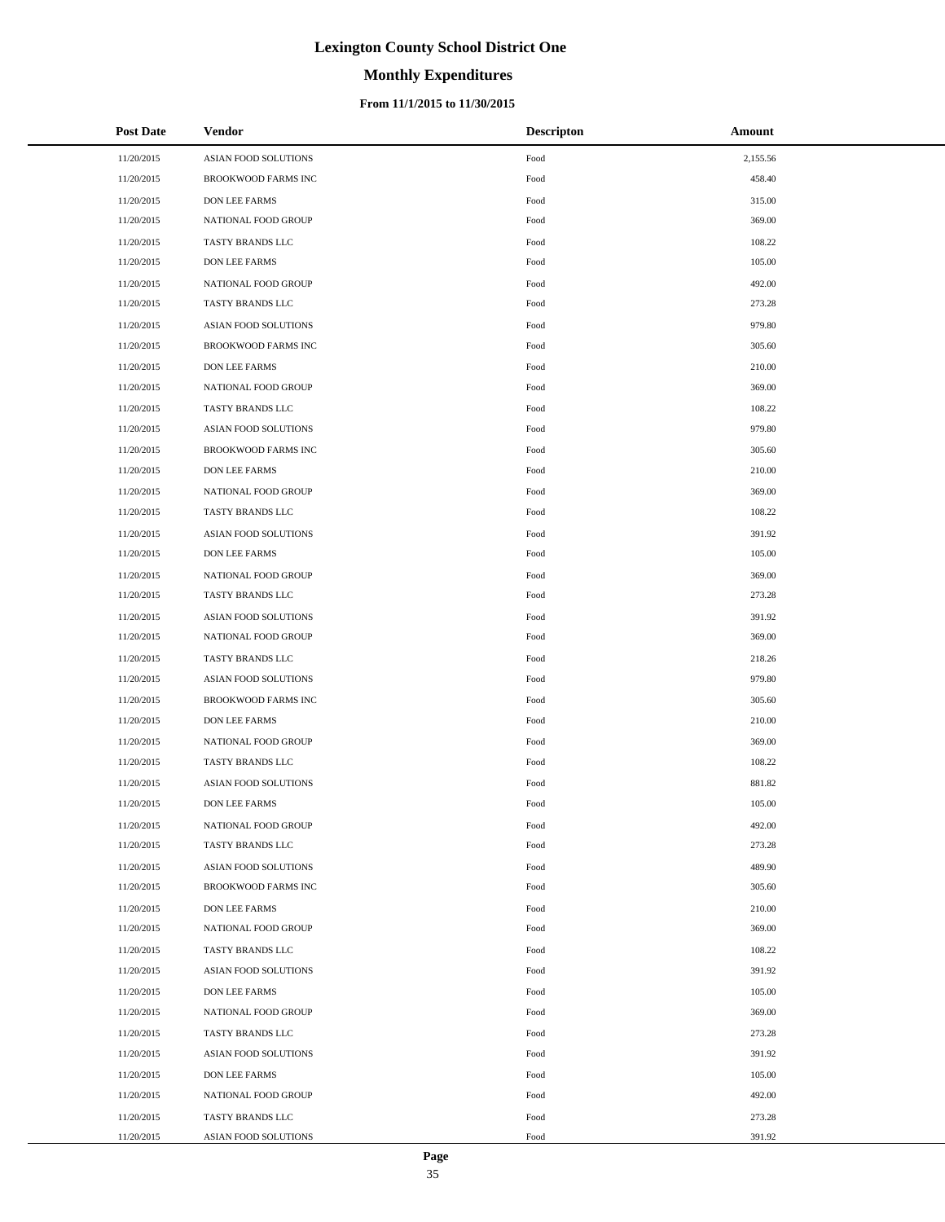# Lexington County School District One

## Monthly Expenditures

### From 11/1/2015 to 11/30/2015

| Post Date | Vendor | Descripton | Amount |
|---|---|---|---|
| 11/20/2015 | ASIAN FOOD SOLUTIONS | Food | 2,155.56 |
| 11/20/2015 | BROOKWOOD FARMS INC | Food | 458.40 |
| 11/20/2015 | DON LEE FARMS | Food | 315.00 |
| 11/20/2015 | NATIONAL FOOD GROUP | Food | 369.00 |
| 11/20/2015 | TASTY BRANDS LLC | Food | 108.22 |
| 11/20/2015 | DON LEE FARMS | Food | 105.00 |
| 11/20/2015 | NATIONAL FOOD GROUP | Food | 492.00 |
| 11/20/2015 | TASTY BRANDS LLC | Food | 273.28 |
| 11/20/2015 | ASIAN FOOD SOLUTIONS | Food | 979.80 |
| 11/20/2015 | BROOKWOOD FARMS INC | Food | 305.60 |
| 11/20/2015 | DON LEE FARMS | Food | 210.00 |
| 11/20/2015 | NATIONAL FOOD GROUP | Food | 369.00 |
| 11/20/2015 | TASTY BRANDS LLC | Food | 108.22 |
| 11/20/2015 | ASIAN FOOD SOLUTIONS | Food | 979.80 |
| 11/20/2015 | BROOKWOOD FARMS INC | Food | 305.60 |
| 11/20/2015 | DON LEE FARMS | Food | 210.00 |
| 11/20/2015 | NATIONAL FOOD GROUP | Food | 369.00 |
| 11/20/2015 | TASTY BRANDS LLC | Food | 108.22 |
| 11/20/2015 | ASIAN FOOD SOLUTIONS | Food | 391.92 |
| 11/20/2015 | DON LEE FARMS | Food | 105.00 |
| 11/20/2015 | NATIONAL FOOD GROUP | Food | 369.00 |
| 11/20/2015 | TASTY BRANDS LLC | Food | 273.28 |
| 11/20/2015 | ASIAN FOOD SOLUTIONS | Food | 391.92 |
| 11/20/2015 | NATIONAL FOOD GROUP | Food | 369.00 |
| 11/20/2015 | TASTY BRANDS LLC | Food | 218.26 |
| 11/20/2015 | ASIAN FOOD SOLUTIONS | Food | 979.80 |
| 11/20/2015 | BROOKWOOD FARMS INC | Food | 305.60 |
| 11/20/2015 | DON LEE FARMS | Food | 210.00 |
| 11/20/2015 | NATIONAL FOOD GROUP | Food | 369.00 |
| 11/20/2015 | TASTY BRANDS LLC | Food | 108.22 |
| 11/20/2015 | ASIAN FOOD SOLUTIONS | Food | 881.82 |
| 11/20/2015 | DON LEE FARMS | Food | 105.00 |
| 11/20/2015 | NATIONAL FOOD GROUP | Food | 492.00 |
| 11/20/2015 | TASTY BRANDS LLC | Food | 273.28 |
| 11/20/2015 | ASIAN FOOD SOLUTIONS | Food | 489.90 |
| 11/20/2015 | BROOKWOOD FARMS INC | Food | 305.60 |
| 11/20/2015 | DON LEE FARMS | Food | 210.00 |
| 11/20/2015 | NATIONAL FOOD GROUP | Food | 369.00 |
| 11/20/2015 | TASTY BRANDS LLC | Food | 108.22 |
| 11/20/2015 | ASIAN FOOD SOLUTIONS | Food | 391.92 |
| 11/20/2015 | DON LEE FARMS | Food | 105.00 |
| 11/20/2015 | NATIONAL FOOD GROUP | Food | 369.00 |
| 11/20/2015 | TASTY BRANDS LLC | Food | 273.28 |
| 11/20/2015 | ASIAN FOOD SOLUTIONS | Food | 391.92 |
| 11/20/2015 | DON LEE FARMS | Food | 105.00 |
| 11/20/2015 | NATIONAL FOOD GROUP | Food | 492.00 |
| 11/20/2015 | TASTY BRANDS LLC | Food | 273.28 |
| 11/20/2015 | ASIAN FOOD SOLUTIONS | Food | 391.92 |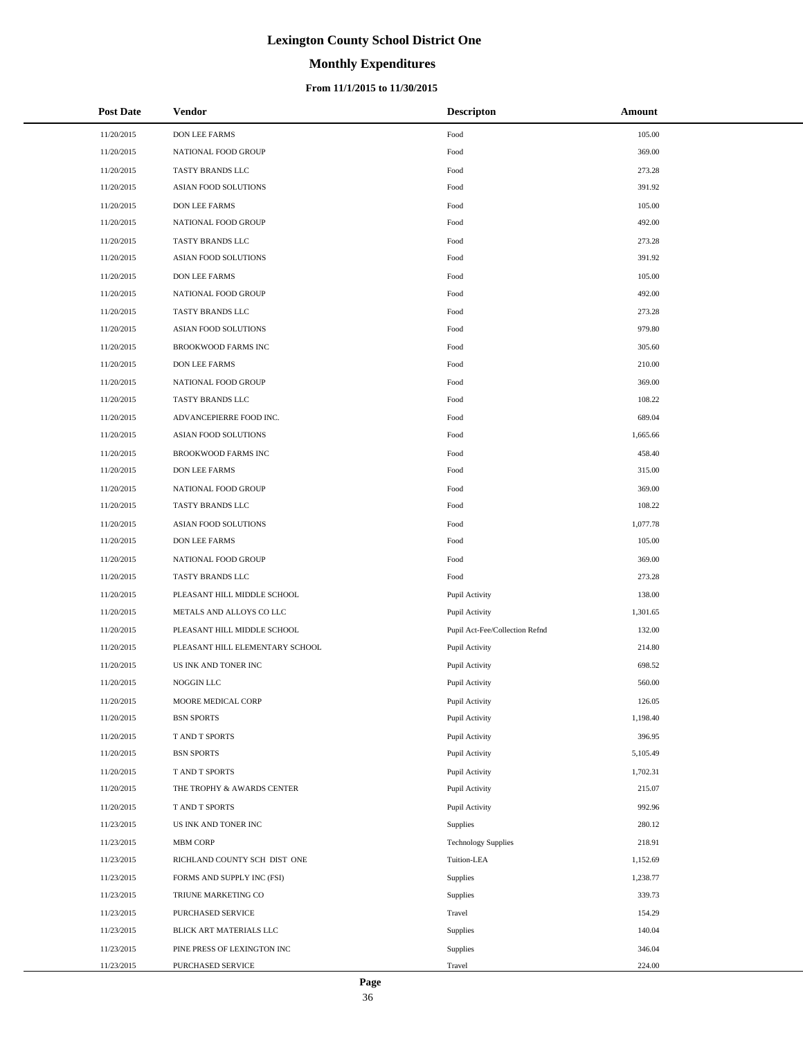# Lexington County School District One

## Monthly Expenditures

### From 11/1/2015 to 11/30/2015

| Post Date | Vendor | Descripton | Amount |
|---|---|---|---|
| 11/20/2015 | DON LEE FARMS | Food | 105.00 |
| 11/20/2015 | NATIONAL FOOD GROUP | Food | 369.00 |
| 11/20/2015 | TASTY BRANDS LLC | Food | 273.28 |
| 11/20/2015 | ASIAN FOOD SOLUTIONS | Food | 391.92 |
| 11/20/2015 | DON LEE FARMS | Food | 105.00 |
| 11/20/2015 | NATIONAL FOOD GROUP | Food | 492.00 |
| 11/20/2015 | TASTY BRANDS LLC | Food | 273.28 |
| 11/20/2015 | ASIAN FOOD SOLUTIONS | Food | 391.92 |
| 11/20/2015 | DON LEE FARMS | Food | 105.00 |
| 11/20/2015 | NATIONAL FOOD GROUP | Food | 492.00 |
| 11/20/2015 | TASTY BRANDS LLC | Food | 273.28 |
| 11/20/2015 | ASIAN FOOD SOLUTIONS | Food | 979.80 |
| 11/20/2015 | BROOKWOOD FARMS INC | Food | 305.60 |
| 11/20/2015 | DON LEE FARMS | Food | 210.00 |
| 11/20/2015 | NATIONAL FOOD GROUP | Food | 369.00 |
| 11/20/2015 | TASTY BRANDS LLC | Food | 108.22 |
| 11/20/2015 | ADVANCEPIERRE FOOD INC. | Food | 689.04 |
| 11/20/2015 | ASIAN FOOD SOLUTIONS | Food | 1,665.66 |
| 11/20/2015 | BROOKWOOD FARMS INC | Food | 458.40 |
| 11/20/2015 | DON LEE FARMS | Food | 315.00 |
| 11/20/2015 | NATIONAL FOOD GROUP | Food | 369.00 |
| 11/20/2015 | TASTY BRANDS LLC | Food | 108.22 |
| 11/20/2015 | ASIAN FOOD SOLUTIONS | Food | 1,077.78 |
| 11/20/2015 | DON LEE FARMS | Food | 105.00 |
| 11/20/2015 | NATIONAL FOOD GROUP | Food | 369.00 |
| 11/20/2015 | TASTY BRANDS LLC | Food | 273.28 |
| 11/20/2015 | PLEASANT HILL MIDDLE SCHOOL | Pupil Activity | 138.00 |
| 11/20/2015 | METALS AND ALLOYS CO LLC | Pupil Activity | 1,301.65 |
| 11/20/2015 | PLEASANT HILL MIDDLE SCHOOL | Pupil Act-Fee/Collection Refnd | 132.00 |
| 11/20/2015 | PLEASANT HILL ELEMENTARY SCHOOL | Pupil Activity | 214.80 |
| 11/20/2015 | US INK AND TONER INC | Pupil Activity | 698.52 |
| 11/20/2015 | NOGGIN LLC | Pupil Activity | 560.00 |
| 11/20/2015 | MOORE MEDICAL CORP | Pupil Activity | 126.05 |
| 11/20/2015 | BSN SPORTS | Pupil Activity | 1,198.40 |
| 11/20/2015 | T AND T SPORTS | Pupil Activity | 396.95 |
| 11/20/2015 | BSN SPORTS | Pupil Activity | 5,105.49 |
| 11/20/2015 | T AND T SPORTS | Pupil Activity | 1,702.31 |
| 11/20/2015 | THE TROPHY & AWARDS CENTER | Pupil Activity | 215.07 |
| 11/20/2015 | T AND T SPORTS | Pupil Activity | 992.96 |
| 11/23/2015 | US INK AND TONER INC | Supplies | 280.12 |
| 11/23/2015 | MBM CORP | Technology Supplies | 218.91 |
| 11/23/2015 | RICHLAND COUNTY SCH DIST ONE | Tuition-LEA | 1,152.69 |
| 11/23/2015 | FORMS AND SUPPLY INC (FSI) | Supplies | 1,238.77 |
| 11/23/2015 | TRIUNE MARKETING CO | Supplies | 339.73 |
| 11/23/2015 | PURCHASED SERVICE | Travel | 154.29 |
| 11/23/2015 | BLICK ART MATERIALS LLC | Supplies | 140.04 |
| 11/23/2015 | PINE PRESS OF LEXINGTON INC | Supplies | 346.04 |
| 11/23/2015 | PURCHASED SERVICE | Travel | 224.00 |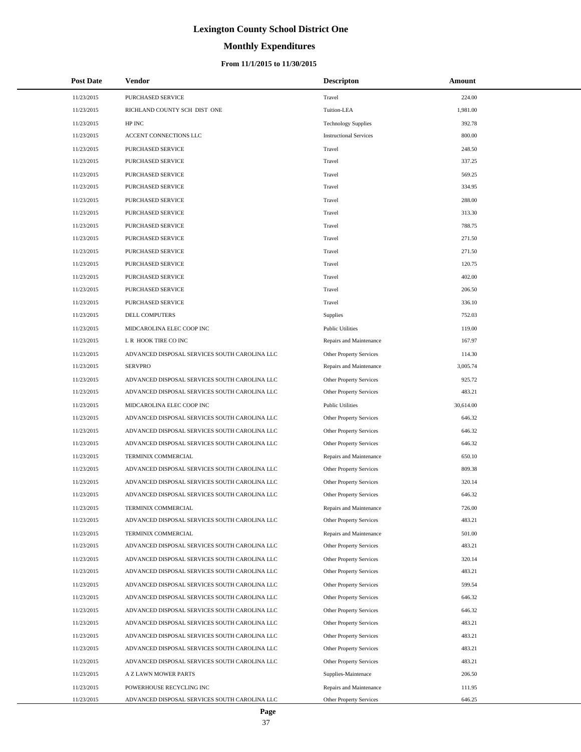# Lexington County School District One

## Monthly Expenditures

### From 11/1/2015 to 11/30/2015

| Post Date | Vendor | Descripton | Amount |
|---|---|---|---|
| 11/23/2015 | PURCHASED SERVICE | Travel | 224.00 |
| 11/23/2015 | RICHLAND COUNTY SCH DIST ONE | Tuition-LEA | 1,981.00 |
| 11/23/2015 | HP INC | Technology Supplies | 392.78 |
| 11/23/2015 | ACCENT CONNECTIONS LLC | Instructional Services | 800.00 |
| 11/23/2015 | PURCHASED SERVICE | Travel | 248.50 |
| 11/23/2015 | PURCHASED SERVICE | Travel | 337.25 |
| 11/23/2015 | PURCHASED SERVICE | Travel | 569.25 |
| 11/23/2015 | PURCHASED SERVICE | Travel | 334.95 |
| 11/23/2015 | PURCHASED SERVICE | Travel | 288.00 |
| 11/23/2015 | PURCHASED SERVICE | Travel | 313.30 |
| 11/23/2015 | PURCHASED SERVICE | Travel | 788.75 |
| 11/23/2015 | PURCHASED SERVICE | Travel | 271.50 |
| 11/23/2015 | PURCHASED SERVICE | Travel | 271.50 |
| 11/23/2015 | PURCHASED SERVICE | Travel | 120.75 |
| 11/23/2015 | PURCHASED SERVICE | Travel | 402.00 |
| 11/23/2015 | PURCHASED SERVICE | Travel | 206.50 |
| 11/23/2015 | PURCHASED SERVICE | Travel | 336.10 |
| 11/23/2015 | DELL COMPUTERS | Supplies | 752.03 |
| 11/23/2015 | MIDCAROLINA ELEC COOP INC | Public Utilities | 119.00 |
| 11/23/2015 | L R HOOK TIRE CO INC | Repairs and Maintenance | 167.97 |
| 11/23/2015 | ADVANCED DISPOSAL SERVICES SOUTH CAROLINA LLC | Other Property Services | 114.30 |
| 11/23/2015 | SERVPRO | Repairs and Maintenance | 3,005.74 |
| 11/23/2015 | ADVANCED DISPOSAL SERVICES SOUTH CAROLINA LLC | Other Property Services | 925.72 |
| 11/23/2015 | ADVANCED DISPOSAL SERVICES SOUTH CAROLINA LLC | Other Property Services | 483.21 |
| 11/23/2015 | MIDCAROLINA ELEC COOP INC | Public Utilities | 30,614.00 |
| 11/23/2015 | ADVANCED DISPOSAL SERVICES SOUTH CAROLINA LLC | Other Property Services | 646.32 |
| 11/23/2015 | ADVANCED DISPOSAL SERVICES SOUTH CAROLINA LLC | Other Property Services | 646.32 |
| 11/23/2015 | ADVANCED DISPOSAL SERVICES SOUTH CAROLINA LLC | Other Property Services | 646.32 |
| 11/23/2015 | TERMINIX COMMERCIAL | Repairs and Maintenance | 650.10 |
| 11/23/2015 | ADVANCED DISPOSAL SERVICES SOUTH CAROLINA LLC | Other Property Services | 809.38 |
| 11/23/2015 | ADVANCED DISPOSAL SERVICES SOUTH CAROLINA LLC | Other Property Services | 320.14 |
| 11/23/2015 | ADVANCED DISPOSAL SERVICES SOUTH CAROLINA LLC | Other Property Services | 646.32 |
| 11/23/2015 | TERMINIX COMMERCIAL | Repairs and Maintenance | 726.00 |
| 11/23/2015 | ADVANCED DISPOSAL SERVICES SOUTH CAROLINA LLC | Other Property Services | 483.21 |
| 11/23/2015 | TERMINIX COMMERCIAL | Repairs and Maintenance | 501.00 |
| 11/23/2015 | ADVANCED DISPOSAL SERVICES SOUTH CAROLINA LLC | Other Property Services | 483.21 |
| 11/23/2015 | ADVANCED DISPOSAL SERVICES SOUTH CAROLINA LLC | Other Property Services | 320.14 |
| 11/23/2015 | ADVANCED DISPOSAL SERVICES SOUTH CAROLINA LLC | Other Property Services | 483.21 |
| 11/23/2015 | ADVANCED DISPOSAL SERVICES SOUTH CAROLINA LLC | Other Property Services | 599.54 |
| 11/23/2015 | ADVANCED DISPOSAL SERVICES SOUTH CAROLINA LLC | Other Property Services | 646.32 |
| 11/23/2015 | ADVANCED DISPOSAL SERVICES SOUTH CAROLINA LLC | Other Property Services | 646.32 |
| 11/23/2015 | ADVANCED DISPOSAL SERVICES SOUTH CAROLINA LLC | Other Property Services | 483.21 |
| 11/23/2015 | ADVANCED DISPOSAL SERVICES SOUTH CAROLINA LLC | Other Property Services | 483.21 |
| 11/23/2015 | ADVANCED DISPOSAL SERVICES SOUTH CAROLINA LLC | Other Property Services | 483.21 |
| 11/23/2015 | ADVANCED DISPOSAL SERVICES SOUTH CAROLINA LLC | Other Property Services | 483.21 |
| 11/23/2015 | A Z LAWN MOWER PARTS | Supplies-Maintenace | 206.50 |
| 11/23/2015 | POWERHOUSE RECYCLING INC | Repairs and Maintenance | 111.95 |
| 11/23/2015 | ADVANCED DISPOSAL SERVICES SOUTH CAROLINA LLC | Other Property Services | 646.25 |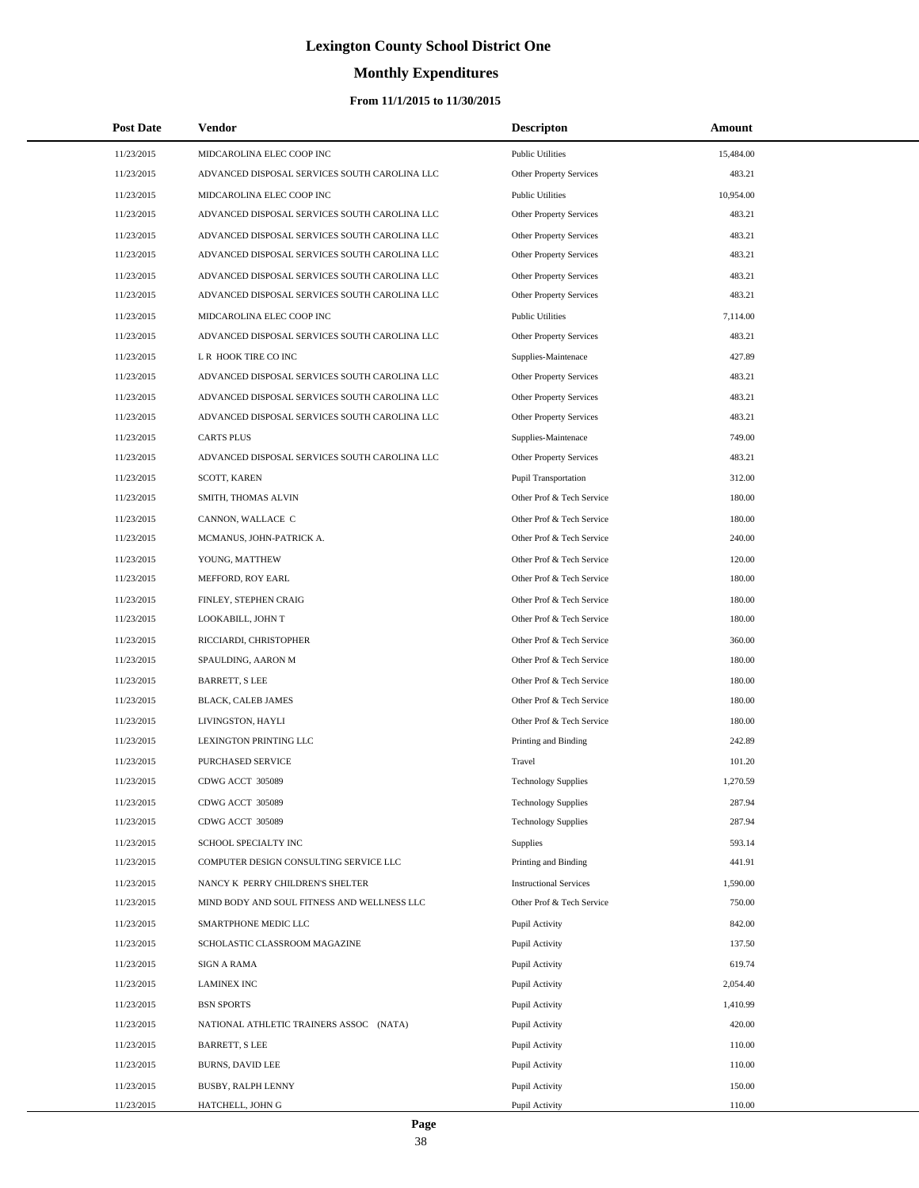# Lexington County School District One

## Monthly Expenditures

### From 11/1/2015 to 11/30/2015

| Post Date | Vendor | Descripton | Amount |
|---|---|---|---|
| 11/23/2015 | MIDCAROLINA ELEC COOP INC | Public Utilities | 15,484.00 |
| 11/23/2015 | ADVANCED DISPOSAL SERVICES SOUTH CAROLINA LLC | Other Property Services | 483.21 |
| 11/23/2015 | MIDCAROLINA ELEC COOP INC | Public Utilities | 10,954.00 |
| 11/23/2015 | ADVANCED DISPOSAL SERVICES SOUTH CAROLINA LLC | Other Property Services | 483.21 |
| 11/23/2015 | ADVANCED DISPOSAL SERVICES SOUTH CAROLINA LLC | Other Property Services | 483.21 |
| 11/23/2015 | ADVANCED DISPOSAL SERVICES SOUTH CAROLINA LLC | Other Property Services | 483.21 |
| 11/23/2015 | ADVANCED DISPOSAL SERVICES SOUTH CAROLINA LLC | Other Property Services | 483.21 |
| 11/23/2015 | ADVANCED DISPOSAL SERVICES SOUTH CAROLINA LLC | Other Property Services | 483.21 |
| 11/23/2015 | MIDCAROLINA ELEC COOP INC | Public Utilities | 7,114.00 |
| 11/23/2015 | ADVANCED DISPOSAL SERVICES SOUTH CAROLINA LLC | Other Property Services | 483.21 |
| 11/23/2015 | L R HOOK TIRE CO INC | Supplies-Maintenace | 427.89 |
| 11/23/2015 | ADVANCED DISPOSAL SERVICES SOUTH CAROLINA LLC | Other Property Services | 483.21 |
| 11/23/2015 | ADVANCED DISPOSAL SERVICES SOUTH CAROLINA LLC | Other Property Services | 483.21 |
| 11/23/2015 | ADVANCED DISPOSAL SERVICES SOUTH CAROLINA LLC | Other Property Services | 483.21 |
| 11/23/2015 | CARTS PLUS | Supplies-Maintenace | 749.00 |
| 11/23/2015 | ADVANCED DISPOSAL SERVICES SOUTH CAROLINA LLC | Other Property Services | 483.21 |
| 11/23/2015 | SCOTT, KAREN | Pupil Transportation | 312.00 |
| 11/23/2015 | SMITH, THOMAS ALVIN | Other Prof & Tech Service | 180.00 |
| 11/23/2015 | CANNON, WALLACE C | Other Prof & Tech Service | 180.00 |
| 11/23/2015 | MCMANUS, JOHN-PATRICK A. | Other Prof & Tech Service | 240.00 |
| 11/23/2015 | YOUNG, MATTHEW | Other Prof & Tech Service | 120.00 |
| 11/23/2015 | MEFFORD, ROY EARL | Other Prof & Tech Service | 180.00 |
| 11/23/2015 | FINLEY, STEPHEN CRAIG | Other Prof & Tech Service | 180.00 |
| 11/23/2015 | LOOKABILL, JOHN T | Other Prof & Tech Service | 180.00 |
| 11/23/2015 | RICCIARDI, CHRISTOPHER | Other Prof & Tech Service | 360.00 |
| 11/23/2015 | SPAULDING, AARON M | Other Prof & Tech Service | 180.00 |
| 11/23/2015 | BARRETT, S LEE | Other Prof & Tech Service | 180.00 |
| 11/23/2015 | BLACK, CALEB JAMES | Other Prof & Tech Service | 180.00 |
| 11/23/2015 | LIVINGSTON, HAYLI | Other Prof & Tech Service | 180.00 |
| 11/23/2015 | LEXINGTON PRINTING LLC | Printing and Binding | 242.89 |
| 11/23/2015 | PURCHASED SERVICE | Travel | 101.20 |
| 11/23/2015 | CDWG ACCT 305089 | Technology Supplies | 1,270.59 |
| 11/23/2015 | CDWG ACCT 305089 | Technology Supplies | 287.94 |
| 11/23/2015 | CDWG ACCT 305089 | Technology Supplies | 287.94 |
| 11/23/2015 | SCHOOL SPECIALTY INC | Supplies | 593.14 |
| 11/23/2015 | COMPUTER DESIGN CONSULTING SERVICE LLC | Printing and Binding | 441.91 |
| 11/23/2015 | NANCY K PERRY CHILDREN'S SHELTER | Instructional Services | 1,590.00 |
| 11/23/2015 | MIND BODY AND SOUL FITNESS AND WELLNESS LLC | Other Prof & Tech Service | 750.00 |
| 11/23/2015 | SMARTPHONE MEDIC LLC | Pupil Activity | 842.00 |
| 11/23/2015 | SCHOLASTIC CLASSROOM MAGAZINE | Pupil Activity | 137.50 |
| 11/23/2015 | SIGN A RAMA | Pupil Activity | 619.74 |
| 11/23/2015 | LAMINEX INC | Pupil Activity | 2,054.40 |
| 11/23/2015 | BSN SPORTS | Pupil Activity | 1,410.99 |
| 11/23/2015 | NATIONAL ATHLETIC TRAINERS ASSOC (NATA) | Pupil Activity | 420.00 |
| 11/23/2015 | BARRETT, S LEE | Pupil Activity | 110.00 |
| 11/23/2015 | BURNS, DAVID LEE | Pupil Activity | 110.00 |
| 11/23/2015 | BUSBY, RALPH LENNY | Pupil Activity | 150.00 |
| 11/23/2015 | HATCHELL, JOHN G | Pupil Activity | 110.00 |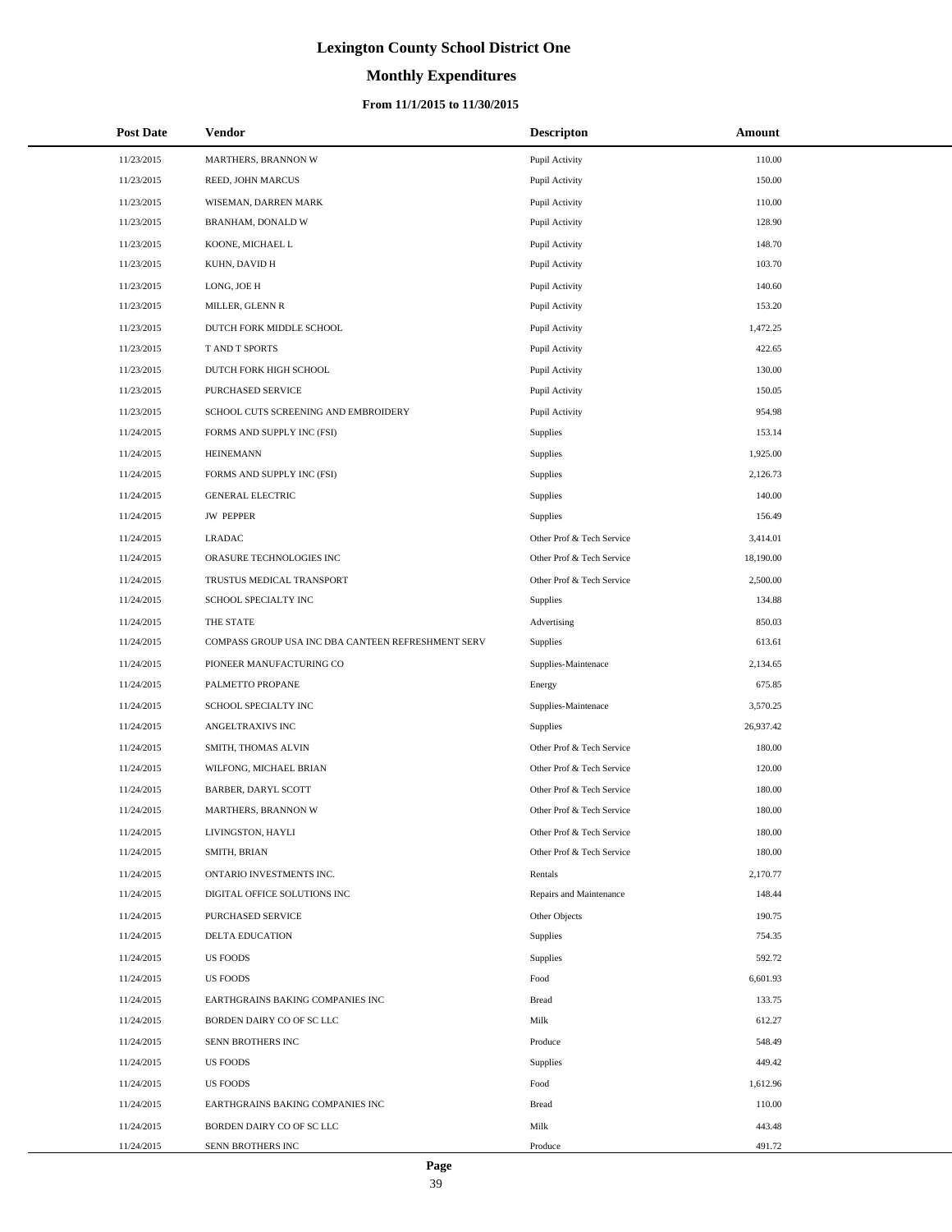# Lexington County School District One

## Monthly Expenditures

### From 11/1/2015 to 11/30/2015

| Post Date | Vendor | Descripton | Amount |
|---|---|---|---|
| 11/23/2015 | MARTHERS, BRANNON W | Pupil Activity | 110.00 |
| 11/23/2015 | REED, JOHN MARCUS | Pupil Activity | 150.00 |
| 11/23/2015 | WISEMAN, DARREN MARK | Pupil Activity | 110.00 |
| 11/23/2015 | BRANHAM, DONALD W | Pupil Activity | 128.90 |
| 11/23/2015 | KOONE, MICHAEL L | Pupil Activity | 148.70 |
| 11/23/2015 | KUHN, DAVID H | Pupil Activity | 103.70 |
| 11/23/2015 | LONG, JOE H | Pupil Activity | 140.60 |
| 11/23/2015 | MILLER, GLENN R | Pupil Activity | 153.20 |
| 11/23/2015 | DUTCH FORK MIDDLE SCHOOL | Pupil Activity | 1,472.25 |
| 11/23/2015 | T AND T SPORTS | Pupil Activity | 422.65 |
| 11/23/2015 | DUTCH FORK HIGH SCHOOL | Pupil Activity | 130.00 |
| 11/23/2015 | PURCHASED SERVICE | Pupil Activity | 150.05 |
| 11/23/2015 | SCHOOL CUTS SCREENING AND EMBROIDERY | Pupil Activity | 954.98 |
| 11/24/2015 | FORMS AND SUPPLY INC (FSI) | Supplies | 153.14 |
| 11/24/2015 | HEINEMANN | Supplies | 1,925.00 |
| 11/24/2015 | FORMS AND SUPPLY INC (FSI) | Supplies | 2,126.73 |
| 11/24/2015 | GENERAL ELECTRIC | Supplies | 140.00 |
| 11/24/2015 | JW PEPPER | Supplies | 156.49 |
| 11/24/2015 | LRADAC | Other Prof & Tech Service | 3,414.01 |
| 11/24/2015 | ORASURE TECHNOLOGIES INC | Other Prof & Tech Service | 18,190.00 |
| 11/24/2015 | TRUSTUS MEDICAL TRANSPORT | Other Prof & Tech Service | 2,500.00 |
| 11/24/2015 | SCHOOL SPECIALTY INC | Supplies | 134.88 |
| 11/24/2015 | THE STATE | Advertising | 850.03 |
| 11/24/2015 | COMPASS GROUP USA INC DBA CANTEEN REFRESHMENT SERV | Supplies | 613.61 |
| 11/24/2015 | PIONEER MANUFACTURING CO | Supplies-Maintenace | 2,134.65 |
| 11/24/2015 | PALMETTO PROPANE | Energy | 675.85 |
| 11/24/2015 | SCHOOL SPECIALTY INC | Supplies-Maintenace | 3,570.25 |
| 11/24/2015 | ANGELTRAXIVS INC | Supplies | 26,937.42 |
| 11/24/2015 | SMITH, THOMAS ALVIN | Other Prof & Tech Service | 180.00 |
| 11/24/2015 | WILFONG, MICHAEL BRIAN | Other Prof & Tech Service | 120.00 |
| 11/24/2015 | BARBER, DARYL SCOTT | Other Prof & Tech Service | 180.00 |
| 11/24/2015 | MARTHERS, BRANNON W | Other Prof & Tech Service | 180.00 |
| 11/24/2015 | LIVINGSTON, HAYLI | Other Prof & Tech Service | 180.00 |
| 11/24/2015 | SMITH, BRIAN | Other Prof & Tech Service | 180.00 |
| 11/24/2015 | ONTARIO INVESTMENTS INC. | Rentals | 2,170.77 |
| 11/24/2015 | DIGITAL OFFICE SOLUTIONS INC | Repairs and Maintenance | 148.44 |
| 11/24/2015 | PURCHASED SERVICE | Other Objects | 190.75 |
| 11/24/2015 | DELTA EDUCATION | Supplies | 754.35 |
| 11/24/2015 | US FOODS | Supplies | 592.72 |
| 11/24/2015 | US FOODS | Food | 6,601.93 |
| 11/24/2015 | EARTHGRAINS BAKING COMPANIES INC | Bread | 133.75 |
| 11/24/2015 | BORDEN DAIRY CO OF SC LLC | Milk | 612.27 |
| 11/24/2015 | SENN BROTHERS INC | Produce | 548.49 |
| 11/24/2015 | US FOODS | Supplies | 449.42 |
| 11/24/2015 | US FOODS | Food | 1,612.96 |
| 11/24/2015 | EARTHGRAINS BAKING COMPANIES INC | Bread | 110.00 |
| 11/24/2015 | BORDEN DAIRY CO OF SC LLC | Milk | 443.48 |
| 11/24/2015 | SENN BROTHERS INC | Produce | 491.72 |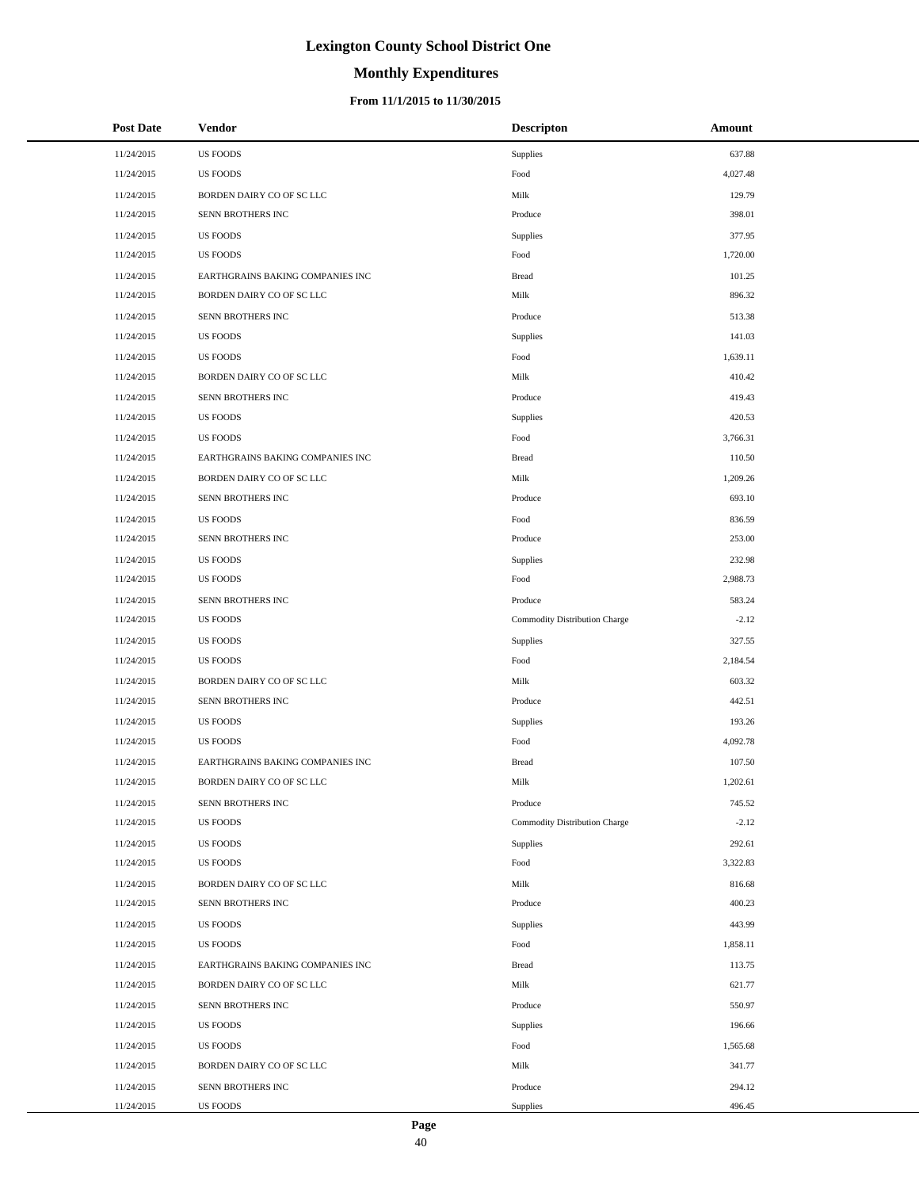# Lexington County School District One

## Monthly Expenditures

### From 11/1/2015 to 11/30/2015

| Post Date | Vendor | Descripton | Amount |
|---|---|---|---|
| 11/24/2015 | US FOODS | Supplies | 637.88 |
| 11/24/2015 | US FOODS | Food | 4,027.48 |
| 11/24/2015 | BORDEN DAIRY CO OF SC LLC | Milk | 129.79 |
| 11/24/2015 | SENN BROTHERS INC | Produce | 398.01 |
| 11/24/2015 | US FOODS | Supplies | 377.95 |
| 11/24/2015 | US FOODS | Food | 1,720.00 |
| 11/24/2015 | EARTHGRAINS BAKING COMPANIES INC | Bread | 101.25 |
| 11/24/2015 | BORDEN DAIRY CO OF SC LLC | Milk | 896.32 |
| 11/24/2015 | SENN BROTHERS INC | Produce | 513.38 |
| 11/24/2015 | US FOODS | Supplies | 141.03 |
| 11/24/2015 | US FOODS | Food | 1,639.11 |
| 11/24/2015 | BORDEN DAIRY CO OF SC LLC | Milk | 410.42 |
| 11/24/2015 | SENN BROTHERS INC | Produce | 419.43 |
| 11/24/2015 | US FOODS | Supplies | 420.53 |
| 11/24/2015 | US FOODS | Food | 3,766.31 |
| 11/24/2015 | EARTHGRAINS BAKING COMPANIES INC | Bread | 110.50 |
| 11/24/2015 | BORDEN DAIRY CO OF SC LLC | Milk | 1,209.26 |
| 11/24/2015 | SENN BROTHERS INC | Produce | 693.10 |
| 11/24/2015 | US FOODS | Food | 836.59 |
| 11/24/2015 | SENN BROTHERS INC | Produce | 253.00 |
| 11/24/2015 | US FOODS | Supplies | 232.98 |
| 11/24/2015 | US FOODS | Food | 2,988.73 |
| 11/24/2015 | SENN BROTHERS INC | Produce | 583.24 |
| 11/24/2015 | US FOODS | Commodity Distribution Charge | -2.12 |
| 11/24/2015 | US FOODS | Supplies | 327.55 |
| 11/24/2015 | US FOODS | Food | 2,184.54 |
| 11/24/2015 | BORDEN DAIRY CO OF SC LLC | Milk | 603.32 |
| 11/24/2015 | SENN BROTHERS INC | Produce | 442.51 |
| 11/24/2015 | US FOODS | Supplies | 193.26 |
| 11/24/2015 | US FOODS | Food | 4,092.78 |
| 11/24/2015 | EARTHGRAINS BAKING COMPANIES INC | Bread | 107.50 |
| 11/24/2015 | BORDEN DAIRY CO OF SC LLC | Milk | 1,202.61 |
| 11/24/2015 | SENN BROTHERS INC | Produce | 745.52 |
| 11/24/2015 | US FOODS | Commodity Distribution Charge | -2.12 |
| 11/24/2015 | US FOODS | Supplies | 292.61 |
| 11/24/2015 | US FOODS | Food | 3,322.83 |
| 11/24/2015 | BORDEN DAIRY CO OF SC LLC | Milk | 816.68 |
| 11/24/2015 | SENN BROTHERS INC | Produce | 400.23 |
| 11/24/2015 | US FOODS | Supplies | 443.99 |
| 11/24/2015 | US FOODS | Food | 1,858.11 |
| 11/24/2015 | EARTHGRAINS BAKING COMPANIES INC | Bread | 113.75 |
| 11/24/2015 | BORDEN DAIRY CO OF SC LLC | Milk | 621.77 |
| 11/24/2015 | SENN BROTHERS INC | Produce | 550.97 |
| 11/24/2015 | US FOODS | Supplies | 196.66 |
| 11/24/2015 | US FOODS | Food | 1,565.68 |
| 11/24/2015 | BORDEN DAIRY CO OF SC LLC | Milk | 341.77 |
| 11/24/2015 | SENN BROTHERS INC | Produce | 294.12 |
| 11/24/2015 | US FOODS | Supplies | 496.45 |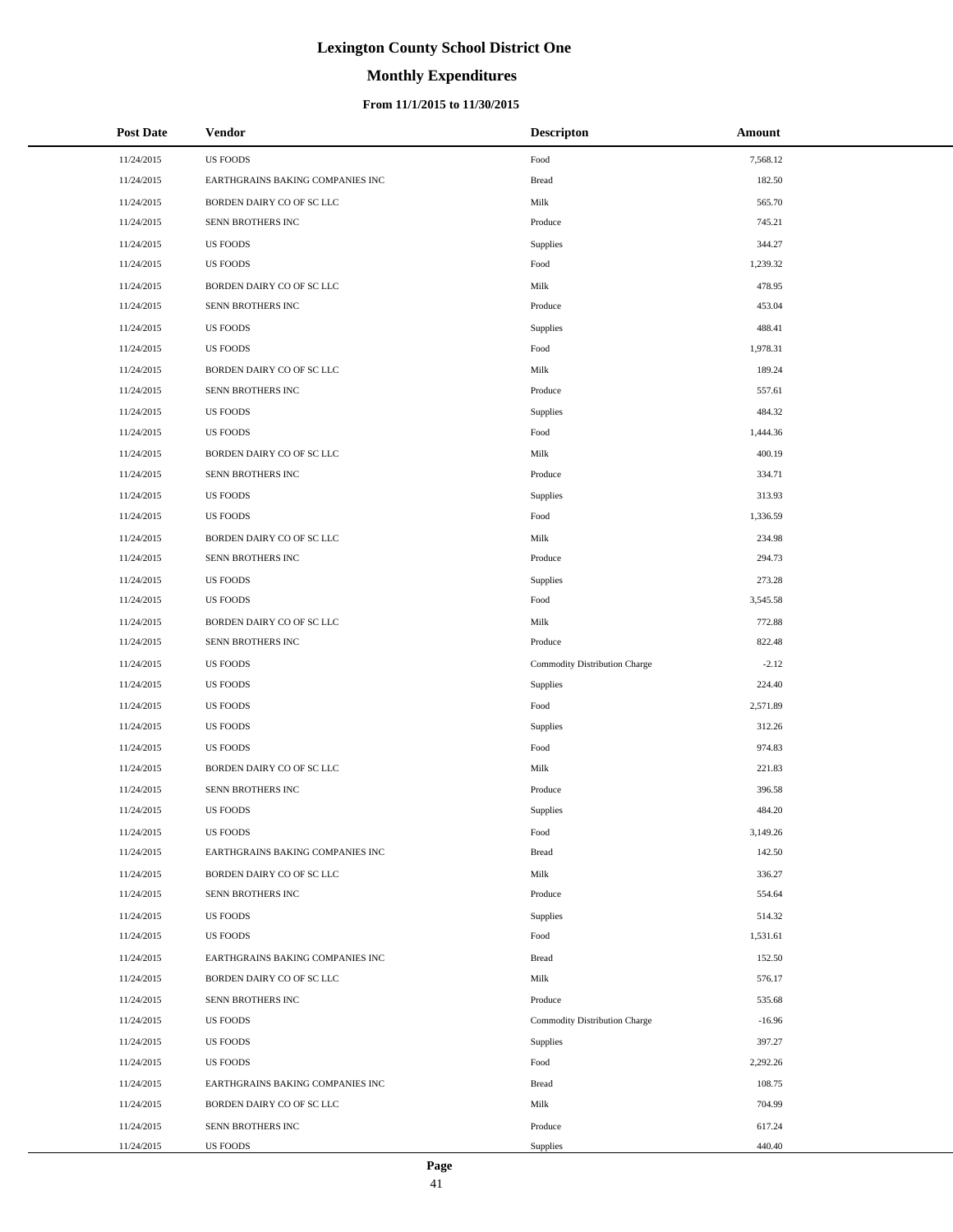# Lexington County School District One

## Monthly Expenditures

### From 11/1/2015 to 11/30/2015

| Post Date | Vendor | Descripton | Amount |
|---|---|---|---|
| 11/24/2015 | US FOODS | Food | 7,568.12 |
| 11/24/2015 | EARTHGRAINS BAKING COMPANIES INC | Bread | 182.50 |
| 11/24/2015 | BORDEN DAIRY CO OF SC LLC | Milk | 565.70 |
| 11/24/2015 | SENN BROTHERS INC | Produce | 745.21 |
| 11/24/2015 | US FOODS | Supplies | 344.27 |
| 11/24/2015 | US FOODS | Food | 1,239.32 |
| 11/24/2015 | BORDEN DAIRY CO OF SC LLC | Milk | 478.95 |
| 11/24/2015 | SENN BROTHERS INC | Produce | 453.04 |
| 11/24/2015 | US FOODS | Supplies | 488.41 |
| 11/24/2015 | US FOODS | Food | 1,978.31 |
| 11/24/2015 | BORDEN DAIRY CO OF SC LLC | Milk | 189.24 |
| 11/24/2015 | SENN BROTHERS INC | Produce | 557.61 |
| 11/24/2015 | US FOODS | Supplies | 484.32 |
| 11/24/2015 | US FOODS | Food | 1,444.36 |
| 11/24/2015 | BORDEN DAIRY CO OF SC LLC | Milk | 400.19 |
| 11/24/2015 | SENN BROTHERS INC | Produce | 334.71 |
| 11/24/2015 | US FOODS | Supplies | 313.93 |
| 11/24/2015 | US FOODS | Food | 1,336.59 |
| 11/24/2015 | BORDEN DAIRY CO OF SC LLC | Milk | 234.98 |
| 11/24/2015 | SENN BROTHERS INC | Produce | 294.73 |
| 11/24/2015 | US FOODS | Supplies | 273.28 |
| 11/24/2015 | US FOODS | Food | 3,545.58 |
| 11/24/2015 | BORDEN DAIRY CO OF SC LLC | Milk | 772.88 |
| 11/24/2015 | SENN BROTHERS INC | Produce | 822.48 |
| 11/24/2015 | US FOODS | Commodity Distribution Charge | -2.12 |
| 11/24/2015 | US FOODS | Supplies | 224.40 |
| 11/24/2015 | US FOODS | Food | 2,571.89 |
| 11/24/2015 | US FOODS | Supplies | 312.26 |
| 11/24/2015 | US FOODS | Food | 974.83 |
| 11/24/2015 | BORDEN DAIRY CO OF SC LLC | Milk | 221.83 |
| 11/24/2015 | SENN BROTHERS INC | Produce | 396.58 |
| 11/24/2015 | US FOODS | Supplies | 484.20 |
| 11/24/2015 | US FOODS | Food | 3,149.26 |
| 11/24/2015 | EARTHGRAINS BAKING COMPANIES INC | Bread | 142.50 |
| 11/24/2015 | BORDEN DAIRY CO OF SC LLC | Milk | 336.27 |
| 11/24/2015 | SENN BROTHERS INC | Produce | 554.64 |
| 11/24/2015 | US FOODS | Supplies | 514.32 |
| 11/24/2015 | US FOODS | Food | 1,531.61 |
| 11/24/2015 | EARTHGRAINS BAKING COMPANIES INC | Bread | 152.50 |
| 11/24/2015 | BORDEN DAIRY CO OF SC LLC | Milk | 576.17 |
| 11/24/2015 | SENN BROTHERS INC | Produce | 535.68 |
| 11/24/2015 | US FOODS | Commodity Distribution Charge | -16.96 |
| 11/24/2015 | US FOODS | Supplies | 397.27 |
| 11/24/2015 | US FOODS | Food | 2,292.26 |
| 11/24/2015 | EARTHGRAINS BAKING COMPANIES INC | Bread | 108.75 |
| 11/24/2015 | BORDEN DAIRY CO OF SC LLC | Milk | 704.99 |
| 11/24/2015 | SENN BROTHERS INC | Produce | 617.24 |
| 11/24/2015 | US FOODS | Supplies | 440.40 |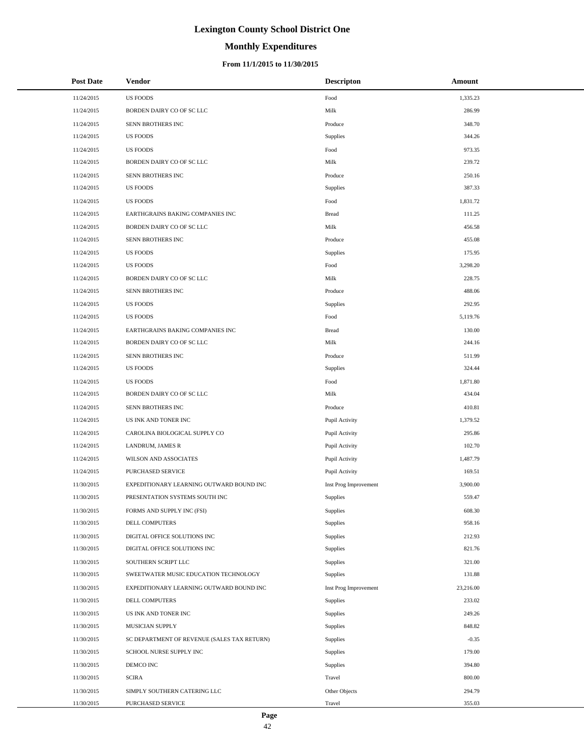# Lexington County School District One

## Monthly Expenditures

### From 11/1/2015 to 11/30/2015

| Post Date | Vendor | Descripton | Amount |
|---|---|---|---|
| 11/24/2015 | US FOODS | Food | 1,335.23 |
| 11/24/2015 | BORDEN DAIRY CO OF SC LLC | Milk | 286.99 |
| 11/24/2015 | SENN BROTHERS INC | Produce | 348.70 |
| 11/24/2015 | US FOODS | Supplies | 344.26 |
| 11/24/2015 | US FOODS | Food | 973.35 |
| 11/24/2015 | BORDEN DAIRY CO OF SC LLC | Milk | 239.72 |
| 11/24/2015 | SENN BROTHERS INC | Produce | 250.16 |
| 11/24/2015 | US FOODS | Supplies | 387.33 |
| 11/24/2015 | US FOODS | Food | 1,831.72 |
| 11/24/2015 | EARTHGRAINS BAKING COMPANIES INC | Bread | 111.25 |
| 11/24/2015 | BORDEN DAIRY CO OF SC LLC | Milk | 456.58 |
| 11/24/2015 | SENN BROTHERS INC | Produce | 455.08 |
| 11/24/2015 | US FOODS | Supplies | 175.95 |
| 11/24/2015 | US FOODS | Food | 3,298.20 |
| 11/24/2015 | BORDEN DAIRY CO OF SC LLC | Milk | 228.75 |
| 11/24/2015 | SENN BROTHERS INC | Produce | 488.06 |
| 11/24/2015 | US FOODS | Supplies | 292.95 |
| 11/24/2015 | US FOODS | Food | 5,119.76 |
| 11/24/2015 | EARTHGRAINS BAKING COMPANIES INC | Bread | 130.00 |
| 11/24/2015 | BORDEN DAIRY CO OF SC LLC | Milk | 244.16 |
| 11/24/2015 | SENN BROTHERS INC | Produce | 511.99 |
| 11/24/2015 | US FOODS | Supplies | 324.44 |
| 11/24/2015 | US FOODS | Food | 1,871.80 |
| 11/24/2015 | BORDEN DAIRY CO OF SC LLC | Milk | 434.04 |
| 11/24/2015 | SENN BROTHERS INC | Produce | 410.81 |
| 11/24/2015 | US INK AND TONER INC | Pupil Activity | 1,379.52 |
| 11/24/2015 | CAROLINA BIOLOGICAL SUPPLY CO | Pupil Activity | 295.86 |
| 11/24/2015 | LANDRUM, JAMES R | Pupil Activity | 102.70 |
| 11/24/2015 | WILSON AND ASSOCIATES | Pupil Activity | 1,487.79 |
| 11/24/2015 | PURCHASED SERVICE | Pupil Activity | 169.51 |
| 11/30/2015 | EXPEDITIONARY LEARNING OUTWARD BOUND INC | Inst Prog Improvement | 3,900.00 |
| 11/30/2015 | PRESENTATION SYSTEMS SOUTH INC | Supplies | 559.47 |
| 11/30/2015 | FORMS AND SUPPLY INC (FSI) | Supplies | 608.30 |
| 11/30/2015 | DELL COMPUTERS | Supplies | 958.16 |
| 11/30/2015 | DIGITAL OFFICE SOLUTIONS INC | Supplies | 212.93 |
| 11/30/2015 | DIGITAL OFFICE SOLUTIONS INC | Supplies | 821.76 |
| 11/30/2015 | SOUTHERN SCRIPT LLC | Supplies | 321.00 |
| 11/30/2015 | SWEETWATER MUSIC EDUCATION TECHNOLOGY | Supplies | 131.88 |
| 11/30/2015 | EXPEDITIONARY LEARNING OUTWARD BOUND INC | Inst Prog Improvement | 23,216.00 |
| 11/30/2015 | DELL COMPUTERS | Supplies | 233.02 |
| 11/30/2015 | US INK AND TONER INC | Supplies | 249.26 |
| 11/30/2015 | MUSICIAN SUPPLY | Supplies | 848.82 |
| 11/30/2015 | SC DEPARTMENT OF REVENUE (SALES TAX RETURN) | Supplies | -0.35 |
| 11/30/2015 | SCHOOL NURSE SUPPLY INC | Supplies | 179.00 |
| 11/30/2015 | DEMCO INC | Supplies | 394.80 |
| 11/30/2015 | SCIRA | Travel | 800.00 |
| 11/30/2015 | SIMPLY SOUTHERN CATERING LLC | Other Objects | 294.79 |
| 11/30/2015 | PURCHASED SERVICE | Travel | 355.03 |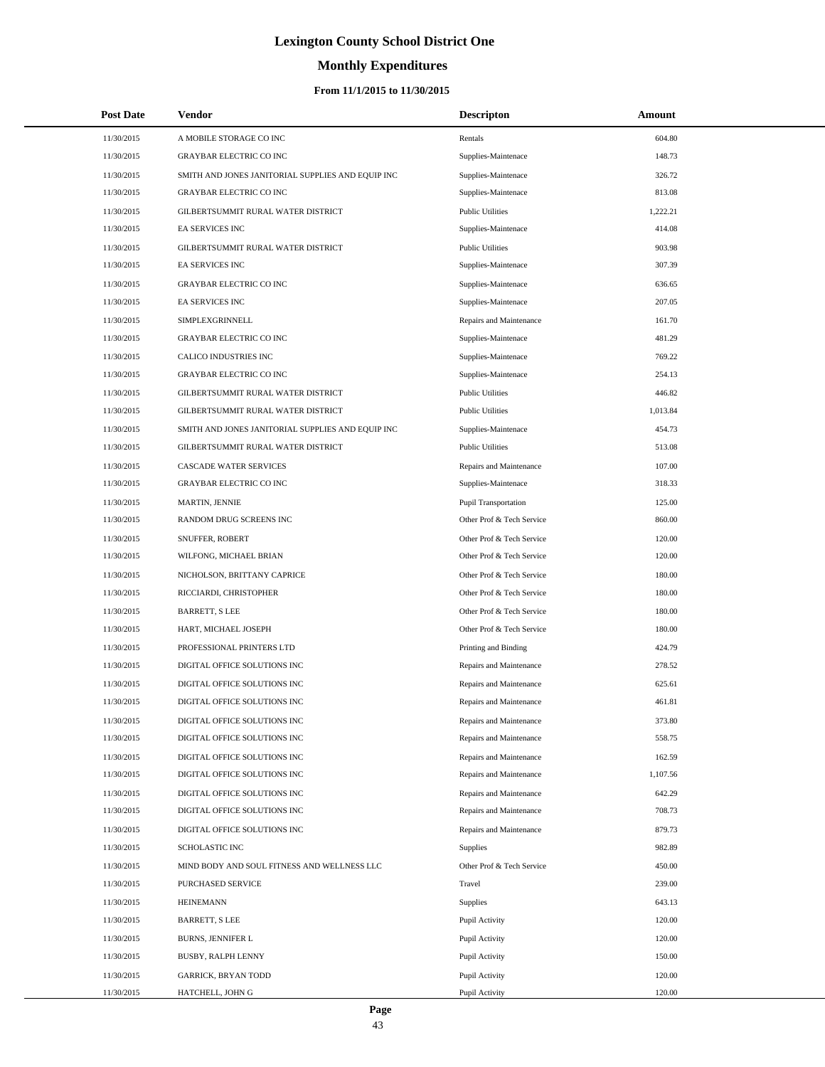# Lexington County School District One

## Monthly Expenditures

### From 11/1/2015 to 11/30/2015

| Post Date | Vendor | Descripton | Amount |
|---|---|---|---|
| 11/30/2015 | A MOBILE STORAGE CO INC | Rentals | 604.80 |
| 11/30/2015 | GRAYBAR ELECTRIC CO INC | Supplies-Maintenace | 148.73 |
| 11/30/2015 | SMITH AND JONES JANITORIAL SUPPLIES AND EQUIP INC | Supplies-Maintenace | 326.72 |
| 11/30/2015 | GRAYBAR ELECTRIC CO INC | Supplies-Maintenace | 813.08 |
| 11/30/2015 | GILBERTSUMMIT RURAL WATER DISTRICT | Public Utilities | 1,222.21 |
| 11/30/2015 | EA SERVICES INC | Supplies-Maintenace | 414.08 |
| 11/30/2015 | GILBERTSUMMIT RURAL WATER DISTRICT | Public Utilities | 903.98 |
| 11/30/2015 | EA SERVICES INC | Supplies-Maintenace | 307.39 |
| 11/30/2015 | GRAYBAR ELECTRIC CO INC | Supplies-Maintenace | 636.65 |
| 11/30/2015 | EA SERVICES INC | Supplies-Maintenace | 207.05 |
| 11/30/2015 | SIMPLEXGRINNELL | Repairs and Maintenance | 161.70 |
| 11/30/2015 | GRAYBAR ELECTRIC CO INC | Supplies-Maintenace | 481.29 |
| 11/30/2015 | CALICO INDUSTRIES INC | Supplies-Maintenace | 769.22 |
| 11/30/2015 | GRAYBAR ELECTRIC CO INC | Supplies-Maintenace | 254.13 |
| 11/30/2015 | GILBERTSUMMIT RURAL WATER DISTRICT | Public Utilities | 446.82 |
| 11/30/2015 | GILBERTSUMMIT RURAL WATER DISTRICT | Public Utilities | 1,013.84 |
| 11/30/2015 | SMITH AND JONES JANITORIAL SUPPLIES AND EQUIP INC | Supplies-Maintenace | 454.73 |
| 11/30/2015 | GILBERTSUMMIT RURAL WATER DISTRICT | Public Utilities | 513.08 |
| 11/30/2015 | CASCADE WATER SERVICES | Repairs and Maintenance | 107.00 |
| 11/30/2015 | GRAYBAR ELECTRIC CO INC | Supplies-Maintenace | 318.33 |
| 11/30/2015 | MARTIN, JENNIE | Pupil Transportation | 125.00 |
| 11/30/2015 | RANDOM DRUG SCREENS INC | Other Prof & Tech Service | 860.00 |
| 11/30/2015 | SNUFFER, ROBERT | Other Prof & Tech Service | 120.00 |
| 11/30/2015 | WILFONG, MICHAEL BRIAN | Other Prof & Tech Service | 120.00 |
| 11/30/2015 | NICHOLSON, BRITTANY CAPRICE | Other Prof & Tech Service | 180.00 |
| 11/30/2015 | RICCIARDI, CHRISTOPHER | Other Prof & Tech Service | 180.00 |
| 11/30/2015 | BARRETT, S LEE | Other Prof & Tech Service | 180.00 |
| 11/30/2015 | HART, MICHAEL JOSEPH | Other Prof & Tech Service | 180.00 |
| 11/30/2015 | PROFESSIONAL PRINTERS LTD | Printing and Binding | 424.79 |
| 11/30/2015 | DIGITAL OFFICE SOLUTIONS INC | Repairs and Maintenance | 278.52 |
| 11/30/2015 | DIGITAL OFFICE SOLUTIONS INC | Repairs and Maintenance | 625.61 |
| 11/30/2015 | DIGITAL OFFICE SOLUTIONS INC | Repairs and Maintenance | 461.81 |
| 11/30/2015 | DIGITAL OFFICE SOLUTIONS INC | Repairs and Maintenance | 373.80 |
| 11/30/2015 | DIGITAL OFFICE SOLUTIONS INC | Repairs and Maintenance | 558.75 |
| 11/30/2015 | DIGITAL OFFICE SOLUTIONS INC | Repairs and Maintenance | 162.59 |
| 11/30/2015 | DIGITAL OFFICE SOLUTIONS INC | Repairs and Maintenance | 1,107.56 |
| 11/30/2015 | DIGITAL OFFICE SOLUTIONS INC | Repairs and Maintenance | 642.29 |
| 11/30/2015 | DIGITAL OFFICE SOLUTIONS INC | Repairs and Maintenance | 708.73 |
| 11/30/2015 | DIGITAL OFFICE SOLUTIONS INC | Repairs and Maintenance | 879.73 |
| 11/30/2015 | SCHOLASTIC INC | Supplies | 982.89 |
| 11/30/2015 | MIND BODY AND SOUL FITNESS AND WELLNESS LLC | Other Prof & Tech Service | 450.00 |
| 11/30/2015 | PURCHASED SERVICE | Travel | 239.00 |
| 11/30/2015 | HEINEMANN | Supplies | 643.13 |
| 11/30/2015 | BARRETT, S LEE | Pupil Activity | 120.00 |
| 11/30/2015 | BURNS, JENNIFER L | Pupil Activity | 120.00 |
| 11/30/2015 | BUSBY, RALPH LENNY | Pupil Activity | 150.00 |
| 11/30/2015 | GARRICK, BRYAN TODD | Pupil Activity | 120.00 |
| 11/30/2015 | HATCHELL, JOHN G | Pupil Activity | 120.00 |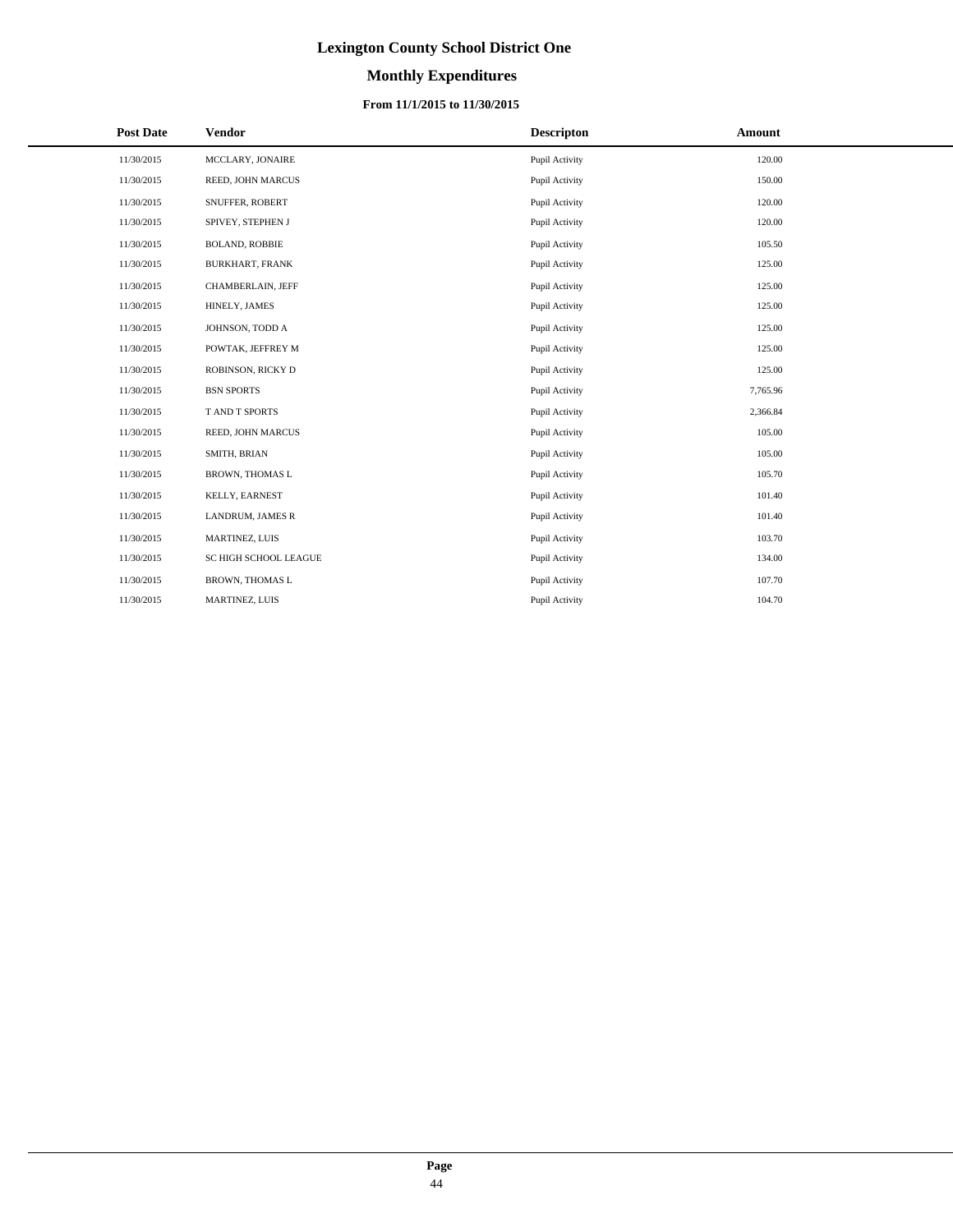# Lexington County School District One

## Monthly Expenditures

### From 11/1/2015 to 11/30/2015

| Post Date | Vendor | Descripton | Amount |
|---|---|---|---|
| 11/30/2015 | MCCLARY, JONAIRE | Pupil Activity | 120.00 |
| 11/30/2015 | REED, JOHN MARCUS | Pupil Activity | 150.00 |
| 11/30/2015 | SNUFFER, ROBERT | Pupil Activity | 120.00 |
| 11/30/2015 | SPIVEY, STEPHEN J | Pupil Activity | 120.00 |
| 11/30/2015 | BOLAND, ROBBIE | Pupil Activity | 105.50 |
| 11/30/2015 | BURKHART, FRANK | Pupil Activity | 125.00 |
| 11/30/2015 | CHAMBERLAIN, JEFF | Pupil Activity | 125.00 |
| 11/30/2015 | HINELY, JAMES | Pupil Activity | 125.00 |
| 11/30/2015 | JOHNSON, TODD A | Pupil Activity | 125.00 |
| 11/30/2015 | POWTAK, JEFFREY M | Pupil Activity | 125.00 |
| 11/30/2015 | ROBINSON, RICKY D | Pupil Activity | 125.00 |
| 11/30/2015 | BSN SPORTS | Pupil Activity | 7,765.96 |
| 11/30/2015 | T AND T SPORTS | Pupil Activity | 2,366.84 |
| 11/30/2015 | REED, JOHN MARCUS | Pupil Activity | 105.00 |
| 11/30/2015 | SMITH, BRIAN | Pupil Activity | 105.00 |
| 11/30/2015 | BROWN, THOMAS L | Pupil Activity | 105.70 |
| 11/30/2015 | KELLY, EARNEST | Pupil Activity | 101.40 |
| 11/30/2015 | LANDRUM, JAMES R | Pupil Activity | 101.40 |
| 11/30/2015 | MARTINEZ, LUIS | Pupil Activity | 103.70 |
| 11/30/2015 | SC HIGH SCHOOL LEAGUE | Pupil Activity | 134.00 |
| 11/30/2015 | BROWN, THOMAS L | Pupil Activity | 107.70 |
| 11/30/2015 | MARTINEZ, LUIS | Pupil Activity | 104.70 |